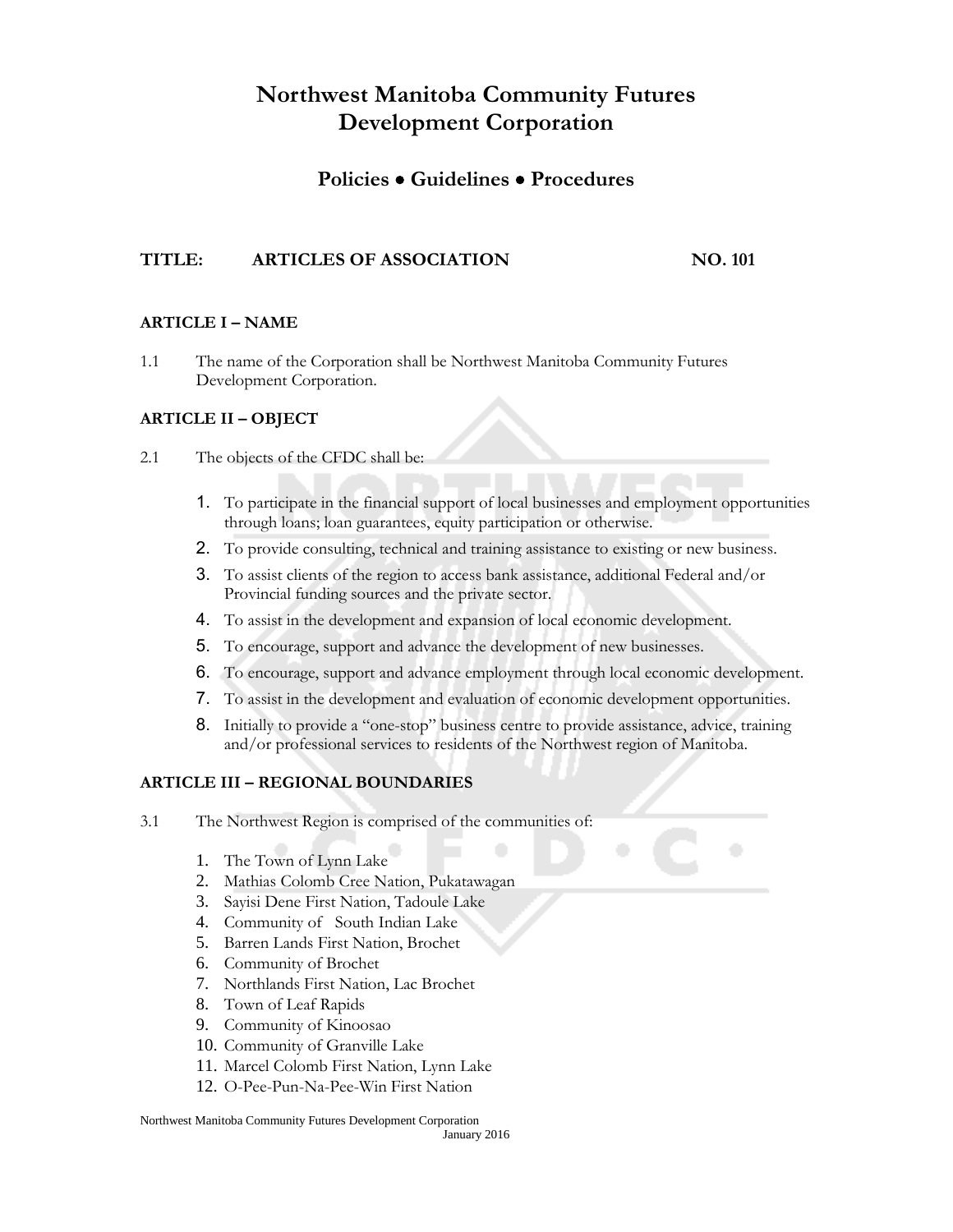# Northwest Manitoba Community Futures Development Corporation

## Policies • Guidelines • Procedures

**TITLE: ARTICLES OF ASSOCIATION NO. 101**

### ARTICLE I – NAME

1.1 The name of the Corporation shall be Northwest Manitoba Community Futures Development Corporation.

### ARTICLE II – OBJECT

2.1 The objects of the CFDC shall be:

1. To participate in the financial support of local businesses and employment opportunities through loans; loan guarantees, equity participation or otherwise.
2. To provide consulting, technical and training assistance to existing or new business.
3. To assist clients of the region to access bank assistance, additional Federal and/or Provincial funding sources and the private sector.
4. To assist in the development and expansion of local economic development.
5. To encourage, support and advance the development of new businesses.
6. To encourage, support and advance employment through local economic development.
7. To assist in the development and evaluation of economic development opportunities.
8. Initially to provide a "one-stop" business centre to provide assistance, advice, training and/or professional services to residents of the Northwest region of Manitoba.

### ARTICLE III – REGIONAL BOUNDARIES

3.1 The Northwest Region is comprised of the communities of:

1. The Town of Lynn Lake
2. Mathias Colomb Cree Nation, Pukatawagan
3. Sayisi Dene First Nation, Tadoule Lake
4. Community of South Indian Lake
5. Barren Lands First Nation, Brochet
6. Community of Brochet
7. Northlands First Nation, Lac Brochet
8. Town of Leaf Rapids
9. Community of Kinoosao
10. Community of Granville Lake
11. Marcel Colomb First Nation, Lynn Lake
12. O-Pee-Pun-Na-Pee-Win First Nation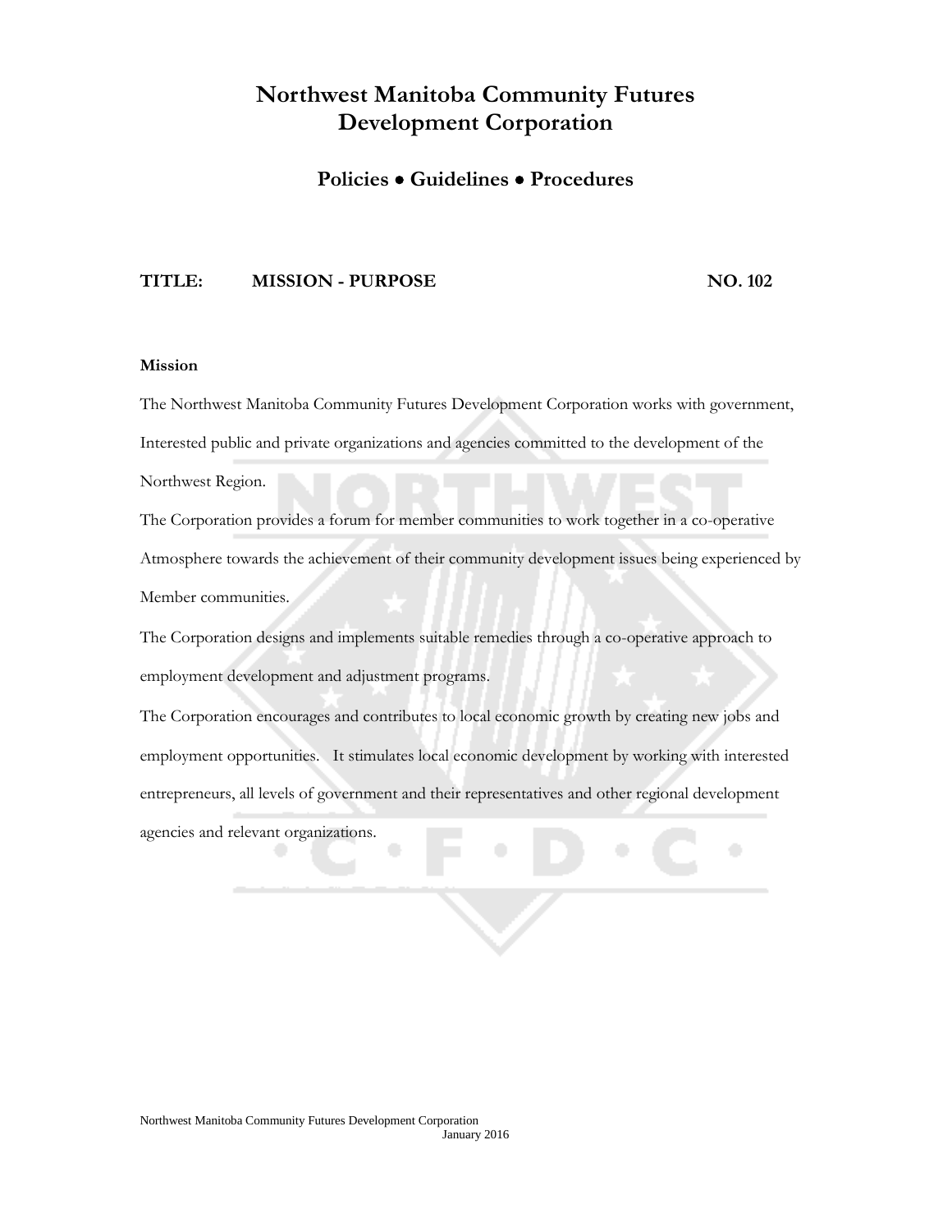# Northwest Manitoba Community Futures Development Corporation

## Policies • Guidelines • Procedures

**TITLE: MISSION - PURPOSE NO. 102**

**Mission**

The Northwest Manitoba Community Futures Development Corporation works with government, Interested public and private organizations and agencies committed to the development of the Northwest Region.

The Corporation provides a forum for member communities to work together in a co-operative Atmosphere towards the achievement of their community development issues being experienced by Member communities.

The Corporation designs and implements suitable remedies through a co-operative approach to employment development and adjustment programs.

The Corporation encourages and contributes to local economic growth by creating new jobs and employment opportunities. It stimulates local economic development by working with interested entrepreneurs, all levels of government and their representatives and other regional development agencies and relevant organizations.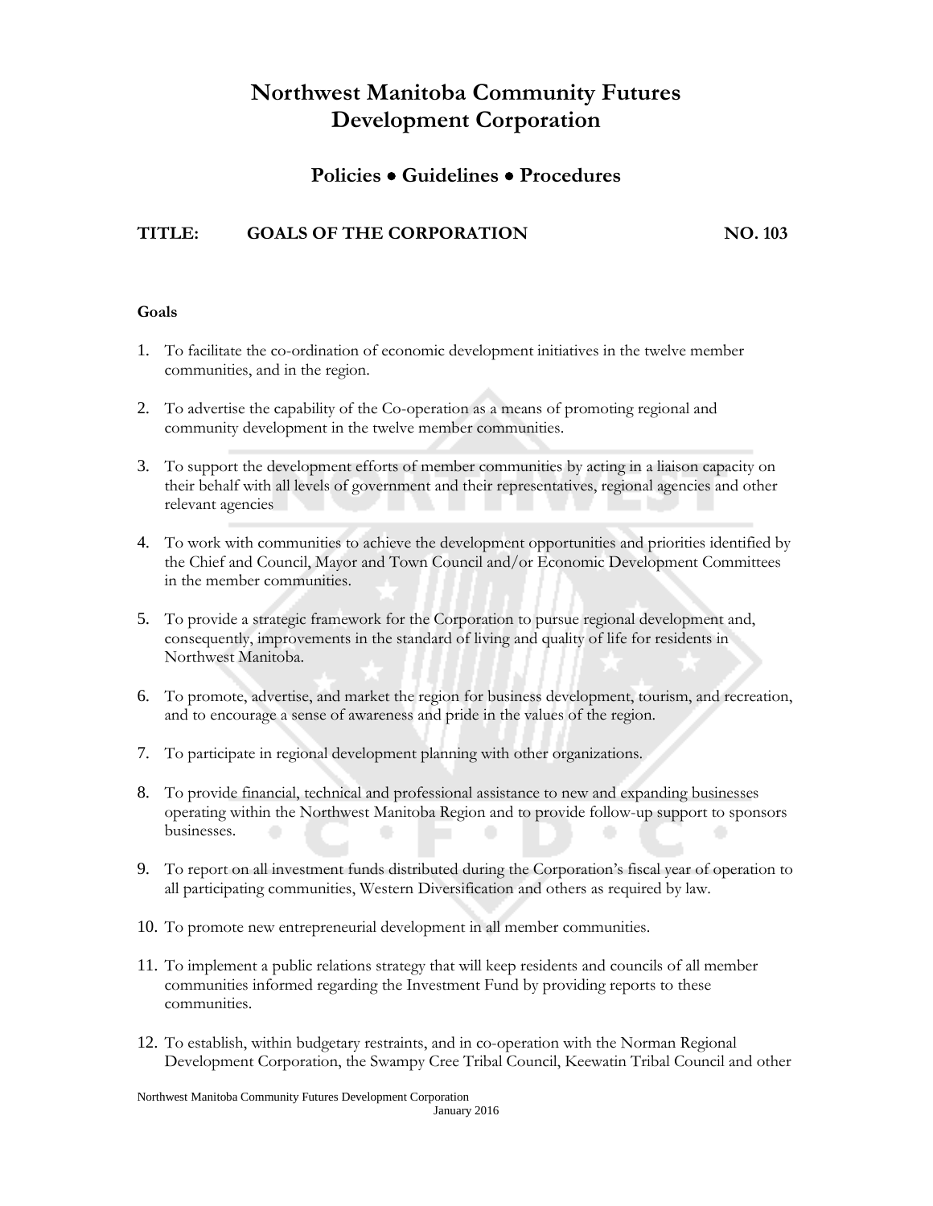# Northwest Manitoba Community Futures Development Corporation

## Policies • Guidelines • Procedures

**TITLE: GOALS OF THE CORPORATION NO. 103**

**Goals**

1. To facilitate the co-ordination of economic development initiatives in the twelve member communities, and in the region.

2. To advertise the capability of the Co-operation as a means of promoting regional and community development in the twelve member communities.

3. To support the development efforts of member communities by acting in a liaison capacity on their behalf with all levels of government and their representatives, regional agencies and other relevant agencies

4. To work with communities to achieve the development opportunities and priorities identified by the Chief and Council, Mayor and Town Council and/or Economic Development Committees in the member communities.

5. To provide a strategic framework for the Corporation to pursue regional development and, consequently, improvements in the standard of living and quality of life for residents in Northwest Manitoba.

6. To promote, advertise, and market the region for business development, tourism, and recreation, and to encourage a sense of awareness and pride in the values of the region.

7. To participate in regional development planning with other organizations.

8. To provide financial, technical and professional assistance to new and expanding businesses operating within the Northwest Manitoba Region and to provide follow-up support to sponsors businesses.

9. To report on all investment funds distributed during the Corporation's fiscal year of operation to all participating communities, Western Diversification and others as required by law.

10. To promote new entrepreneurial development in all member communities.

11. To implement a public relations strategy that will keep residents and councils of all member communities informed regarding the Investment Fund by providing reports to these communities.

12. To establish, within budgetary restraints, and in co-operation with the Norman Regional Development Corporation, the Swampy Cree Tribal Council, Keewatin Tribal Council and other

Northwest Manitoba Community Futures Development Corporation
January 2016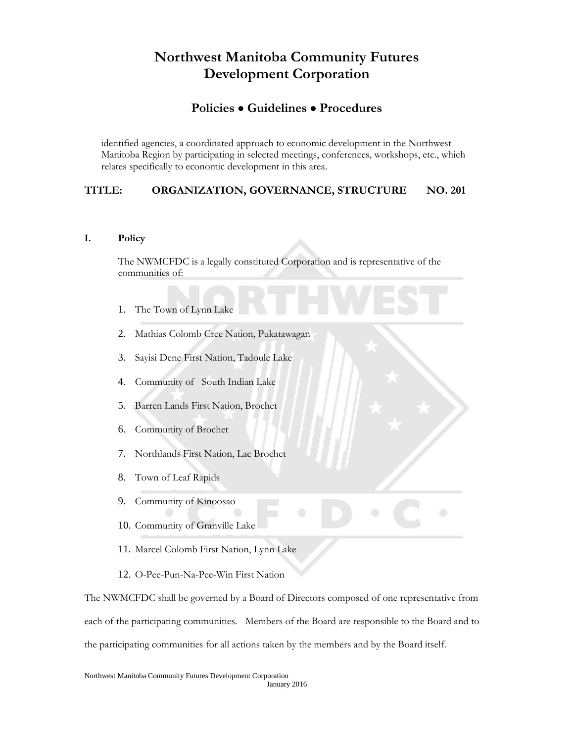identified agencies, a coordinated approach to economic development in the Northwest Manitoba Region by participating in selected meetings, conferences, workshops, etc., which relates specifically to economic development in this area.

## TITLE: ORGANIZATION, GOVERNANCE, STRUCTURE NO. 201

### I. Policy

The NWMCFDC is a legally constituted Corporation and is representative of the communities of:

1. The Town of Lynn Lake
2. Mathias Colomb Cree Nation, Pukatawagan
3. Sayisi Dene First Nation, Tadoule Lake
4. Community of South Indian Lake
5. Barren Lands First Nation, Brochet
6. Community of Brochet
7. Northlands First Nation, Lac Brochet
8. Town of Leaf Rapids
9. Community of Kinoosao
10. Community of Granville Lake
11. Marcel Colomb First Nation, Lynn Lake
12. O-Pee-Pun-Na-Pee-Win First Nation

The NWMCFDC shall be governed by a Board of Directors composed of one representative from each of the participating communities. Members of the Board are responsible to the Board and to the participating communities for all actions taken by the members and by the Board itself.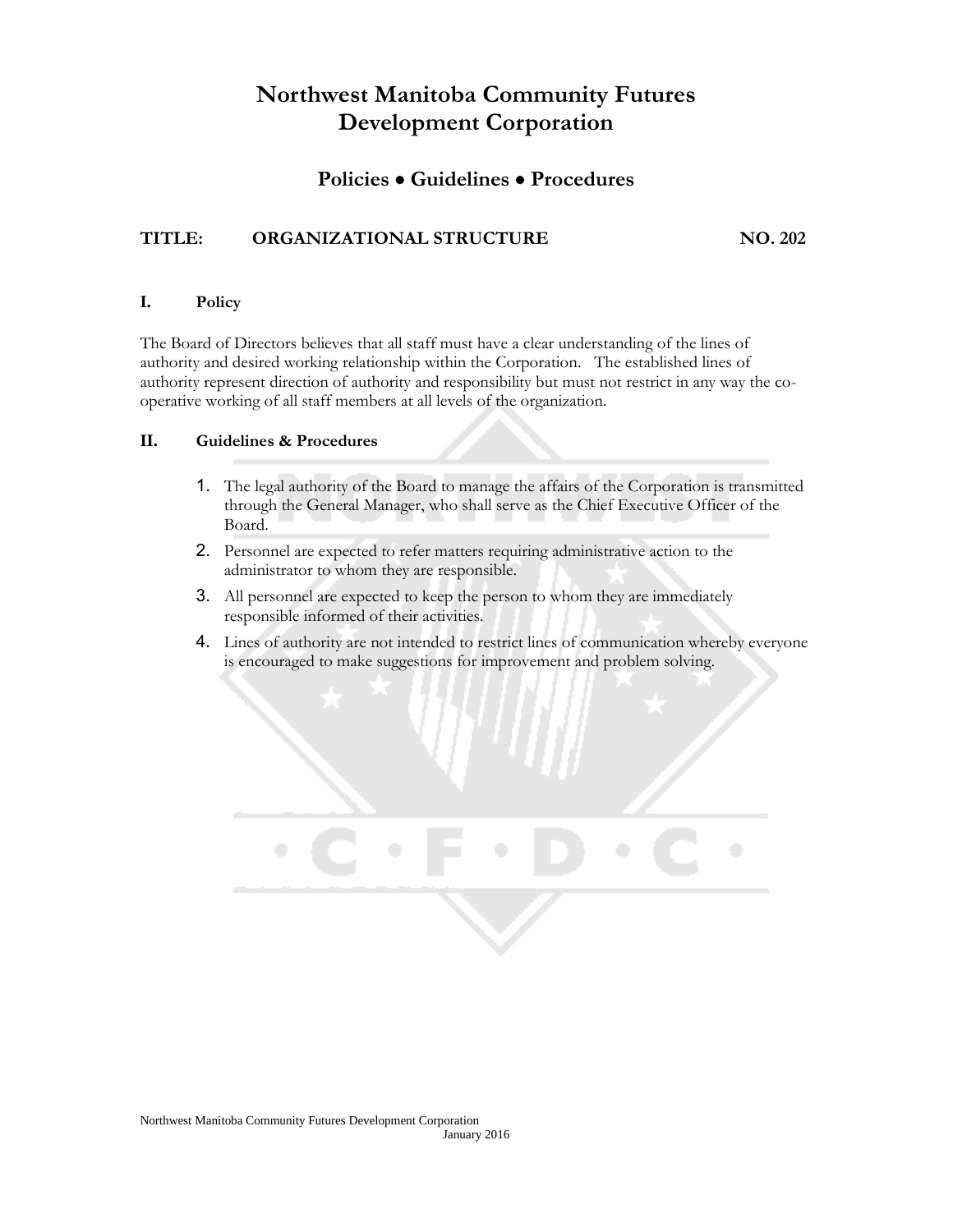# Northwest Manitoba Community Futures Development Corporation

## Policies • Guidelines • Procedures

**TITLE: ORGANIZATIONAL STRUCTURE NO. 202**

### I. Policy

The Board of Directors believes that all staff must have a clear understanding of the lines of authority and desired working relationship within the Corporation. The established lines of authority represent direction of authority and responsibility but must not restrict in any way the co-operative working of all staff members at all levels of the organization.

### II. Guidelines & Procedures

1. The legal authority of the Board to manage the affairs of the Corporation is transmitted through the General Manager, who shall serve as the Chief Executive Officer of the Board.
2. Personnel are expected to refer matters requiring administrative action to the administrator to whom they are responsible.
3. All personnel are expected to keep the person to whom they are immediately responsible informed of their activities.
4. Lines of authority are not intended to restrict lines of communication whereby everyone is encouraged to make suggestions for improvement and problem solving.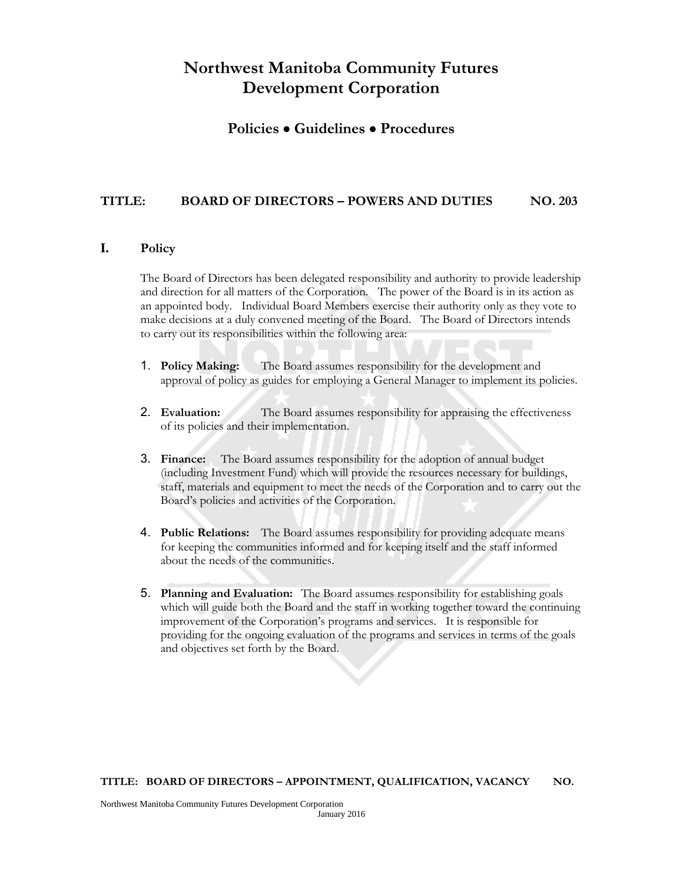# Northwest Manitoba Community Futures Development Corporation

## Policies • Guidelines • Procedures

**TITLE: BOARD OF DIRECTORS – POWERS AND DUTIES NO. 203**

## I. Policy

The Board of Directors has been delegated responsibility and authority to provide leadership and direction for all matters of the Corporation. The power of the Board is in its action as an appointed body. Individual Board Members exercise their authority only as they vote to make decisions at a duly convened meeting of the Board. The Board of Directors intends to carry out its responsibilities within the following area:

1. **Policy Making:** The Board assumes responsibility for the development and approval of policy as guides for employing a General Manager to implement its policies.

2. **Evaluation:** The Board assumes responsibility for appraising the effectiveness of its policies and their implementation.

3. **Finance:** The Board assumes responsibility for the adoption of annual budget (including Investment Fund) which will provide the resources necessary for buildings, staff, materials and equipment to meet the needs of the Corporation and to carry out the Board's policies and activities of the Corporation.

4. **Public Relations:** The Board assumes responsibility for providing adequate means for keeping the communities informed and for keeping itself and the staff informed about the needs of the communities.

5. **Planning and Evaluation:** The Board assumes responsibility for establishing goals which will guide both the Board and the staff in working together toward the continuing improvement of the Corporation's programs and services. It is responsible for providing for the ongoing evaluation of the programs and services in terms of the goals and objectives set forth by the Board.

**TITLE: BOARD OF DIRECTORS – APPOINTMENT, QUALIFICATION, VACANCY NO.**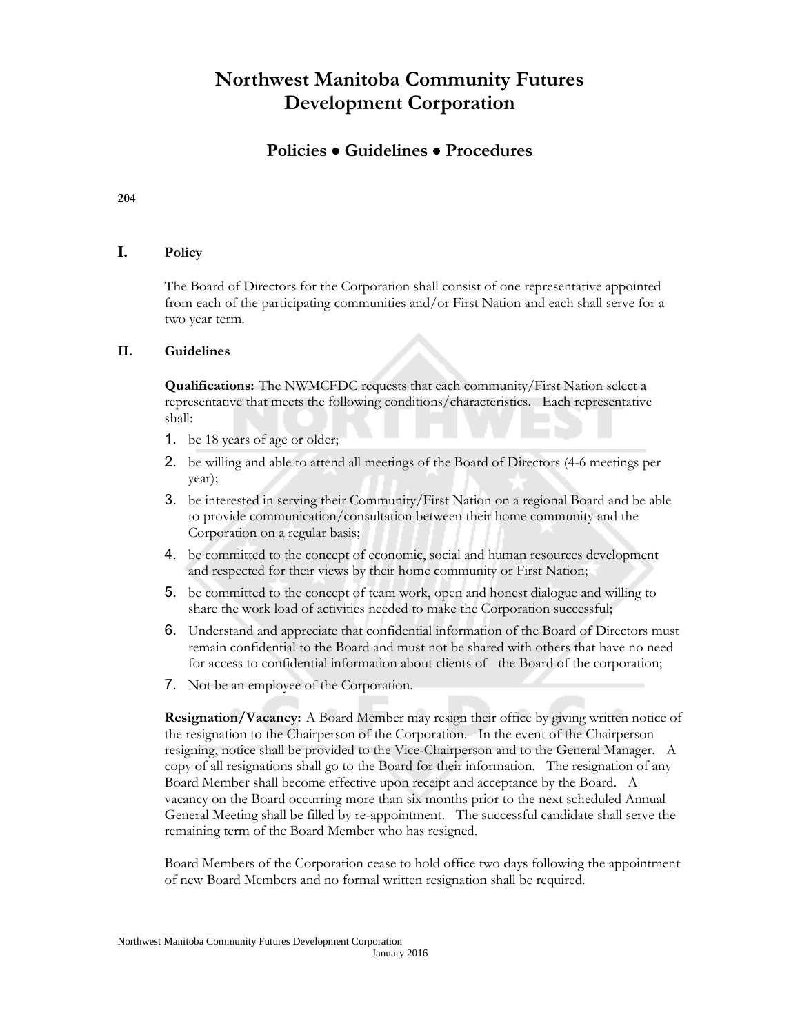# Northwest Manitoba Community Futures Development Corporation

## Policies • Guidelines • Procedures

**204**

## I. Policy

The Board of Directors for the Corporation shall consist of one representative appointed from each of the participating communities and/or First Nation and each shall serve for a two year term.

## II. Guidelines

**Qualifications:** The NWMCFDC requests that each community/First Nation select a representative that meets the following conditions/characteristics. Each representative shall:

1. be 18 years of age or older;
2. be willing and able to attend all meetings of the Board of Directors (4-6 meetings per year);
3. be interested in serving their Community/First Nation on a regional Board and be able to provide communication/consultation between their home community and the Corporation on a regular basis;
4. be committed to the concept of economic, social and human resources development and respected for their views by their home community or First Nation;
5. be committed to the concept of team work, open and honest dialogue and willing to share the work load of activities needed to make the Corporation successful;
6. Understand and appreciate that confidential information of the Board of Directors must remain confidential to the Board and must not be shared with others that have no need for access to confidential information about clients of the Board of the corporation;
7. Not be an employee of the Corporation.

**Resignation/Vacancy:** A Board Member may resign their office by giving written notice of the resignation to the Chairperson of the Corporation. In the event of the Chairperson resigning, notice shall be provided to the Vice-Chairperson and to the General Manager. A copy of all resignations shall go to the Board for their information. The resignation of any Board Member shall become effective upon receipt and acceptance by the Board. A vacancy on the Board occurring more than six months prior to the next scheduled Annual General Meeting shall be filled by re-appointment. The successful candidate shall serve the remaining term of the Board Member who has resigned.

Board Members of the Corporation cease to hold office two days following the appointment of new Board Members and no formal written resignation shall be required.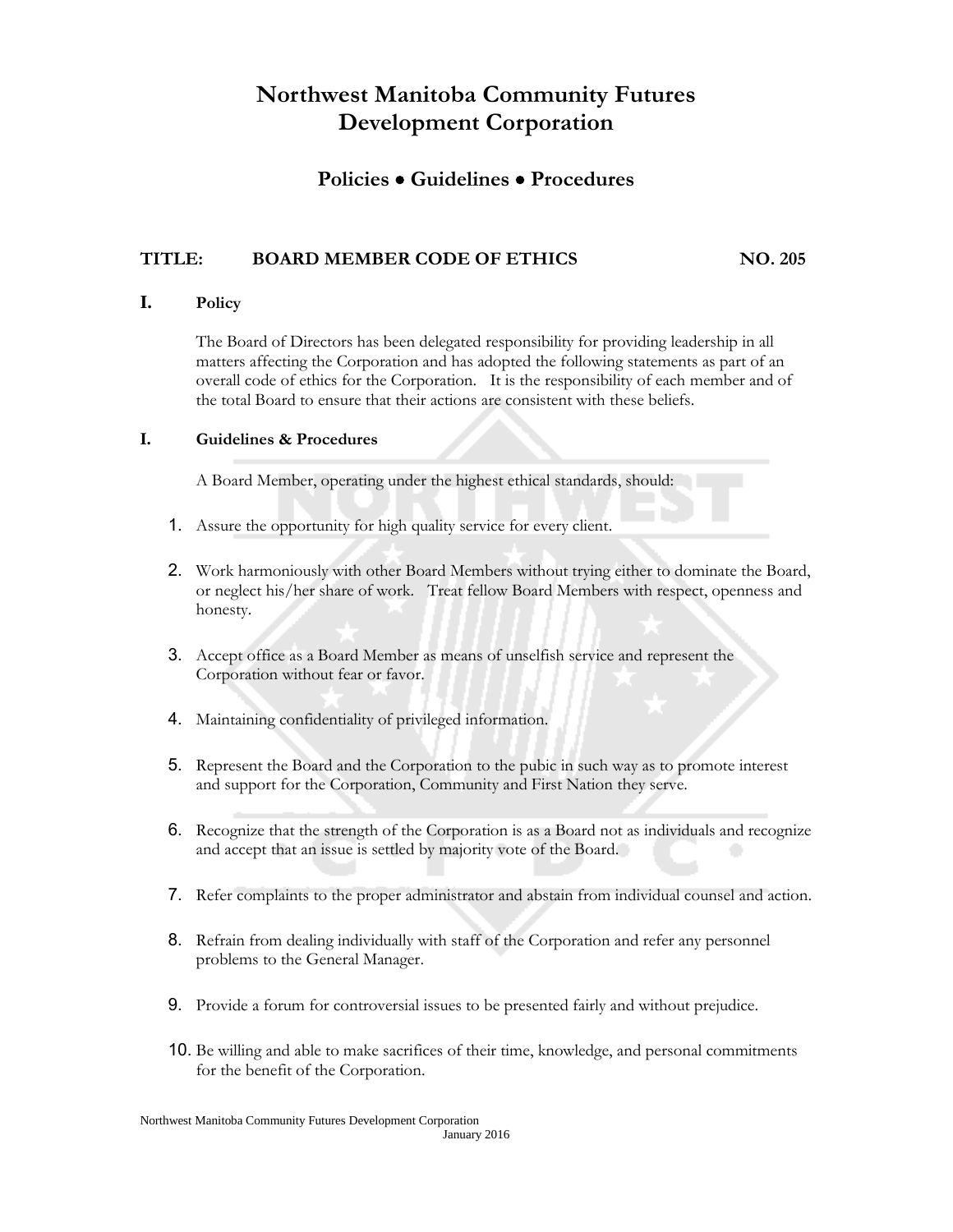# Northwest Manitoba Community Futures Development Corporation

## Policies • Guidelines • Procedures

**TITLE: BOARD MEMBER CODE OF ETHICS NO. 205**

**I. Policy**

The Board of Directors has been delegated responsibility for providing leadership in all matters affecting the Corporation and has adopted the following statements as part of an overall code of ethics for the Corporation. It is the responsibility of each member and of the total Board to ensure that their actions are consistent with these beliefs.

**I. Guidelines & Procedures**

A Board Member, operating under the highest ethical standards, should:

1. Assure the opportunity for high quality service for every client.
2. Work harmoniously with other Board Members without trying either to dominate the Board, or neglect his/her share of work. Treat fellow Board Members with respect, openness and honesty.
3. Accept office as a Board Member as means of unselfish service and represent the Corporation without fear or favor.
4. Maintaining confidentiality of privileged information.
5. Represent the Board and the Corporation to the pubic in such way as to promote interest and support for the Corporation, Community and First Nation they serve.
6. Recognize that the strength of the Corporation is as a Board not as individuals and recognize and accept that an issue is settled by majority vote of the Board.
7. Refer complaints to the proper administrator and abstain from individual counsel and action.
8. Refrain from dealing individually with staff of the Corporation and refer any personnel problems to the General Manager.
9. Provide a forum for controversial issues to be presented fairly and without prejudice.
10. Be willing and able to make sacrifices of their time, knowledge, and personal commitments for the benefit of the Corporation.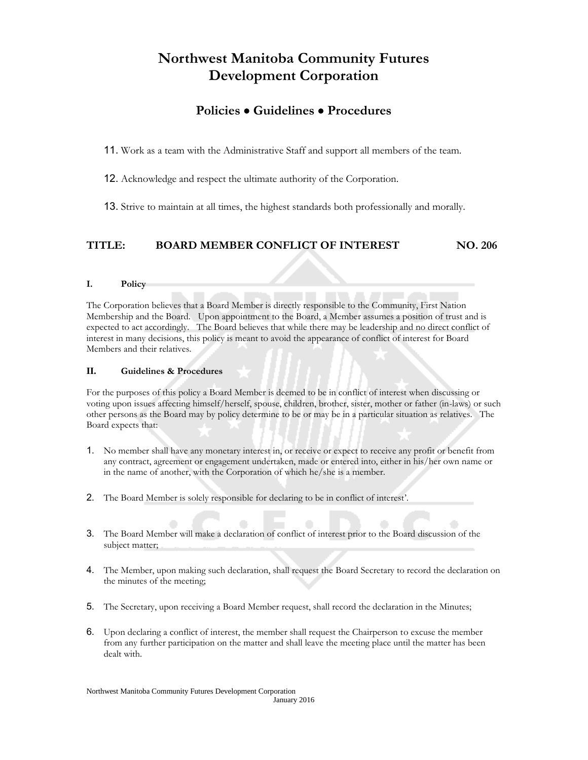# Northwest Manitoba Community Futures Development Corporation

## Policies • Guidelines • Procedures

11. Work as a team with the Administrative Staff and support all members of the team.

12. Acknowledge and respect the ultimate authority of the Corporation.

13. Strive to maintain at all times, the highest standards both professionally and morally.

## TITLE: BOARD MEMBER CONFLICT OF INTEREST NO. 206

### I. Policy

The Corporation believes that a Board Member is directly responsible to the Community, First Nation Membership and the Board. Upon appointment to the Board, a Member assumes a position of trust and is expected to act accordingly. The Board believes that while there may be leadership and no direct conflict of interest in many decisions, this policy is meant to avoid the appearance of conflict of interest for Board Members and their relatives.

### II. Guidelines & Procedures

For the purposes of this policy a Board Member is deemed to be in conflict of interest when discussing or voting upon issues affecting himself/herself, spouse, children, brother, sister, mother or father (in-laws) or such other persons as the Board may by policy determine to be or may be in a particular situation as relatives. The Board expects that:

1. No member shall have any monetary interest in, or receive or expect to receive any profit or benefit from any contract, agreement or engagement undertaken, made or entered into, either in his/her own name or in the name of another, with the Corporation of which he/she is a member.

2. The Board Member is solely responsible for declaring to be in conflict of interest'.

3. The Board Member will make a declaration of conflict of interest prior to the Board discussion of the subject matter;

4. The Member, upon making such declaration, shall request the Board Secretary to record the declaration on the minutes of the meeting;

5. The Secretary, upon receiving a Board Member request, shall record the declaration in the Minutes;

6. Upon declaring a conflict of interest, the member shall request the Chairperson to excuse the member from any further participation on the matter and shall leave the meeting place until the matter has been dealt with.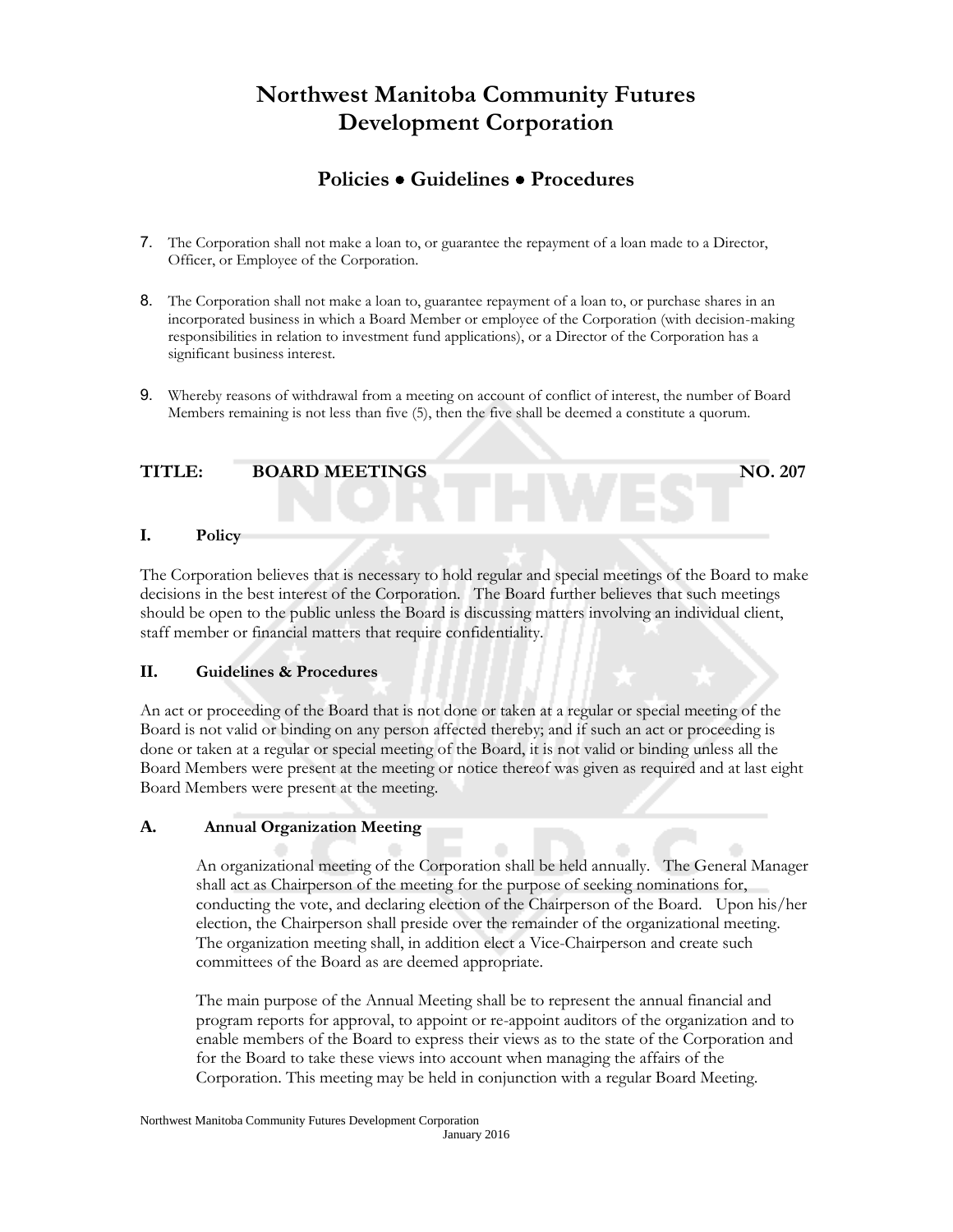7. The Corporation shall not make a loan to, or guarantee the repayment of a loan made to a Director, Officer, or Employee of the Corporation.

8. The Corporation shall not make a loan to, guarantee repayment of a loan to, or purchase shares in an incorporated business in which a Board Member or employee of the Corporation (with decision-making responsibilities in relation to investment fund applications), or a Director of the Corporation has a significant business interest.

9. Whereby reasons of withdrawal from a meeting on account of conflict of interest, the number of Board Members remaining is not less than five (5), then the five shall be deemed a constitute a quorum.

## TITLE: BOARD MEETINGS NO. 207

### I. Policy

The Corporation believes that is necessary to hold regular and special meetings of the Board to make decisions in the best interest of the Corporation. The Board further believes that such meetings should be open to the public unless the Board is discussing matters involving an individual client, staff member or financial matters that require confidentiality.

### II. Guidelines & Procedures

An act or proceeding of the Board that is not done or taken at a regular or special meeting of the Board is not valid or binding on any person affected thereby; and if such an act or proceeding is done or taken at a regular or special meeting of the Board, it is not valid or binding unless all the Board Members were present at the meeting or notice thereof was given as required and at last eight Board Members were present at the meeting.

### A. Annual Organization Meeting

An organizational meeting of the Corporation shall be held annually. The General Manager shall act as Chairperson of the meeting for the purpose of seeking nominations for, conducting the vote, and declaring election of the Chairperson of the Board. Upon his/her election, the Chairperson shall preside over the remainder of the organizational meeting. The organization meeting shall, in addition elect a Vice-Chairperson and create such committees of the Board as are deemed appropriate.

The main purpose of the Annual Meeting shall be to represent the annual financial and program reports for approval, to appoint or re-appoint auditors of the organization and to enable members of the Board to express their views as to the state of the Corporation and for the Board to take these views into account when managing the affairs of the Corporation. This meeting may be held in conjunction with a regular Board Meeting.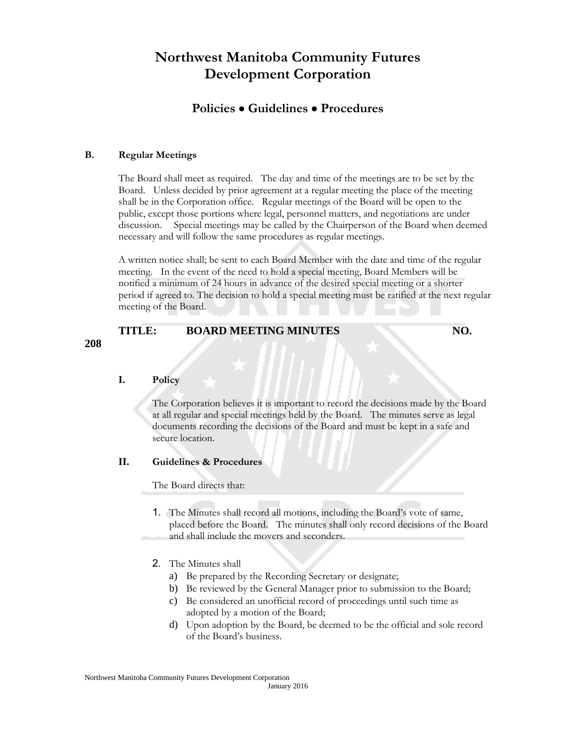# Northwest Manitoba Community Futures Development Corporation

## Policies • Guidelines • Procedures

**B. Regular Meetings**

The Board shall meet as required. The day and time of the meetings are to be set by the Board. Unless decided by prior agreement at a regular meeting the place of the meeting shall be in the Corporation office. Regular meetings of the Board will be open to the public, except those portions where legal, personnel matters, and negotiations are under discussion. Special meetings may be called by the Chairperson of the Board when deemed necessary and will follow the same procedures as regular meetings.

A written notice shall; be sent to each Board Member with the date and time of the regular meeting. In the event of the need to hold a special meeting, Board Members will be notified a minimum of 24 hours in advance of the desired special meeting or a shorter period if agreed to. The decision to hold a special meeting must be ratified at the next regular meeting of the Board.

### TITLE: BOARD MEETING MINUTES NO. 208

**I. Policy**

The Corporation believes it is important to record the decisions made by the Board at all regular and special meetings held by the Board. The minutes serve as legal documents recording the decisions of the Board and must be kept in a safe and secure location.

**II. Guidelines & Procedures**

The Board directs that:

1. The Minutes shall record all motions, including the Board's vote of same, placed before the Board. The minutes shall only record decisions of the Board and shall include the movers and seconders.

2. The Minutes shall
   a) Be prepared by the Recording Secretary or designate;
   b) Be reviewed by the General Manager prior to submission to the Board;
   c) Be considered an unofficial record of proceedings until such time as adopted by a motion of the Board;
   d) Upon adoption by the Board, be deemed to be the official and sole record of the Board's business.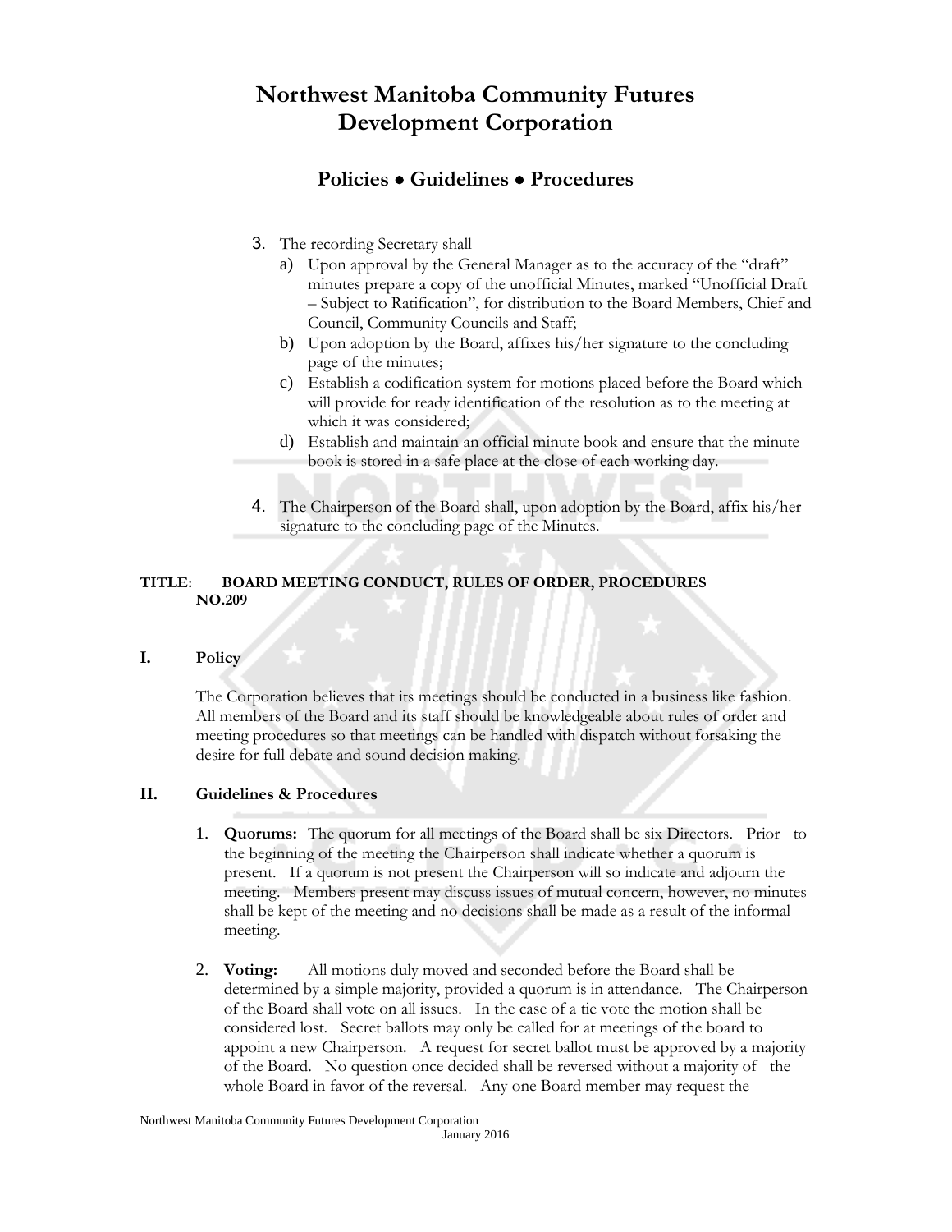3. The recording Secretary shall
    a) Upon approval by the General Manager as to the accuracy of the "draft" minutes prepare a copy of the unofficial Minutes, marked "Unofficial Draft – Subject to Ratification", for distribution to the Board Members, Chief and Council, Community Councils and Staff;
    b) Upon adoption by the Board, affixes his/her signature to the concluding page of the minutes;
    c) Establish a codification system for motions placed before the Board which will provide for ready identification of the resolution as to the meeting at which it was considered;
    d) Establish and maintain an official minute book and ensure that the minute book is stored in a safe place at the close of each working day.

4. The Chairperson of the Board shall, upon adoption by the Board, affix his/her signature to the concluding page of the Minutes.

**TITLE: BOARD MEETING CONDUCT, RULES OF ORDER, PROCEDURES NO.209**

## I. Policy

The Corporation believes that its meetings should be conducted in a business like fashion. All members of the Board and its staff should be knowledgeable about rules of order and meeting procedures so that meetings can be handled with dispatch without forsaking the desire for full debate and sound decision making.

## II. Guidelines & Procedures

1. **Quorums:** The quorum for all meetings of the Board shall be six Directors. Prior to the beginning of the meeting the Chairperson shall indicate whether a quorum is present. If a quorum is not present the Chairperson will so indicate and adjourn the meeting. Members present may discuss issues of mutual concern, however, no minutes shall be kept of the meeting and no decisions shall be made as a result of the informal meeting.

2. **Voting:** All motions duly moved and seconded before the Board shall be determined by a simple majority, provided a quorum is in attendance. The Chairperson of the Board shall vote on all issues. In the case of a tie vote the motion shall be considered lost. Secret ballots may only be called for at meetings of the board to appoint a new Chairperson. A request for secret ballot must be approved by a majority of the Board. No question once decided shall be reversed without a majority of the whole Board in favor of the reversal. Any one Board member may request the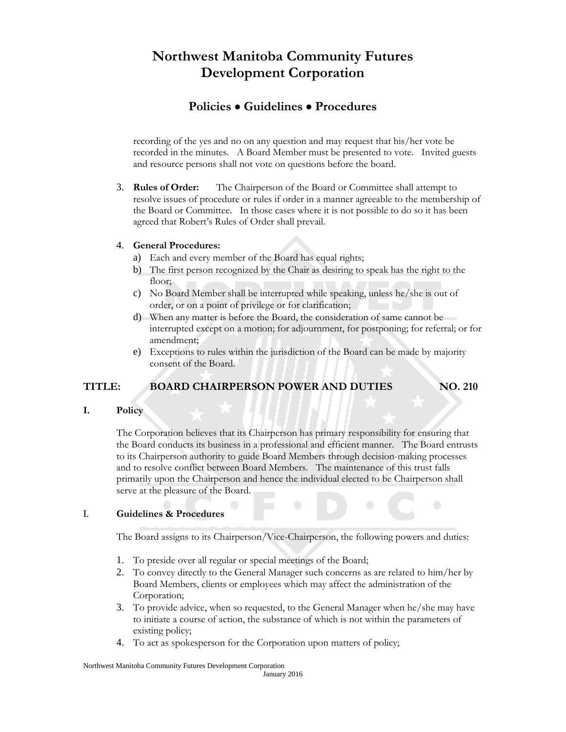recording of the yes and no on any question and may request that his/her vote be recorded in the minutes. A Board Member must be presented to vote. Invited guests and resource persons shall not vote on questions before the board.

3. **Rules of Order:** The Chairperson of the Board or Committee shall attempt to resolve issues of procedure or rules if order in a manner agreeable to the membership of the Board or Committee. In those cases where it is not possible to do so it has been agreed that Robert's Rules of Order shall prevail.

4. **General Procedures:**
   a) Each and every member of the Board has equal rights;
   b) The first person recognized by the Chair as desiring to speak has the right to the floor;
   c) No Board Member shall be interrupted while speaking, unless he/she is out of order, or on a point of privilege or for clarification;
   d) When any matter is before the Board, the consideration of same cannot be interrupted except on a motion; for adjournment, for postponing; for referral; or for amendment;
   e) Exceptions to rules within the jurisdiction of the Board can be made by majority consent of the Board.

## TITLE: BOARD CHAIRPERSON POWER AND DUTIES NO. 210

### I. Policy

The Corporation believes that its Chairperson has primary responsibility for ensuring that the Board conducts its business in a professional and efficient manner. The Board entrusts to its Chairperson authority to guide Board Members through decision-making processes and to resolve conflict between Board Members. The maintenance of this trust falls primarily upon the Chairperson and hence the individual elected to be Chairperson shall serve at the pleasure of the Board.

### I. Guidelines & Procedures

The Board assigns to its Chairperson/Vice-Chairperson, the following powers and duties:

1. To preside over all regular or special meetings of the Board;
2. To convey directly to the General Manager such concerns as are related to him/her by Board Members, clients or employees which may affect the administration of the Corporation;
3. To provide advice, when so requested, to the General Manager when he/she may have to initiate a course of action, the substance of which is not within the parameters of existing policy;
4. To act as spokesperson for the Corporation upon matters of policy;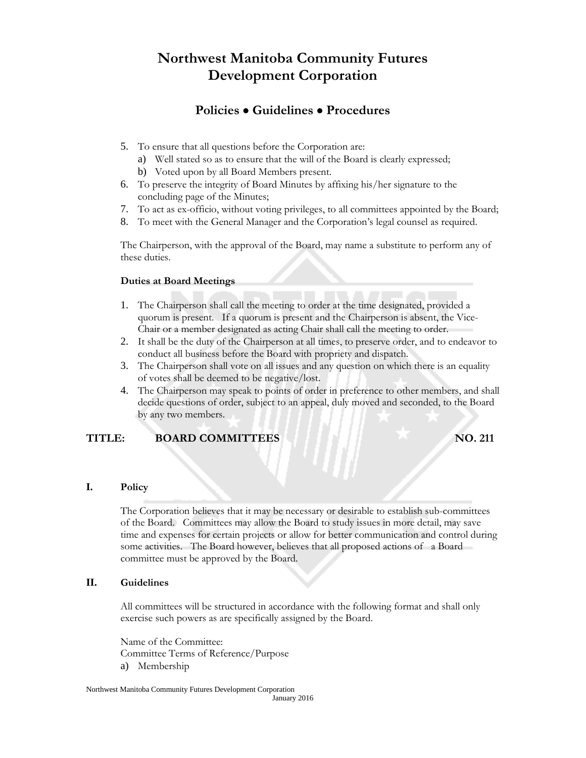5. To ensure that all questions before the Corporation are:
   a) Well stated so as to ensure that the will of the Board is clearly expressed;
   b) Voted upon by all Board Members present.
6. To preserve the integrity of Board Minutes by affixing his/her signature to the concluding page of the Minutes;
7. To act as ex-officio, without voting privileges, to all committees appointed by the Board;
8. To meet with the General Manager and the Corporation's legal counsel as required.

The Chairperson, with the approval of the Board, may name a substitute to perform any of these duties.

**Duties at Board Meetings**

1. The Chairperson shall call the meeting to order at the time designated, provided a quorum is present. If a quorum is present and the Chairperson is absent, the Vice-Chair or a member designated as acting Chair shall call the meeting to order.
2. It shall be the duty of the Chairperson at all times, to preserve order, and to endeavor to conduct all business before the Board with propriety and dispatch.
3. The Chairperson shall vote on all issues and any question on which there is an equality of votes shall be deemed to be negative/lost.
4. The Chairperson may speak to points of order in preference to other members, and shall decide questions of order, subject to an appeal, duly moved and seconded, to the Board by any two members.

## TITLE: BOARD COMMITTEES NO. 211

### I. Policy

The Corporation believes that it may be necessary or desirable to establish sub-committees of the Board. Committees may allow the Board to study issues in more detail, may save time and expenses for certain projects or allow for better communication and control during some activities. The Board however, believes that all proposed actions of a Board committee must be approved by the Board.

### II. Guidelines

All committees will be structured in accordance with the following format and shall only exercise such powers as are specifically assigned by the Board.

Name of the Committee:
Committee Terms of Reference/Purpose

a) Membership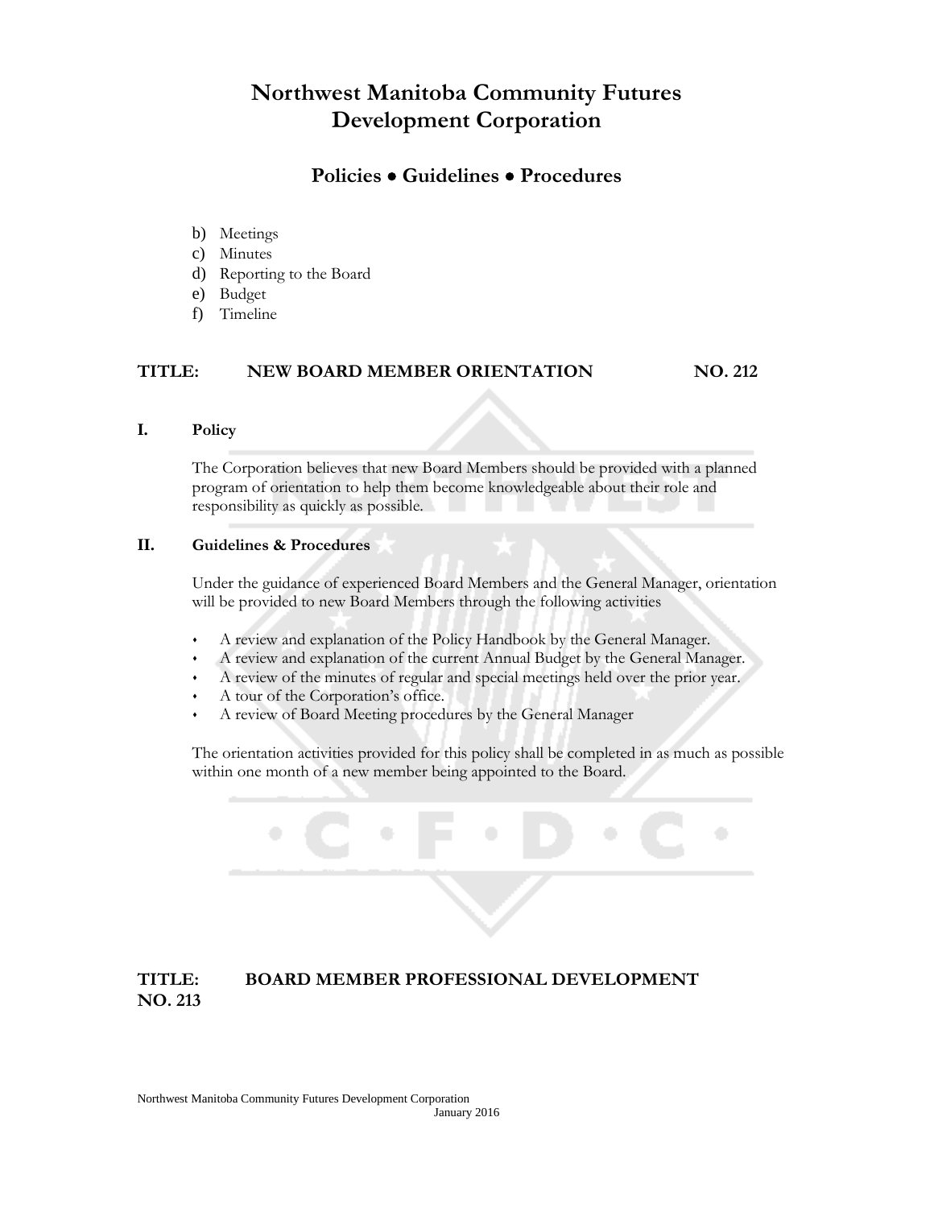b) Meetings
c) Minutes
d) Reporting to the Board
e) Budget
f) Timeline

## TITLE: NEW BOARD MEMBER ORIENTATION NO. 212

### I. Policy

The Corporation believes that new Board Members should be provided with a planned program of orientation to help them become knowledgeable about their role and responsibility as quickly as possible.

### II. Guidelines & Procedures

Under the guidance of experienced Board Members and the General Manager, orientation will be provided to new Board Members through the following activities

- A review and explanation of the Policy Handbook by the General Manager.
- A review and explanation of the current Annual Budget by the General Manager.
- A review of the minutes of regular and special meetings held over the prior year.
- A tour of the Corporation's office.
- A review of Board Meeting procedures by the General Manager

The orientation activities provided for this policy shall be completed in as much as possible within one month of a new member being appointed to the Board.

## TITLE: BOARD MEMBER PROFESSIONAL DEVELOPMENT NO. 213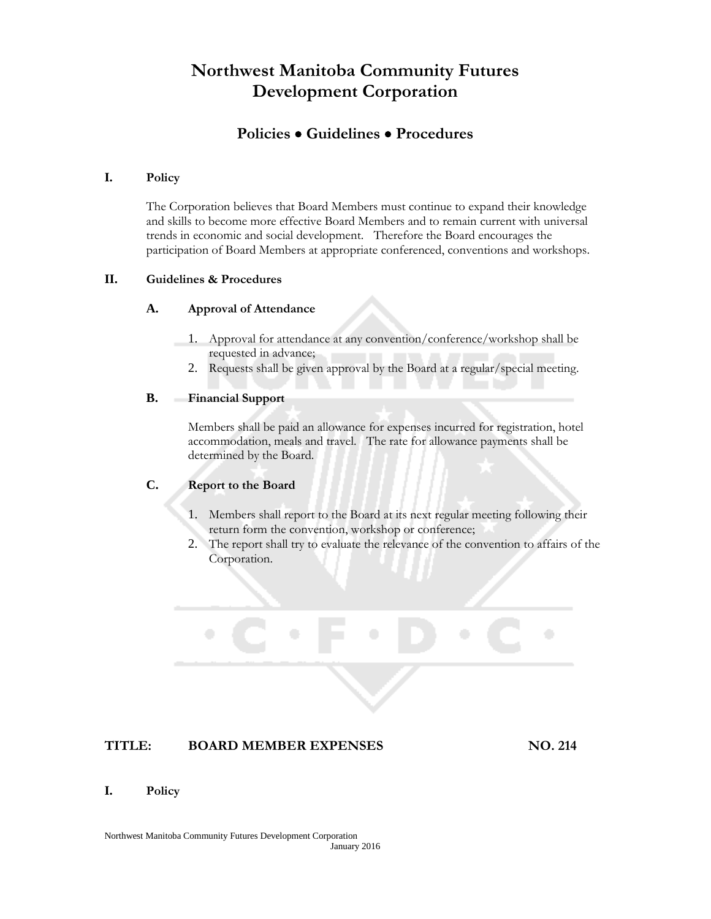# Northwest Manitoba Community Futures Development Corporation

## Policies • Guidelines • Procedures

### I. Policy

The Corporation believes that Board Members must continue to expand their knowledge and skills to become more effective Board Members and to remain current with universal trends in economic and social development. Therefore the Board encourages the participation of Board Members at appropriate conferenced, conventions and workshops.

### II. Guidelines & Procedures

#### A. Approval of Attendance

1. Approval for attendance at any convention/conference/workshop shall be requested in advance;
2. Requests shall be given approval by the Board at a regular/special meeting.

#### B. Financial Support

Members shall be paid an allowance for expenses incurred for registration, hotel accommodation, meals and travel. The rate for allowance payments shall be determined by the Board.

#### C. Report to the Board

1. Members shall report to the Board at its next regular meeting following their return form the convention, workshop or conference;
2. The report shall try to evaluate the relevance of the convention to affairs of the Corporation.

## TITLE: BOARD MEMBER EXPENSES NO. 214

### I. Policy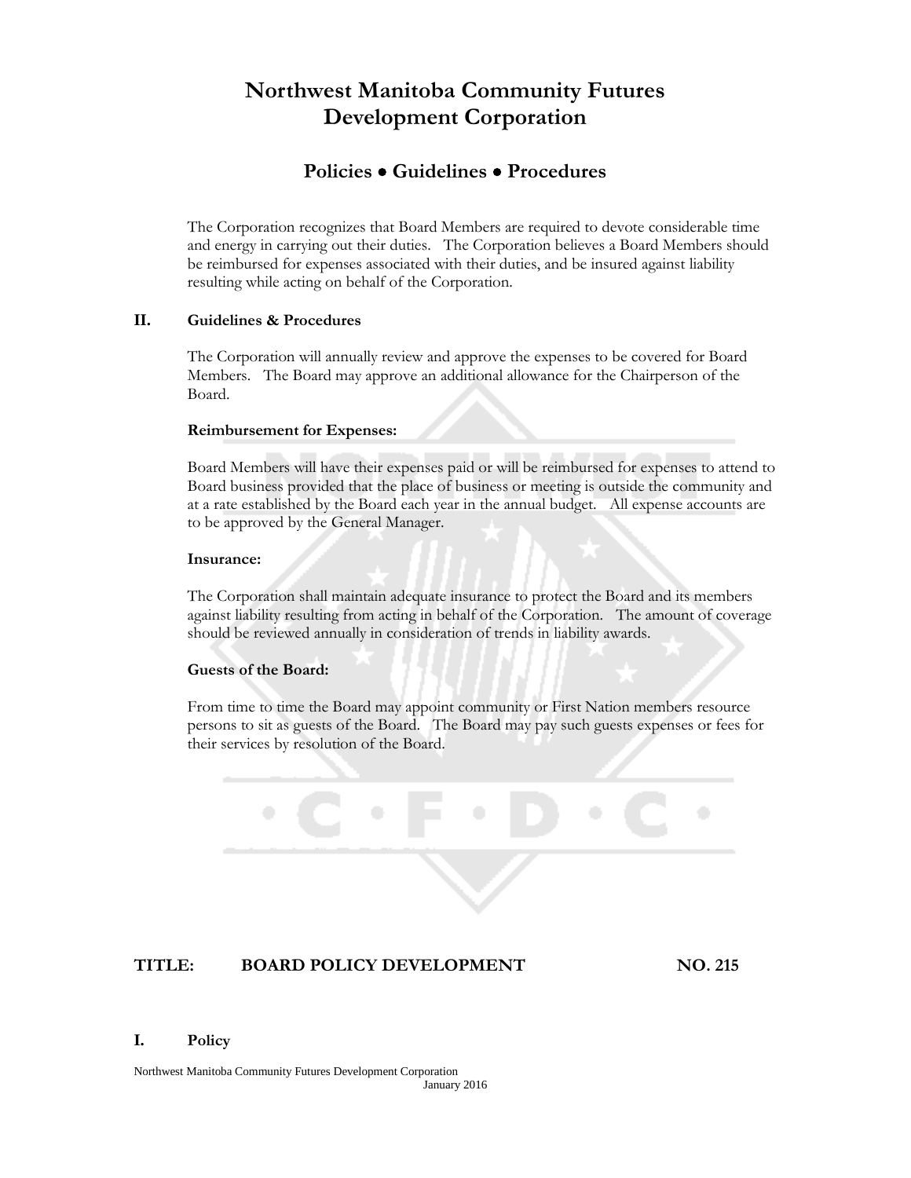# Northwest Manitoba Community Futures Development Corporation

## Policies • Guidelines • Procedures

The Corporation recognizes that Board Members are required to devote considerable time and energy in carrying out their duties. The Corporation believes a Board Members should be reimbursed for expenses associated with their duties, and be insured against liability resulting while acting on behalf of the Corporation.

### II. Guidelines & Procedures

The Corporation will annually review and approve the expenses to be covered for Board Members. The Board may approve an additional allowance for the Chairperson of the Board.

**Reimbursement for Expenses:**

Board Members will have their expenses paid or will be reimbursed for expenses to attend to Board business provided that the place of business or meeting is outside the community and at a rate established by the Board each year in the annual budget. All expense accounts are to be approved by the General Manager.

**Insurance:**

The Corporation shall maintain adequate insurance to protect the Board and its members against liability resulting from acting in behalf of the Corporation. The amount of coverage should be reviewed annually in consideration of trends in liability awards.

**Guests of the Board:**

From time to time the Board may appoint community or First Nation members resource persons to sit as guests of the Board. The Board may pay such guests expenses or fees for their services by resolution of the Board.

## TITLE: BOARD POLICY DEVELOPMENT NO. 215

### I. Policy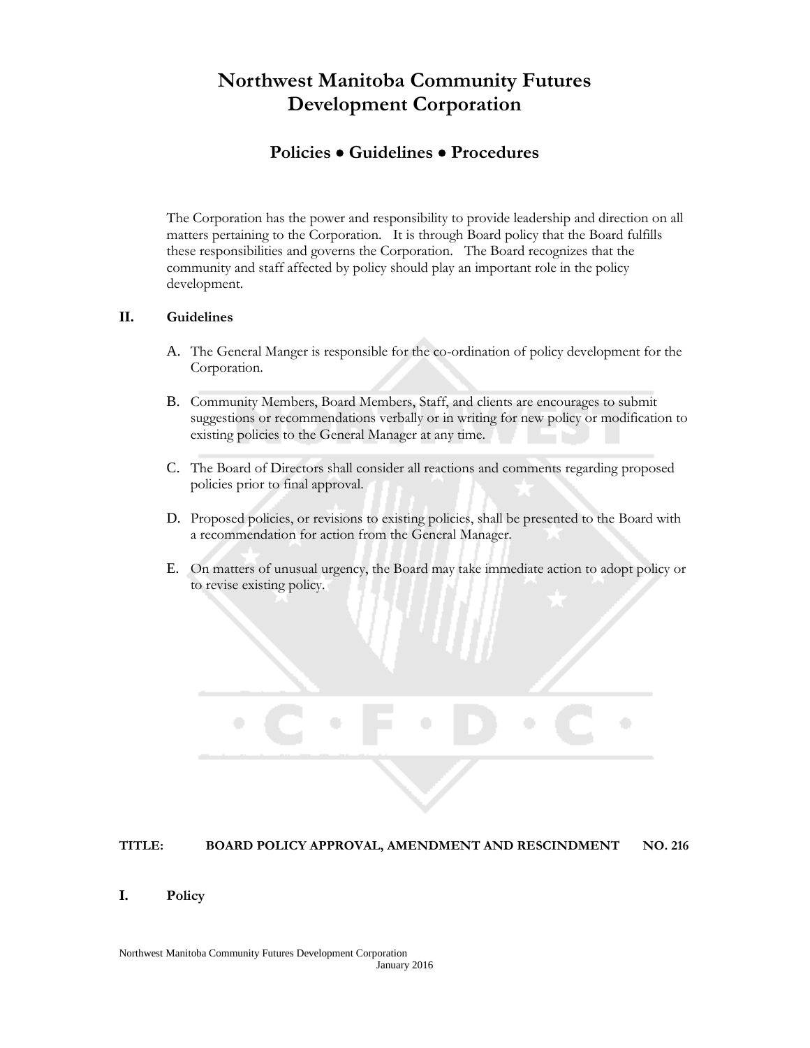**TITLE: BOARD POLICY APPROVAL, AMENDMENT AND RESCINDMENT NO. 216**

## I. Policy

The Corporation has the power and responsibility to provide leadership and direction on all matters pertaining to the Corporation. It is through Board policy that the Board fulfills these responsibilities and governs the Corporation. The Board recognizes that the community and staff affected by policy should play an important role in the policy development.

## II. Guidelines

A. The General Manger is responsible for the co-ordination of policy development for the Corporation.

B. Community Members, Board Members, Staff, and clients are encourages to submit suggestions or recommendations verbally or in writing for new policy or modification to existing policies to the General Manager at any time.

C. The Board of Directors shall consider all reactions and comments regarding proposed policies prior to final approval.

D. Proposed policies, or revisions to existing policies, shall be presented to the Board with a recommendation for action from the General Manager.

E. On matters of unusual urgency, the Board may take immediate action to adopt policy or to revise existing policy.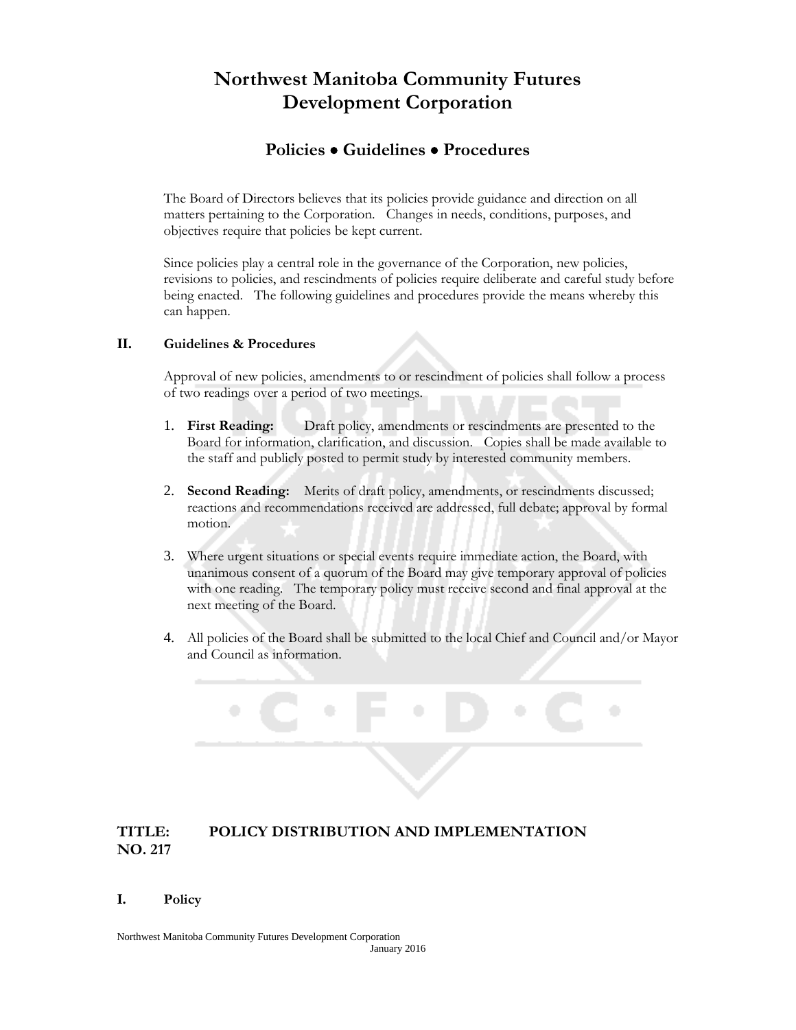# Northwest Manitoba Community Futures Development Corporation

## Policies • Guidelines • Procedures

The Board of Directors believes that its policies provide guidance and direction on all matters pertaining to the Corporation. Changes in needs, conditions, purposes, and objectives require that policies be kept current.

Since policies play a central role in the governance of the Corporation, new policies, revisions to policies, and rescindments of policies require deliberate and careful study before being enacted. The following guidelines and procedures provide the means whereby this can happen.

### II. Guidelines & Procedures

Approval of new policies, amendments to or rescindment of policies shall follow a process of two readings over a period of two meetings.

1. **First Reading:** Draft policy, amendments or rescindments are presented to the Board for information, clarification, and discussion. Copies shall be made available to the staff and publicly posted to permit study by interested community members.
2. **Second Reading:** Merits of draft policy, amendments, or rescindments discussed; reactions and recommendations received are addressed, full debate; approval by formal motion.
3. Where urgent situations or special events require immediate action, the Board, with unanimous consent of a quorum of the Board may give temporary approval of policies with one reading. The temporary policy must receive second and final approval at the next meeting of the Board.
4. All policies of the Board shall be submitted to the local Chief and Council and/or Mayor and Council as information.

## TITLE: POLICY DISTRIBUTION AND IMPLEMENTATION NO. 217

### I. Policy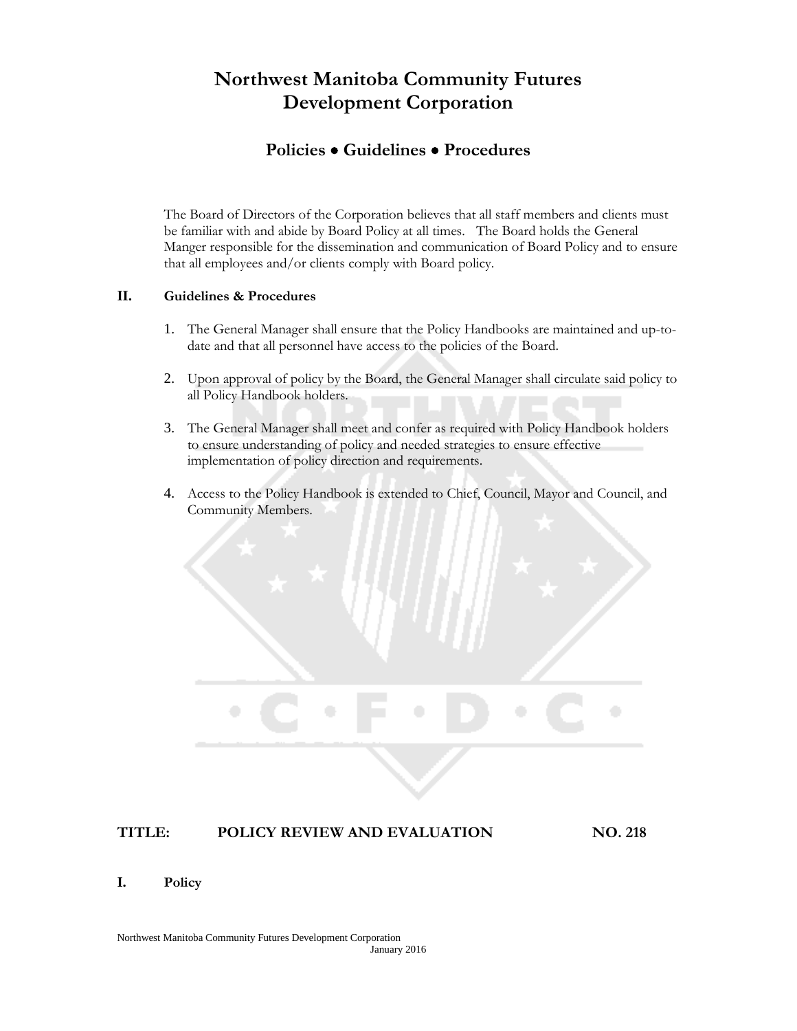# Northwest Manitoba Community Futures Development Corporation

## Policies • Guidelines • Procedures

The Board of Directors of the Corporation believes that all staff members and clients must be familiar with and abide by Board Policy at all times. The Board holds the General Manger responsible for the dissemination and communication of Board Policy and to ensure that all employees and/or clients comply with Board policy.

**II. Guidelines & Procedures**

1. The General Manager shall ensure that the Policy Handbooks are maintained and up-to-date and that all personnel have access to the policies of the Board.
2. Upon approval of policy by the Board, the General Manager shall circulate said policy to all Policy Handbook holders.
3. The General Manager shall meet and confer as required with Policy Handbook holders to ensure understanding of policy and needed strategies to ensure effective implementation of policy direction and requirements.
4. Access to the Policy Handbook is extended to Chief, Council, Mayor and Council, and Community Members.

**TITLE: POLICY REVIEW AND EVALUATION NO. 218**

**I. Policy**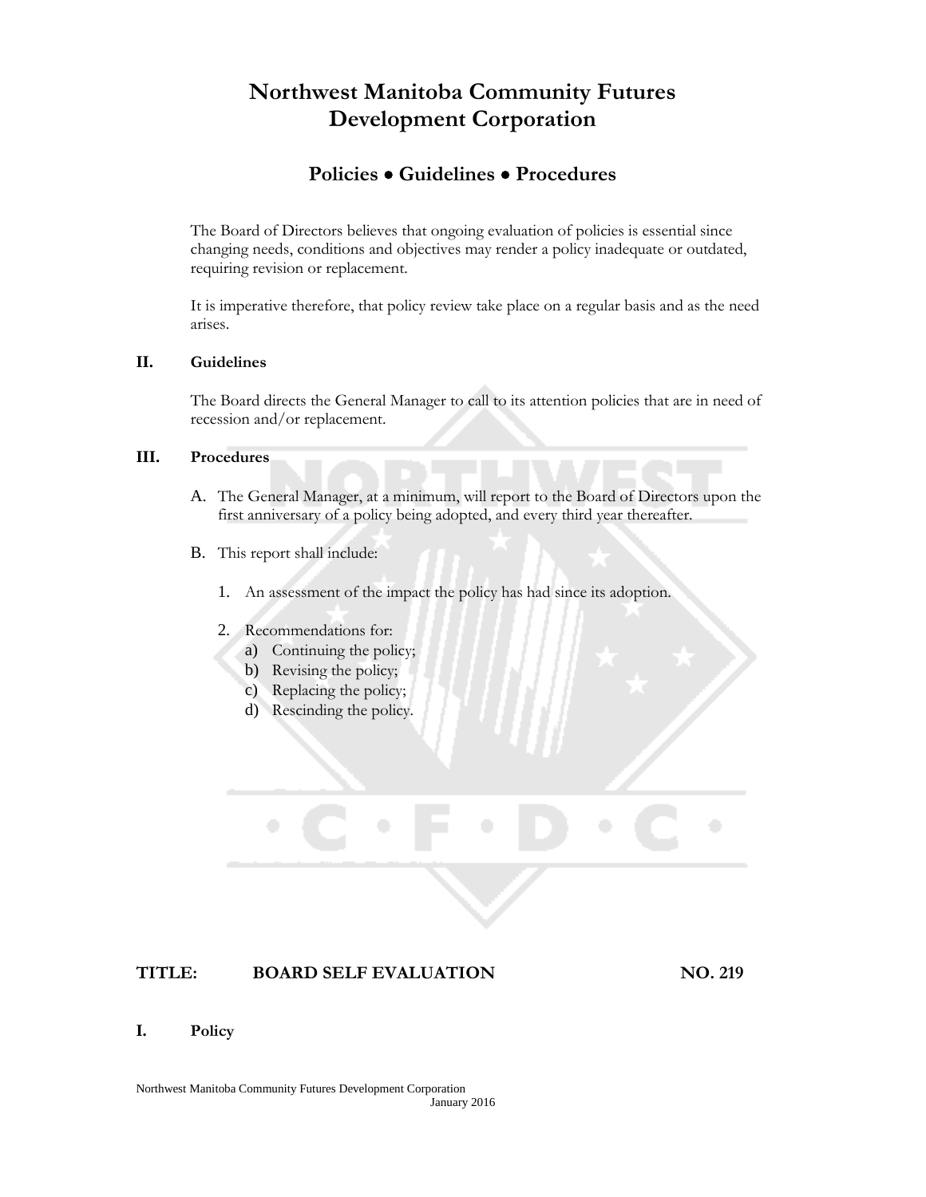# Northwest Manitoba Community Futures Development Corporation

## Policies • Guidelines • Procedures

The Board of Directors believes that ongoing evaluation of policies is essential since changing needs, conditions and objectives may render a policy inadequate or outdated, requiring revision or replacement.

It is imperative therefore, that policy review take place on a regular basis and as the need arises.

**II. Guidelines**

The Board directs the General Manager to call to its attention policies that are in need of recession and/or replacement.

**III. Procedures**

A. The General Manager, at a minimum, will report to the Board of Directors upon the first anniversary of a policy being adopted, and every third year thereafter.

B. This report shall include:

1. An assessment of the impact the policy has had since its adoption.

2. Recommendations for:
   a) Continuing the policy;
   b) Revising the policy;
   c) Replacing the policy;
   d) Rescinding the policy.

**TITLE: BOARD SELF EVALUATION NO. 219**

**I. Policy**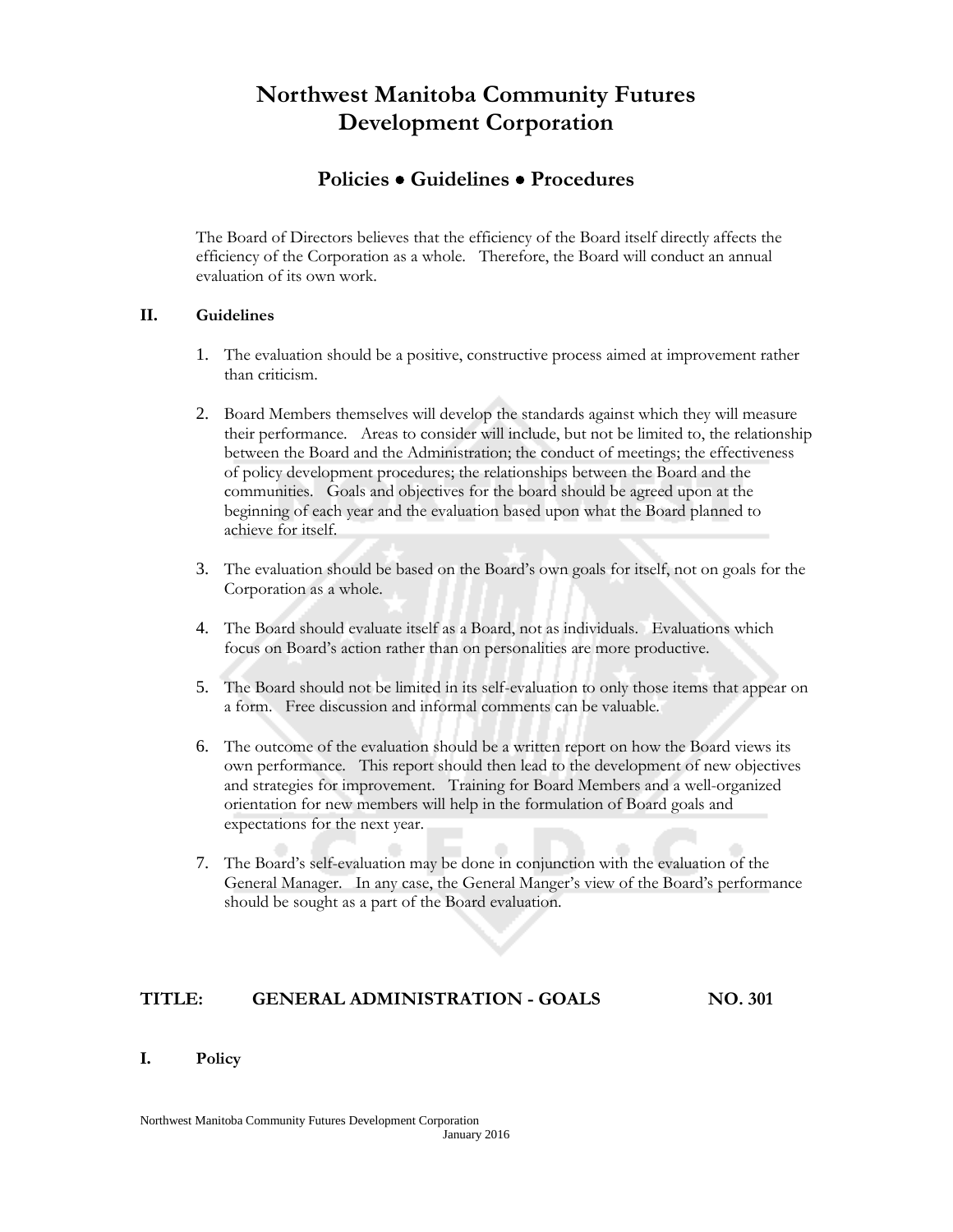# Northwest Manitoba Community Futures Development Corporation

## Policies • Guidelines • Procedures

The Board of Directors believes that the efficiency of the Board itself directly affects the efficiency of the Corporation as a whole. Therefore, the Board will conduct an annual evaluation of its own work.

### II. Guidelines

1. The evaluation should be a positive, constructive process aimed at improvement rather than criticism.

2. Board Members themselves will develop the standards against which they will measure their performance. Areas to consider will include, but not be limited to, the relationship between the Board and the Administration; the conduct of meetings; the effectiveness of policy development procedures; the relationships between the Board and the communities. Goals and objectives for the board should be agreed upon at the beginning of each year and the evaluation based upon what the Board planned to achieve for itself.

3. The evaluation should be based on the Board's own goals for itself, not on goals for the Corporation as a whole.

4. The Board should evaluate itself as a Board, not as individuals. Evaluations which focus on Board's action rather than on personalities are more productive.

5. The Board should not be limited in its self-evaluation to only those items that appear on a form. Free discussion and informal comments can be valuable.

6. The outcome of the evaluation should be a written report on how the Board views its own performance. This report should then lead to the development of new objectives and strategies for improvement. Training for Board Members and a well-organized orientation for new members will help in the formulation of Board goals and expectations for the next year.

7. The Board's self-evaluation may be done in conjunction with the evaluation of the General Manager. In any case, the General Manger's view of the Board's performance should be sought as a part of the Board evaluation.

## TITLE: GENERAL ADMINISTRATION - GOALS NO. 301

### I. Policy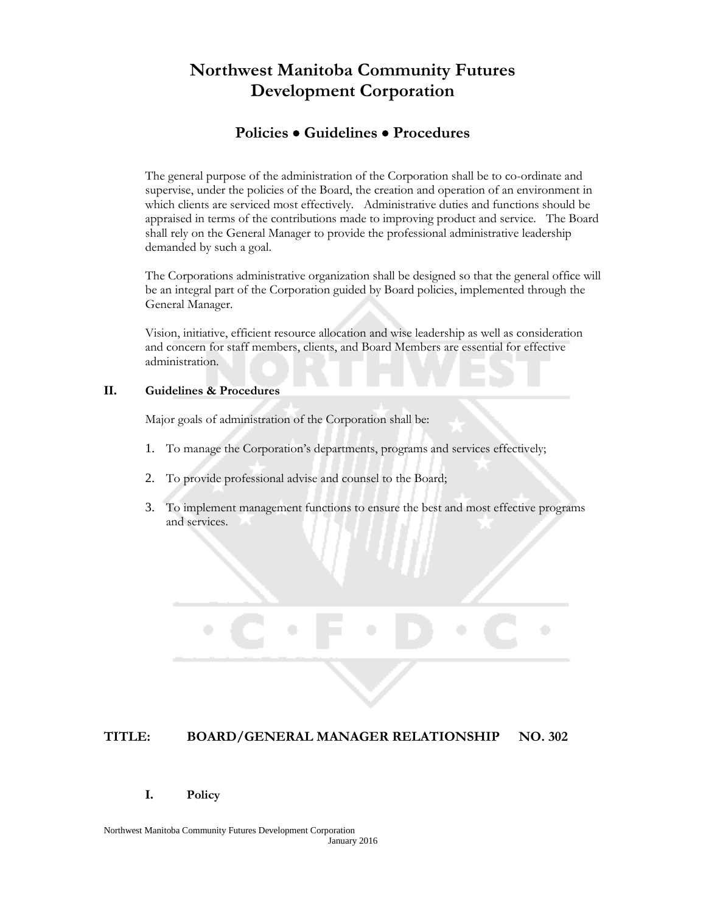# Northwest Manitoba Community Futures Development Corporation

## Policies • Guidelines • Procedures

The general purpose of the administration of the Corporation shall be to co-ordinate and supervise, under the policies of the Board, the creation and operation of an environment in which clients are serviced most effectively. Administrative duties and functions should be appraised in terms of the contributions made to improving product and service. The Board shall rely on the General Manager to provide the professional administrative leadership demanded by such a goal.

The Corporations administrative organization shall be designed so that the general office will be an integral part of the Corporation guided by Board policies, implemented through the General Manager.

Vision, initiative, efficient resource allocation and wise leadership as well as consideration and concern for staff members, clients, and Board Members are essential for effective administration.

### II. Guidelines & Procedures

Major goals of administration of the Corporation shall be:

1. To manage the Corporation's departments, programs and services effectively;
2. To provide professional advise and counsel to the Board;
3. To implement management functions to ensure the best and most effective programs and services.

## TITLE: BOARD/GENERAL MANAGER RELATIONSHIP NO. 302

### I. Policy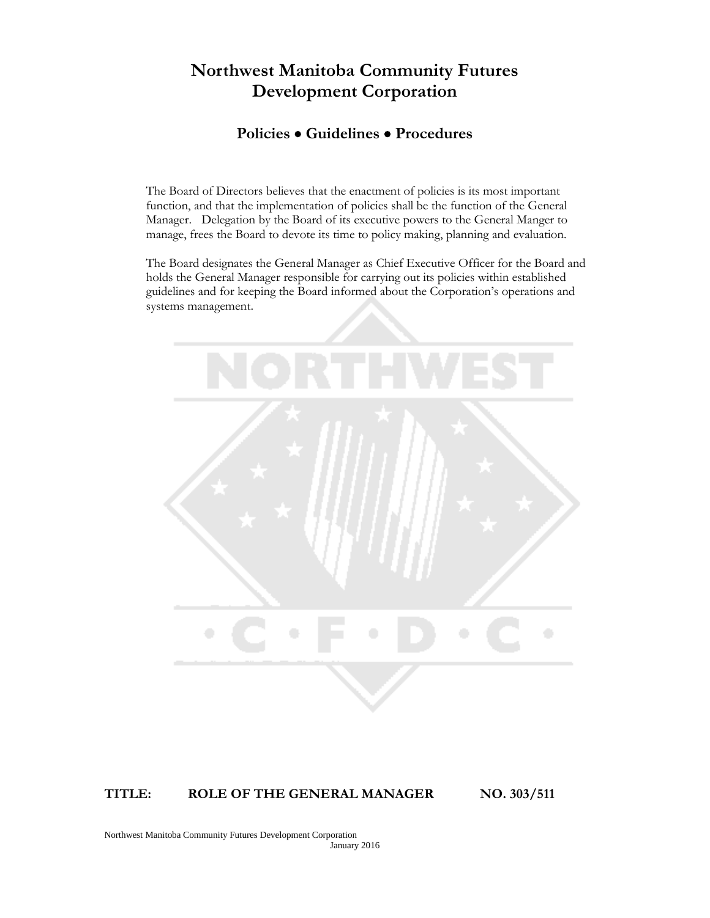# Northwest Manitoba Community Futures Development Corporation

## Policies • Guidelines • Procedures

The Board of Directors believes that the enactment of policies is its most important function, and that the implementation of policies shall be the function of the General Manager. Delegation by the Board of its executive powers to the General Manger to manage, frees the Board to devote its time to policy making, planning and evaluation.

The Board designates the General Manager as Chief Executive Officer for the Board and holds the General Manager responsible for carrying out its policies within established guidelines and for keeping the Board informed about the Corporation's operations and systems management.

**TITLE: ROLE OF THE GENERAL MANAGER NO. 303/511**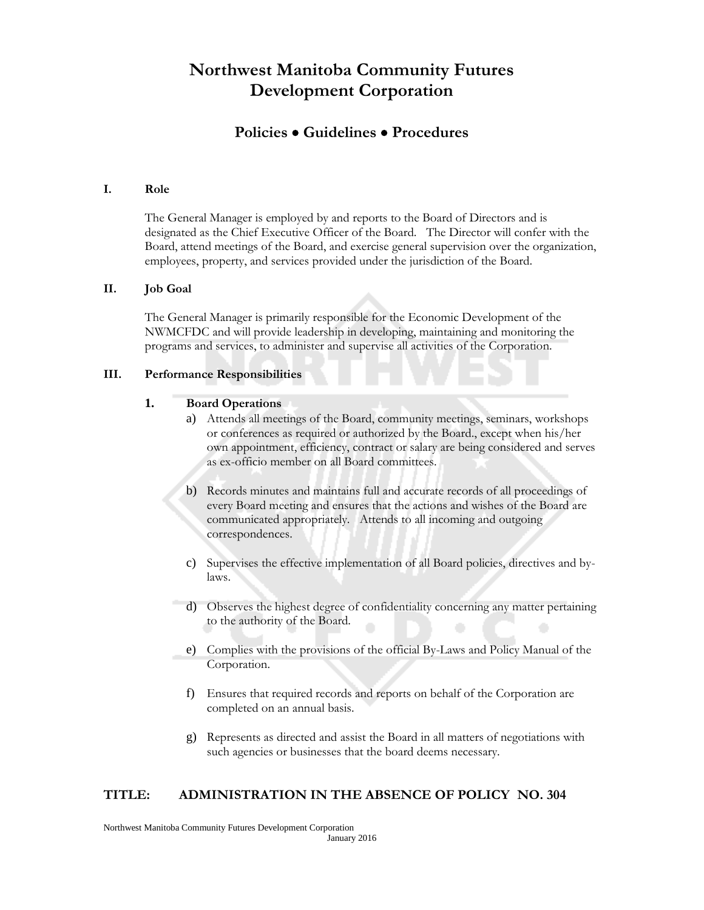# Northwest Manitoba Community Futures Development Corporation

## Policies • Guidelines • Procedures

### I. Role

The General Manager is employed by and reports to the Board of Directors and is designated as the Chief Executive Officer of the Board. The Director will confer with the Board, attend meetings of the Board, and exercise general supervision over the organization, employees, property, and services provided under the jurisdiction of the Board.

### II. Job Goal

The General Manager is primarily responsible for the Economic Development of the NWMCFDC and will provide leadership in developing, maintaining and monitoring the programs and services, to administer and supervise all activities of the Corporation.

### III. Performance Responsibilities

**1. Board Operations**

a) Attends all meetings of the Board, community meetings, seminars, workshops or conferences as required or authorized by the Board., except when his/her own appointment, efficiency, contract or salary are being considered and serves as ex-officio member on all Board committees.

b) Records minutes and maintains full and accurate records of all proceedings of every Board meeting and ensures that the actions and wishes of the Board are communicated appropriately. Attends to all incoming and outgoing correspondences.

c) Supervises the effective implementation of all Board policies, directives and by-laws.

d) Observes the highest degree of confidentiality concerning any matter pertaining to the authority of the Board.

e) Complies with the provisions of the official By-Laws and Policy Manual of the Corporation.

f) Ensures that required records and reports on behalf of the Corporation are completed on an annual basis.

g) Represents as directed and assist the Board in all matters of negotiations with such agencies or businesses that the board deems necessary.

## TITLE: ADMINISTRATION IN THE ABSENCE OF POLICY NO. 304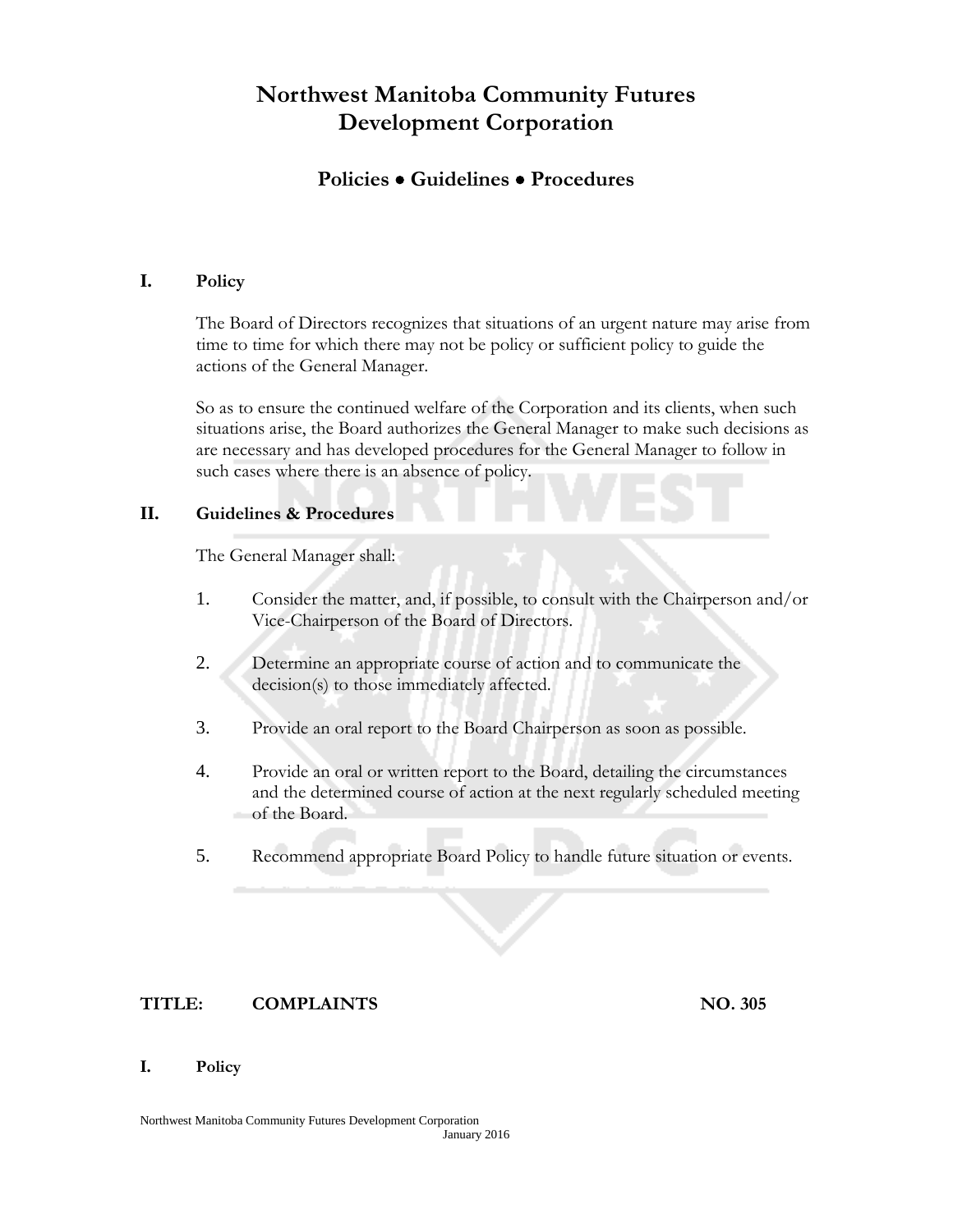# Northwest Manitoba Community Futures Development Corporation

## Policies • Guidelines • Procedures

**I. Policy**

The Board of Directors recognizes that situations of an urgent nature may arise from time to time for which there may not be policy or sufficient policy to guide the actions of the General Manager.

So as to ensure the continued welfare of the Corporation and its clients, when such situations arise, the Board authorizes the General Manager to make such decisions as are necessary and has developed procedures for the General Manager to follow in such cases where there is an absence of policy.

**II. Guidelines & Procedures**

The General Manager shall:

1. Consider the matter, and, if possible, to consult with the Chairperson and/or Vice-Chairperson of the Board of Directors.
2. Determine an appropriate course of action and to communicate the decision(s) to those immediately affected.
3. Provide an oral report to the Board Chairperson as soon as possible.
4. Provide an oral or written report to the Board, detailing the circumstances and the determined course of action at the next regularly scheduled meeting of the Board.
5. Recommend appropriate Board Policy to handle future situation or events.

**TITLE: COMPLAINTS NO. 305**

**I. Policy**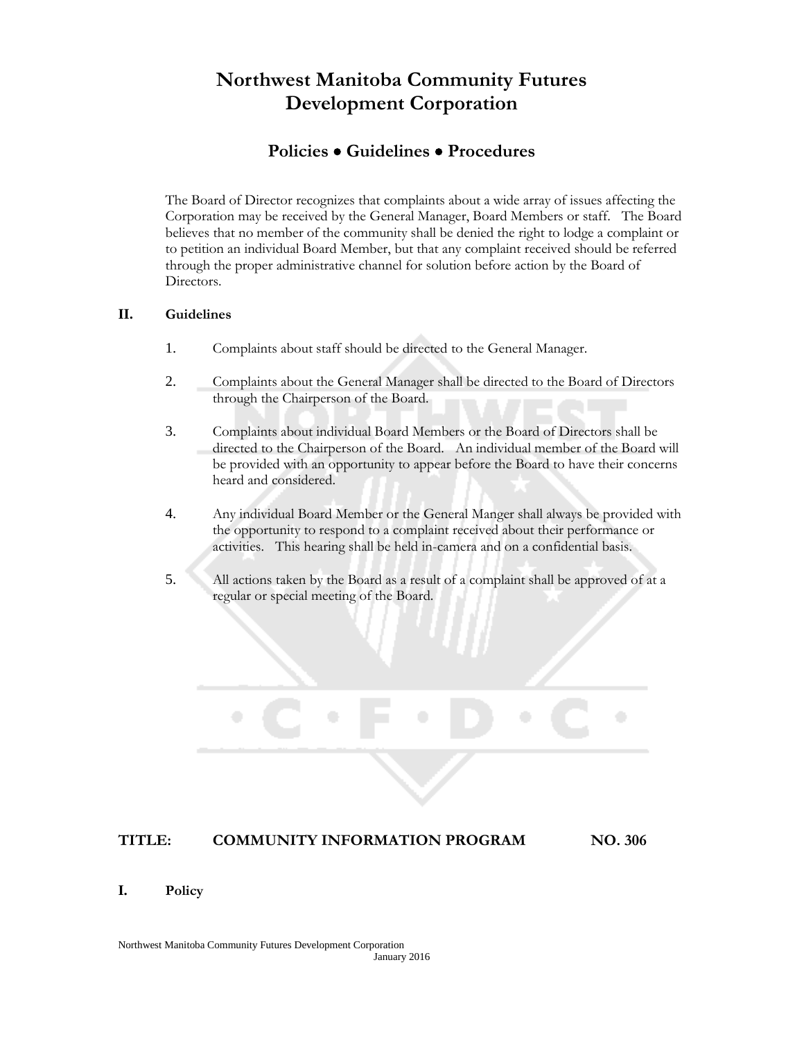# Northwest Manitoba Community Futures Development Corporation

## Policies • Guidelines • Procedures

The Board of Director recognizes that complaints about a wide array of issues affecting the Corporation may be received by the General Manager, Board Members or staff. The Board believes that no member of the community shall be denied the right to lodge a complaint or to petition an individual Board Member, but that any complaint received should be referred through the proper administrative channel for solution before action by the Board of Directors.

**II. Guidelines**

1. Complaints about staff should be directed to the General Manager.

2. Complaints about the General Manager shall be directed to the Board of Directors through the Chairperson of the Board.

3. Complaints about individual Board Members or the Board of Directors shall be directed to the Chairperson of the Board. An individual member of the Board will be provided with an opportunity to appear before the Board to have their concerns heard and considered.

4. Any individual Board Member or the General Manger shall always be provided with the opportunity to respond to a complaint received about their performance or activities. This hearing shall be held in-camera and on a confidential basis.

5. All actions taken by the Board as a result of a complaint shall be approved of at a regular or special meeting of the Board.

**TITLE: COMMUNITY INFORMATION PROGRAM NO. 306**

**I. Policy**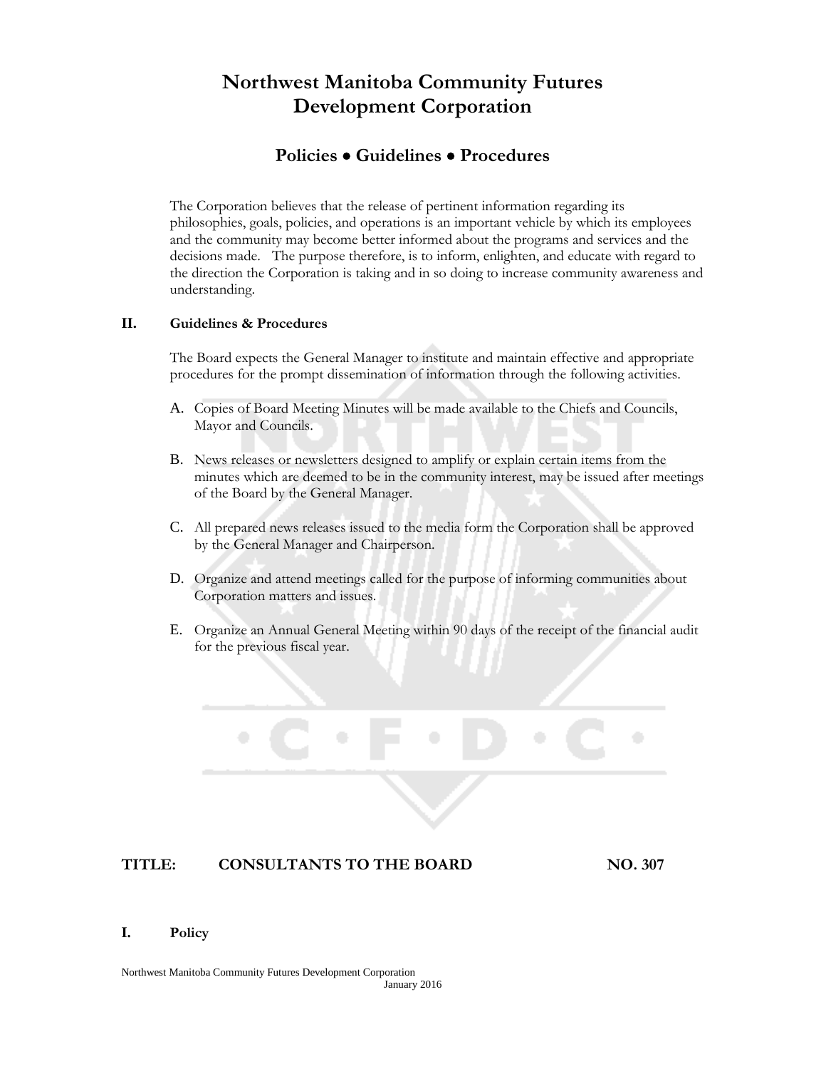# Northwest Manitoba Community Futures Development Corporation

## Policies • Guidelines • Procedures

The Corporation believes that the release of pertinent information regarding its philosophies, goals, policies, and operations is an important vehicle by which its employees and the community may become better informed about the programs and services and the decisions made. The purpose therefore, is to inform, enlighten, and educate with regard to the direction the Corporation is taking and in so doing to increase community awareness and understanding.

**II. Guidelines & Procedures**

The Board expects the General Manager to institute and maintain effective and appropriate procedures for the prompt dissemination of information through the following activities.

A. Copies of Board Meeting Minutes will be made available to the Chiefs and Councils, Mayor and Councils.

B. News releases or newsletters designed to amplify or explain certain items from the minutes which are deemed to be in the community interest, may be issued after meetings of the Board by the General Manager.

C. All prepared news releases issued to the media form the Corporation shall be approved by the General Manager and Chairperson.

D. Organize and attend meetings called for the purpose of informing communities about Corporation matters and issues.

E. Organize an Annual General Meeting within 90 days of the receipt of the financial audit for the previous fiscal year.

**TITLE: CONSULTANTS TO THE BOARD NO. 307**

**I. Policy**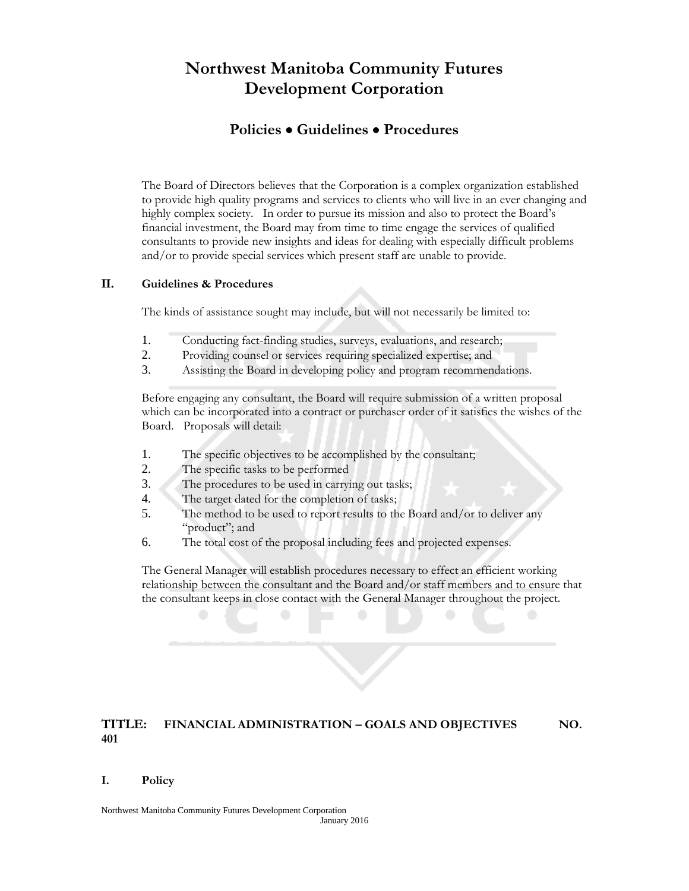# Northwest Manitoba Community Futures Development Corporation

## Policies • Guidelines • Procedures

The Board of Directors believes that the Corporation is a complex organization established to provide high quality programs and services to clients who will live in an ever changing and highly complex society. In order to pursue its mission and also to protect the Board's financial investment, the Board may from time to time engage the services of qualified consultants to provide new insights and ideas for dealing with especially difficult problems and/or to provide special services which present staff are unable to provide.

### II. Guidelines & Procedures

The kinds of assistance sought may include, but will not necessarily be limited to:

1. Conducting fact-finding studies, surveys, evaluations, and research;
2. Providing counsel or services requiring specialized expertise; and
3. Assisting the Board in developing policy and program recommendations.

Before engaging any consultant, the Board will require submission of a written proposal which can be incorporated into a contract or purchaser order of it satisfies the wishes of the Board. Proposals will detail:

1. The specific objectives to be accomplished by the consultant;
2. The specific tasks to be performed
3. The procedures to be used in carrying out tasks;
4. The target dated for the completion of tasks;
5. The method to be used to report results to the Board and/or to deliver any "product"; and
6. The total cost of the proposal including fees and projected expenses.

The General Manager will establish procedures necessary to effect an efficient working relationship between the consultant and the Board and/or staff members and to ensure that the consultant keeps in close contact with the General Manager throughout the project.

## TITLE: FINANCIAL ADMINISTRATION – GOALS AND OBJECTIVES NO. 401

### I. Policy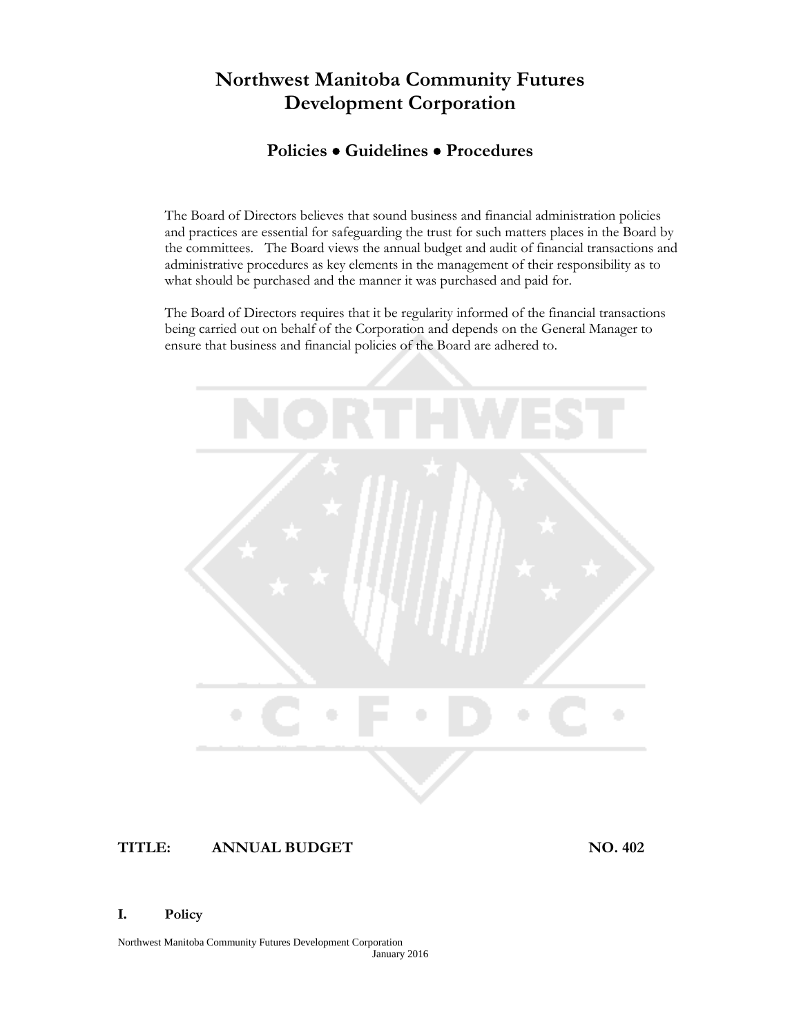# Northwest Manitoba Community Futures Development Corporation

## Policies • Guidelines • Procedures

The Board of Directors believes that sound business and financial administration policies and practices are essential for safeguarding the trust for such matters places in the Board by the committees. The Board views the annual budget and audit of financial transactions and administrative procedures as key elements in the management of their responsibility as to what should be purchased and the manner it was purchased and paid for.

The Board of Directors requires that it be regularity informed of the financial transactions being carried out on behalf of the Corporation and depends on the General Manager to ensure that business and financial policies of the Board are adhered to.

**TITLE: ANNUAL BUDGET NO. 402**

**I. Policy**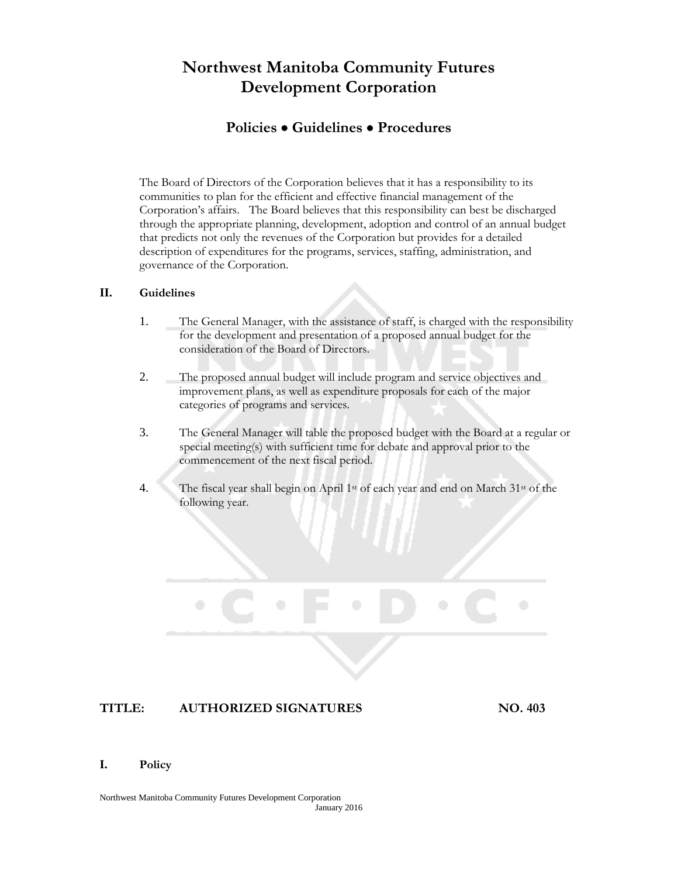# Northwest Manitoba Community Futures Development Corporation

## Policies • Guidelines • Procedures

The Board of Directors of the Corporation believes that it has a responsibility to its communities to plan for the efficient and effective financial management of the Corporation's affairs. The Board believes that this responsibility can best be discharged through the appropriate planning, development, adoption and control of an annual budget that predicts not only the revenues of the Corporation but provides for a detailed description of expenditures for the programs, services, staffing, administration, and governance of the Corporation.

### II. Guidelines

1. The General Manager, with the assistance of staff, is charged with the responsibility for the development and presentation of a proposed annual budget for the consideration of the Board of Directors.

2. The proposed annual budget will include program and service objectives and improvement plans, as well as expenditure proposals for each of the major categories of programs and services.

3. The General Manager will table the proposed budget with the Board at a regular or special meeting(s) with sufficient time for debate and approval prior to the commencement of the next fiscal period.

4. The fiscal year shall begin on April 1st of each year and end on March 31st of the following year.

## TITLE: AUTHORIZED SIGNATURES NO. 403

### I. Policy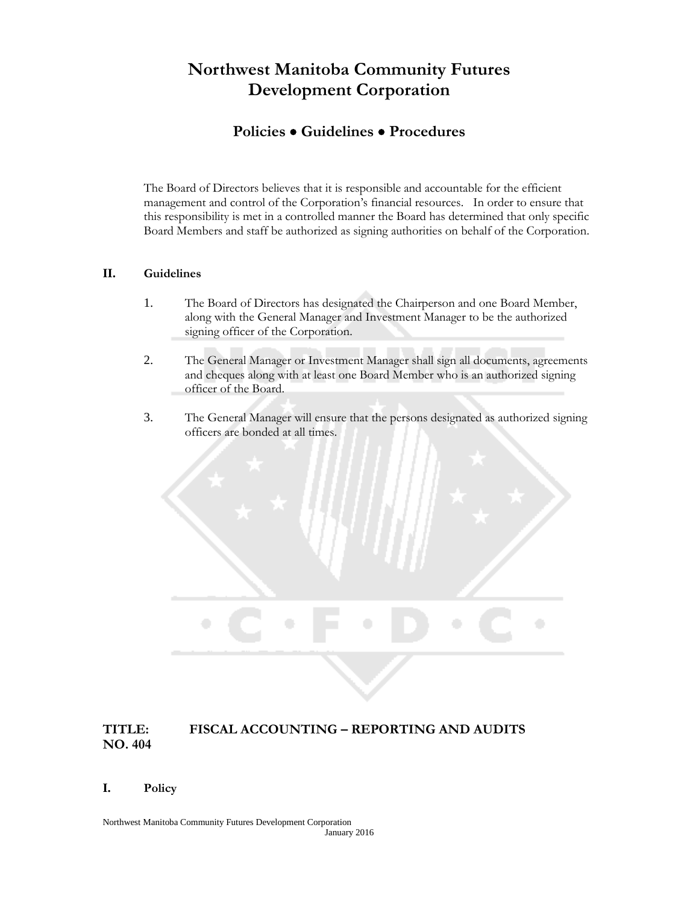# Northwest Manitoba Community Futures Development Corporation

## Policies • Guidelines • Procedures

The Board of Directors believes that it is responsible and accountable for the efficient management and control of the Corporation's financial resources. In order to ensure that this responsibility is met in a controlled manner the Board has determined that only specific Board Members and staff be authorized as signing authorities on behalf of the Corporation.

### II. Guidelines

1. The Board of Directors has designated the Chairperson and one Board Member, along with the General Manager and Investment Manager to be the authorized signing officer of the Corporation.
2. The General Manager or Investment Manager shall sign all documents, agreements and cheques along with at least one Board Member who is an authorized signing officer of the Board.
3. The General Manager will ensure that the persons designated as authorized signing officers are bonded at all times.

## TITLE: FISCAL ACCOUNTING – REPORTING AND AUDITS
## NO. 404

### I. Policy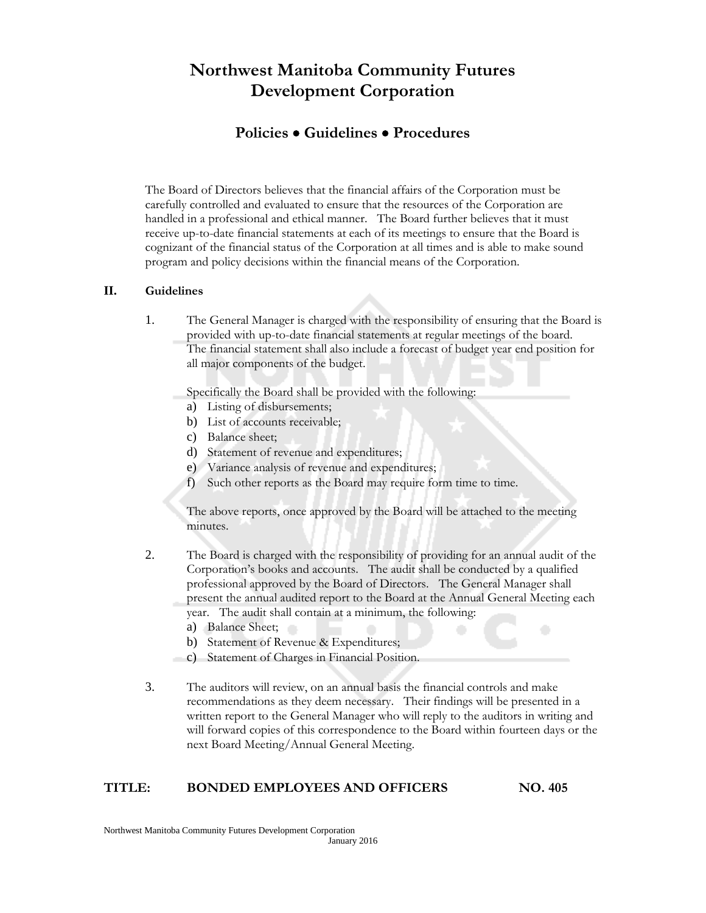# Northwest Manitoba Community Futures Development Corporation

## Policies • Guidelines • Procedures

The Board of Directors believes that the financial affairs of the Corporation must be carefully controlled and evaluated to ensure that the resources of the Corporation are handled in a professional and ethical manner. The Board further believes that it must receive up-to-date financial statements at each of its meetings to ensure that the Board is cognizant of the financial status of the Corporation at all times and is able to make sound program and policy decisions within the financial means of the Corporation.

**II. Guidelines**

1. The General Manager is charged with the responsibility of ensuring that the Board is provided with up-to-date financial statements at regular meetings of the board. The financial statement shall also include a forecast of budget year end position for all major components of the budget.

   Specifically the Board shall be provided with the following:
   a) Listing of disbursements;
   b) List of accounts receivable;
   c) Balance sheet;
   d) Statement of revenue and expenditures;
   e) Variance analysis of revenue and expenditures;
   f) Such other reports as the Board may require form time to time.

   The above reports, once approved by the Board will be attached to the meeting minutes.

2. The Board is charged with the responsibility of providing for an annual audit of the Corporation's books and accounts. The audit shall be conducted by a qualified professional approved by the Board of Directors. The General Manager shall present the annual audited report to the Board at the Annual General Meeting each year. The audit shall contain at a minimum, the following:
   a) Balance Sheet;
   b) Statement of Revenue & Expenditures;
   c) Statement of Charges in Financial Position.

3. The auditors will review, on an annual basis the financial controls and make recommendations as they deem necessary. Their findings will be presented in a written report to the General Manager who will reply to the auditors in writing and will forward copies of this correspondence to the Board within fourteen days or the next Board Meeting/Annual General Meeting.

**TITLE: BONDED EMPLOYEES AND OFFICERS NO. 405**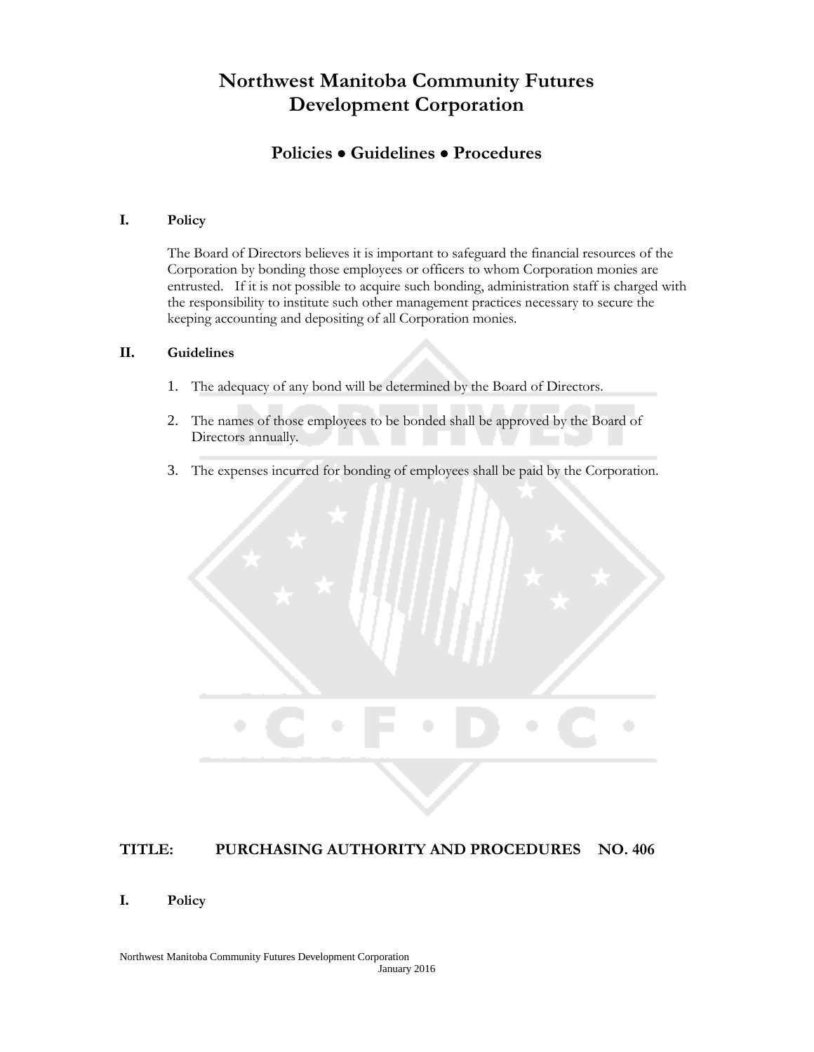# Northwest Manitoba Community Futures Development Corporation

## Policies • Guidelines • Procedures

**I. Policy**

The Board of Directors believes it is important to safeguard the financial resources of the Corporation by bonding those employees or officers to whom Corporation monies are entrusted. If it is not possible to acquire such bonding, administration staff is charged with the responsibility to institute such other management practices necessary to secure the keeping accounting and depositing of all Corporation monies.

**II. Guidelines**

1. The adequacy of any bond will be determined by the Board of Directors.
2. The names of those employees to be bonded shall be approved by the Board of Directors annually.
3. The expenses incurred for bonding of employees shall be paid by the Corporation.

## TITLE: PURCHASING AUTHORITY AND PROCEDURES NO. 406

**I. Policy**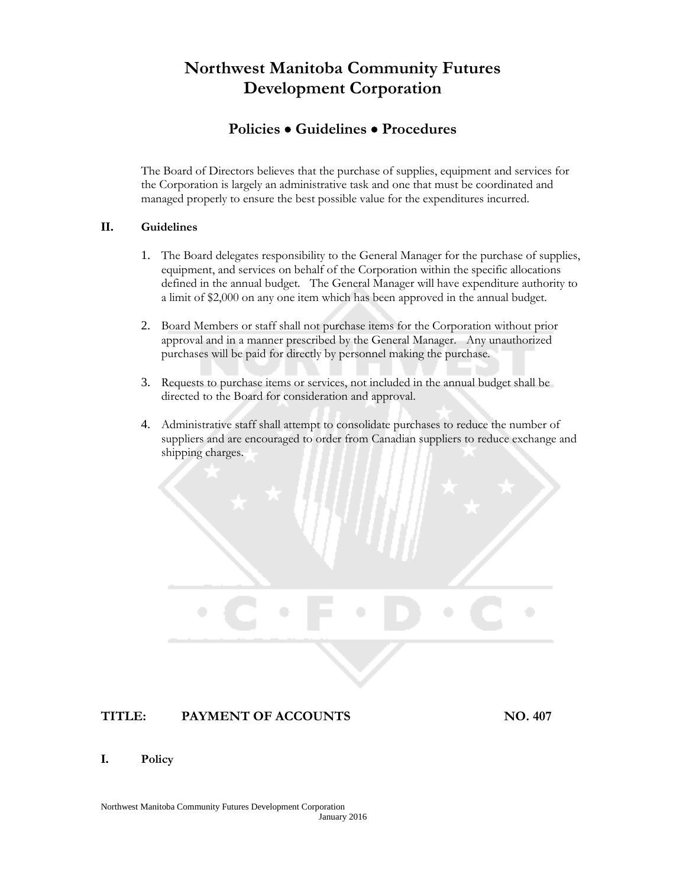# Northwest Manitoba Community Futures Development Corporation

## Policies • Guidelines • Procedures

The Board of Directors believes that the purchase of supplies, equipment and services for the Corporation is largely an administrative task and one that must be coordinated and managed properly to ensure the best possible value for the expenditures incurred.

**II. Guidelines**

1. The Board delegates responsibility to the General Manager for the purchase of supplies, equipment, and services on behalf of the Corporation within the specific allocations defined in the annual budget. The General Manager will have expenditure authority to a limit of $2,000 on any one item which has been approved in the annual budget.
2. Board Members or staff shall not purchase items for the Corporation without prior approval and in a manner prescribed by the General Manager. Any unauthorized purchases will be paid for directly by personnel making the purchase.
3. Requests to purchase items or services, not included in the annual budget shall be directed to the Board for consideration and approval.
4. Administrative staff shall attempt to consolidate purchases to reduce the number of suppliers and are encouraged to order from Canadian suppliers to reduce exchange and shipping charges.

**TITLE: PAYMENT OF ACCOUNTS NO. 407**

**I. Policy**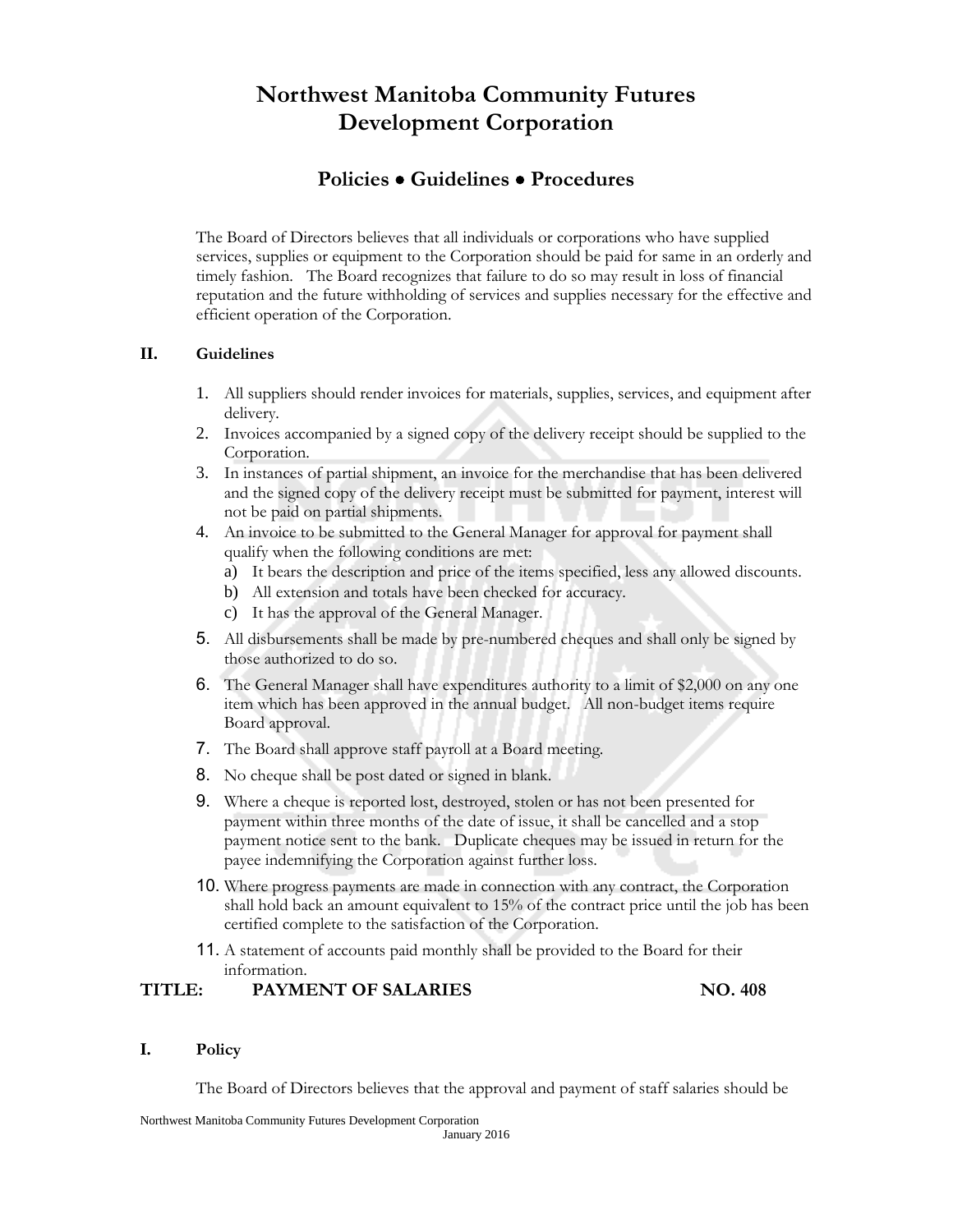# Northwest Manitoba Community Futures Development Corporation

## Policies • Guidelines • Procedures

The Board of Directors believes that all individuals or corporations who have supplied services, supplies or equipment to the Corporation should be paid for same in an orderly and timely fashion. The Board recognizes that failure to do so may result in loss of financial reputation and the future withholding of services and supplies necessary for the effective and efficient operation of the Corporation.

### II. Guidelines

1. All suppliers should render invoices for materials, supplies, services, and equipment after delivery.
2. Invoices accompanied by a signed copy of the delivery receipt should be supplied to the Corporation.
3. In instances of partial shipment, an invoice for the merchandise that has been delivered and the signed copy of the delivery receipt must be submitted for payment, interest will not be paid on partial shipments.
4. An invoice to be submitted to the General Manager for approval for payment shall qualify when the following conditions are met:
   a) It bears the description and price of the items specified, less any allowed discounts.
   b) All extension and totals have been checked for accuracy.
   c) It has the approval of the General Manager.
5. All disbursements shall be made by pre-numbered cheques and shall only be signed by those authorized to do so.
6. The General Manager shall have expenditures authority to a limit of $2,000 on any one item which has been approved in the annual budget. All non-budget items require Board approval.
7. The Board shall approve staff payroll at a Board meeting.
8. No cheque shall be post dated or signed in blank.
9. Where a cheque is reported lost, destroyed, stolen or has not been presented for payment within three months of the date of issue, it shall be cancelled and a stop payment notice sent to the bank. Duplicate cheques may be issued in return for the payee indemnifying the Corporation against further loss.
10. Where progress payments are made in connection with any contract, the Corporation shall hold back an amount equivalent to 15% of the contract price until the job has been certified complete to the satisfaction of the Corporation.
11. A statement of accounts paid monthly shall be provided to the Board for their information.

## TITLE: PAYMENT OF SALARIES NO. 408

### I. Policy

The Board of Directors believes that the approval and payment of staff salaries should be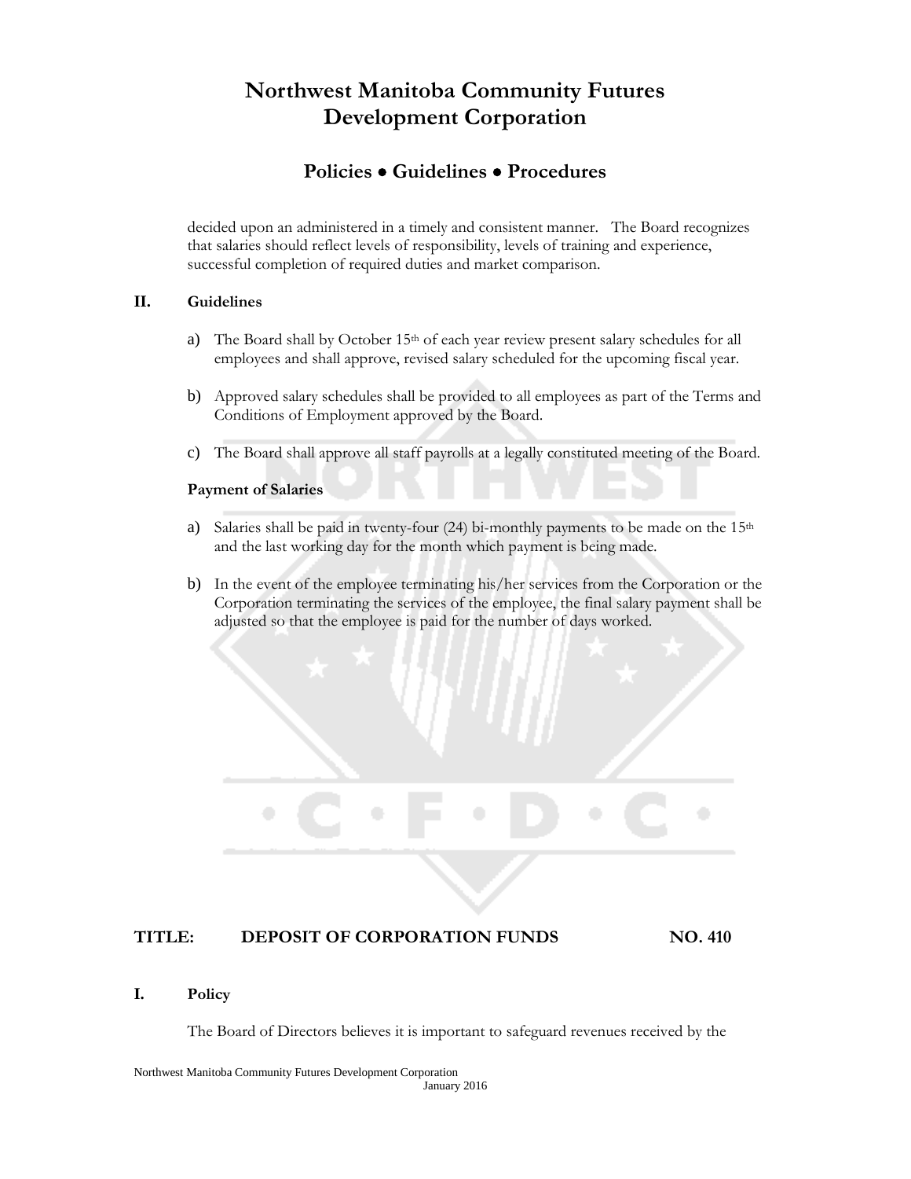decided upon an administered in a timely and consistent manner. The Board recognizes that salaries should reflect levels of responsibility, levels of training and experience, successful completion of required duties and market comparison.

## II. Guidelines

a) The Board shall by October 15th of each year review present salary schedules for all employees and shall approve, revised salary scheduled for the upcoming fiscal year.

b) Approved salary schedules shall be provided to all employees as part of the Terms and Conditions of Employment approved by the Board.

c) The Board shall approve all staff payrolls at a legally constituted meeting of the Board.

**Payment of Salaries**

a) Salaries shall be paid in twenty-four (24) bi-monthly payments to be made on the 15th and the last working day for the month which payment is being made.

b) In the event of the employee terminating his/her services from the Corporation or the Corporation terminating the services of the employee, the final salary payment shall be adjusted so that the employee is paid for the number of days worked.

## TITLE: DEPOSIT OF CORPORATION FUNDS NO. 410

## I. Policy

The Board of Directors believes it is important to safeguard revenues received by the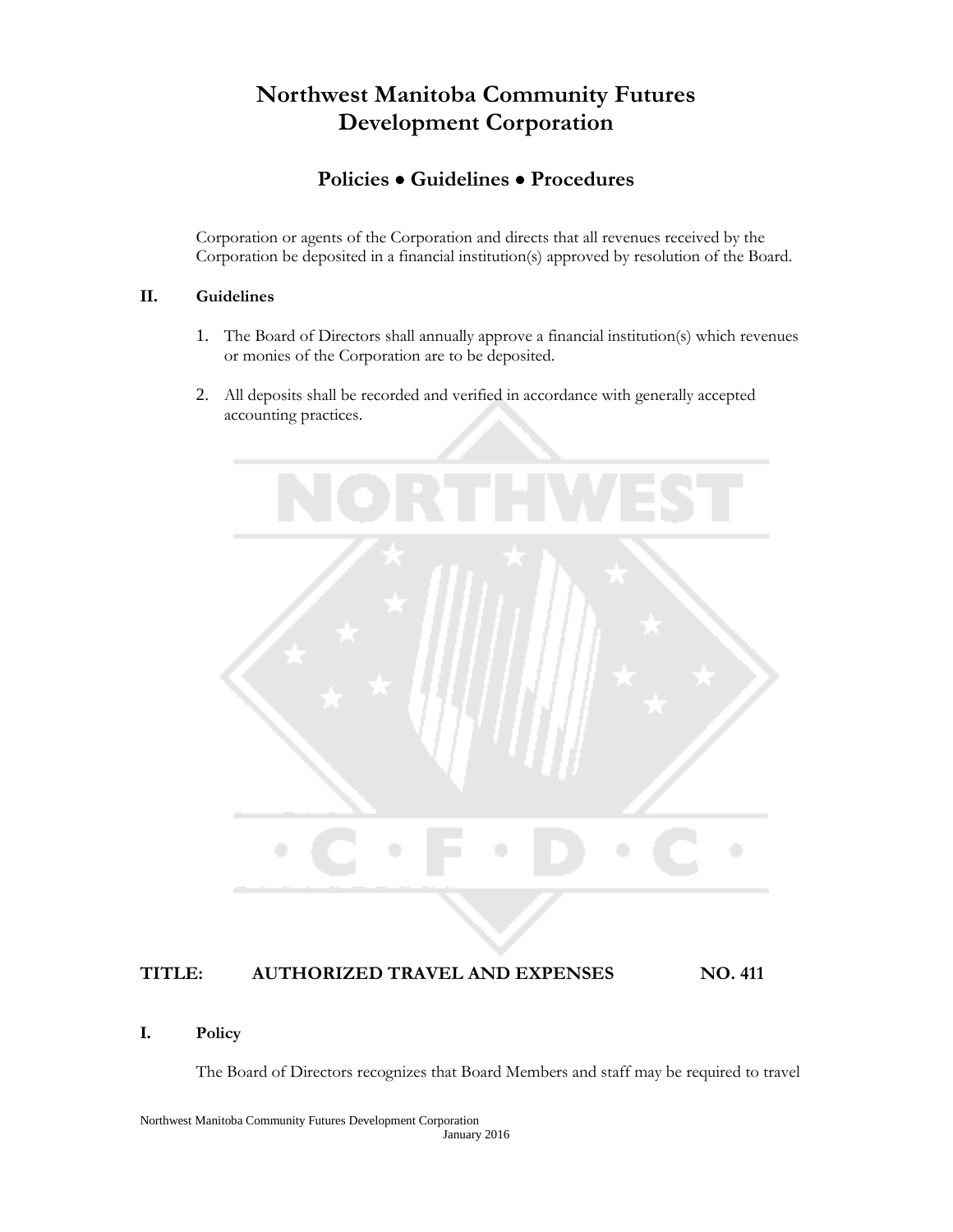Corporation or agents of the Corporation and directs that all revenues received by the Corporation be deposited in a financial institution(s) approved by resolution of the Board.

### II. Guidelines

1. The Board of Directors shall annually approve a financial institution(s) which revenues or monies of the Corporation are to be deposited.
2. All deposits shall be recorded and verified in accordance with generally accepted accounting practices.

## TITLE: AUTHORIZED TRAVEL AND EXPENSES NO. 411

### I. Policy

The Board of Directors recognizes that Board Members and staff may be required to travel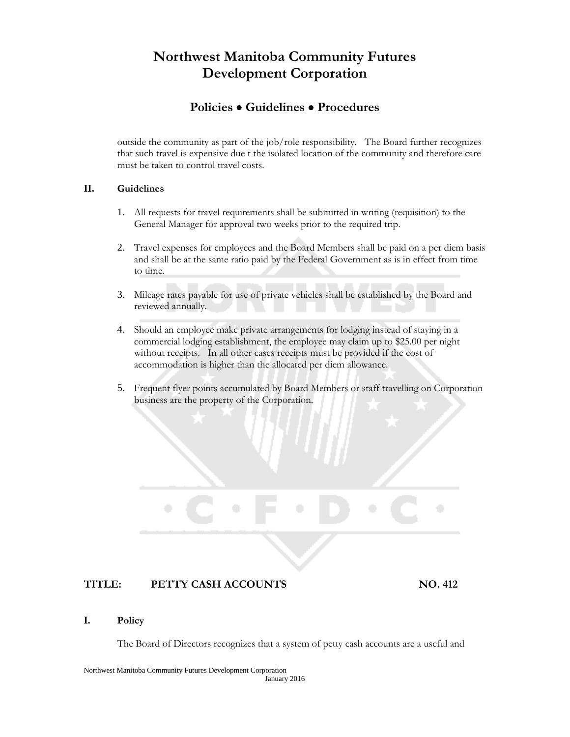outside the community as part of the job/role responsibility. The Board further recognizes that such travel is expensive due t the isolated location of the community and therefore care must be taken to control travel costs.

**II. Guidelines**

1. All requests for travel requirements shall be submitted in writing (requisition) to the General Manager for approval two weeks prior to the required trip.

2. Travel expenses for employees and the Board Members shall be paid on a per diem basis and shall be at the same ratio paid by the Federal Government as is in effect from time to time.

3. Mileage rates payable for use of private vehicles shall be established by the Board and reviewed annually.

4. Should an employee make private arrangements for lodging instead of staying in a commercial lodging establishment, the employee may claim up to $25.00 per night without receipts. In all other cases receipts must be provided if the cost of accommodation is higher than the allocated per diem allowance.

5. Frequent flyer points accumulated by Board Members or staff travelling on Corporation business are the property of the Corporation.

## TITLE: PETTY CASH ACCOUNTS NO. 412

**I. Policy**

The Board of Directors recognizes that a system of petty cash accounts are a useful and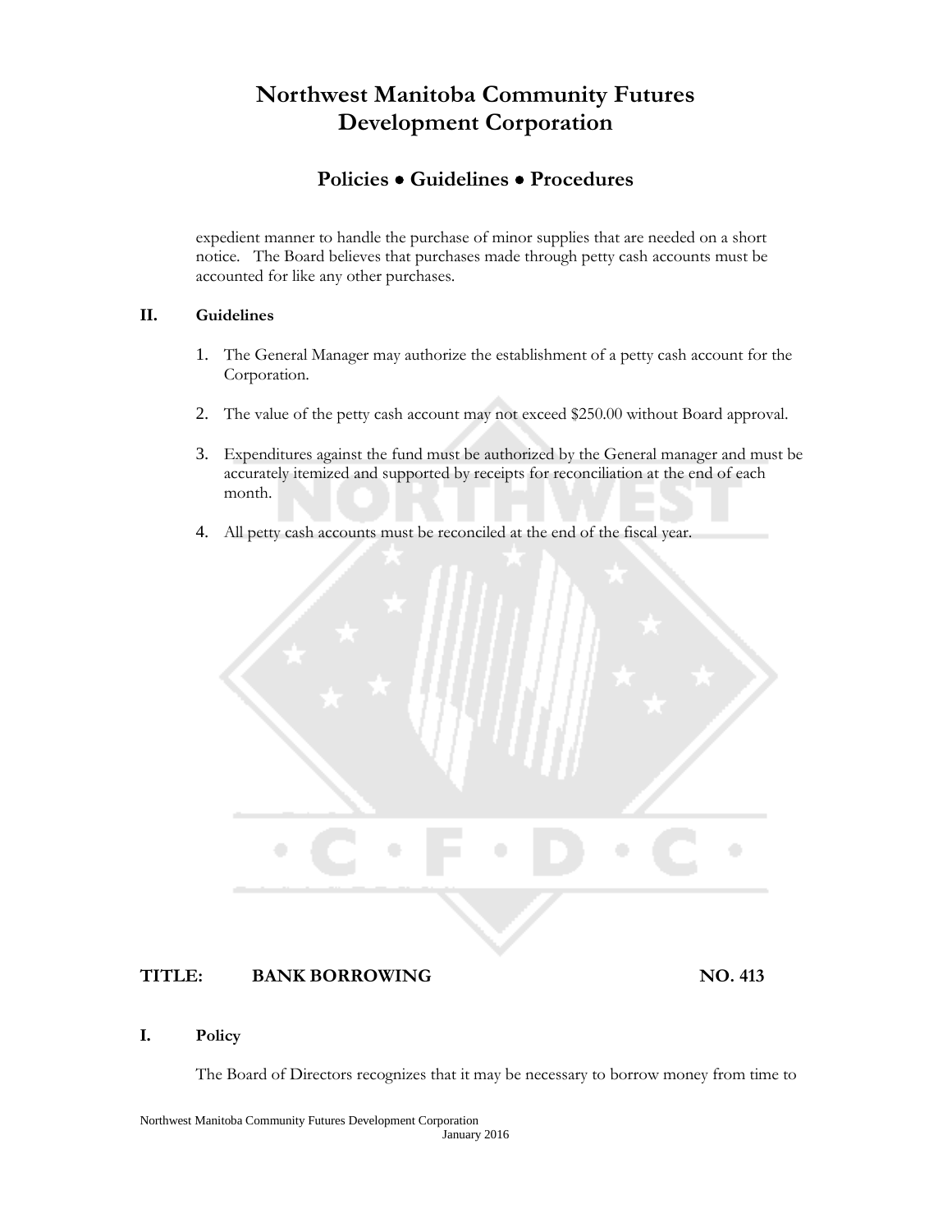expedient manner to handle the purchase of minor supplies that are needed on a short notice. The Board believes that purchases made through petty cash accounts must be accounted for like any other purchases.

### II. Guidelines

1. The General Manager may authorize the establishment of a petty cash account for the Corporation.

2. The value of the petty cash account may not exceed $250.00 without Board approval.

3. Expenditures against the fund must be authorized by the General manager and must be accurately itemized and supported by receipts for reconciliation at the end of each month.

4. All petty cash accounts must be reconciled at the end of the fiscal year.

## TITLE: BANK BORROWING NO. 413

### I. Policy

The Board of Directors recognizes that it may be necessary to borrow money from time to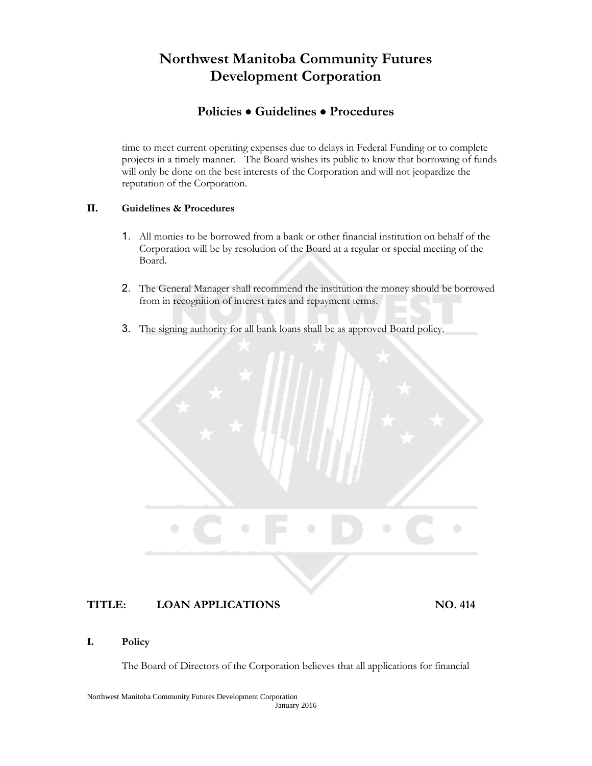time to meet current operating expenses due to delays in Federal Funding or to complete projects in a timely manner. The Board wishes its public to know that borrowing of funds will only be done on the best interests of the Corporation and will not jeopardize the reputation of the Corporation.

### II. Guidelines & Procedures

1. All monies to be borrowed from a bank or other financial institution on behalf of the Corporation will be by resolution of the Board at a regular or special meeting of the Board.

2. The General Manager shall recommend the institution the money should be borrowed from in recognition of interest rates and repayment terms.

3. The signing authority for all bank loans shall be as approved Board policy.

## TITLE: LOAN APPLICATIONS NO. 414

### I. Policy

The Board of Directors of the Corporation believes that all applications for financial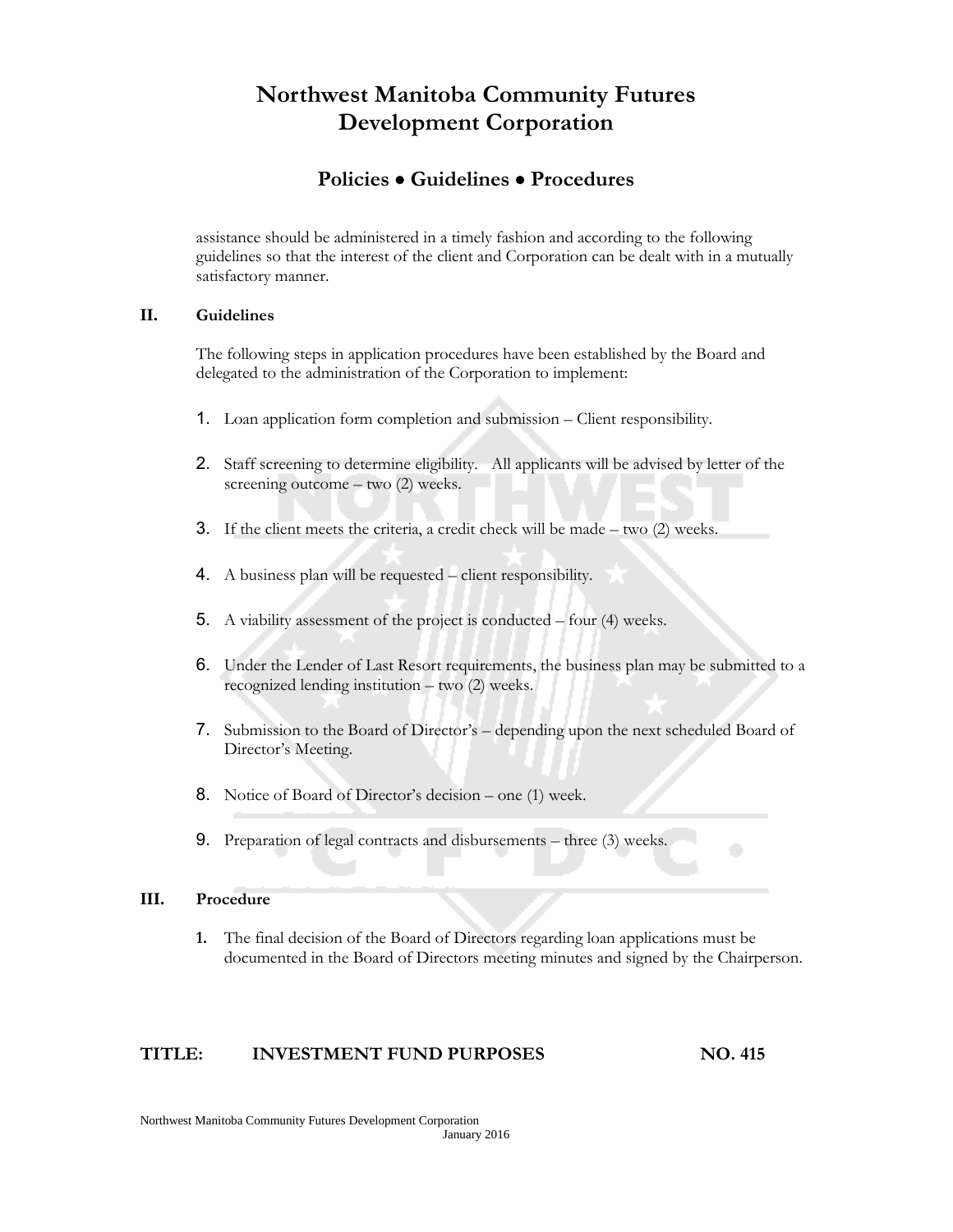assistance should be administered in a timely fashion and according to the following guidelines so that the interest of the client and Corporation can be dealt with in a mutually satisfactory manner.

## II. Guidelines

The following steps in application procedures have been established by the Board and delegated to the administration of the Corporation to implement:

1. Loan application form completion and submission – Client responsibility.
2. Staff screening to determine eligibility. All applicants will be advised by letter of the screening outcome – two (2) weeks.
3. If the client meets the criteria, a credit check will be made – two (2) weeks.
4. A business plan will be requested – client responsibility.
5. A viability assessment of the project is conducted – four (4) weeks.
6. Under the Lender of Last Resort requirements, the business plan may be submitted to a recognized lending institution – two (2) weeks.
7. Submission to the Board of Director's – depending upon the next scheduled Board of Director's Meeting.
8. Notice of Board of Director's decision – one (1) week.
9. Preparation of legal contracts and disbursements – three (3) weeks.

## III. Procedure

1. The final decision of the Board of Directors regarding loan applications must be documented in the Board of Directors meeting minutes and signed by the Chairperson.

## TITLE: INVESTMENT FUND PURPOSES NO. 415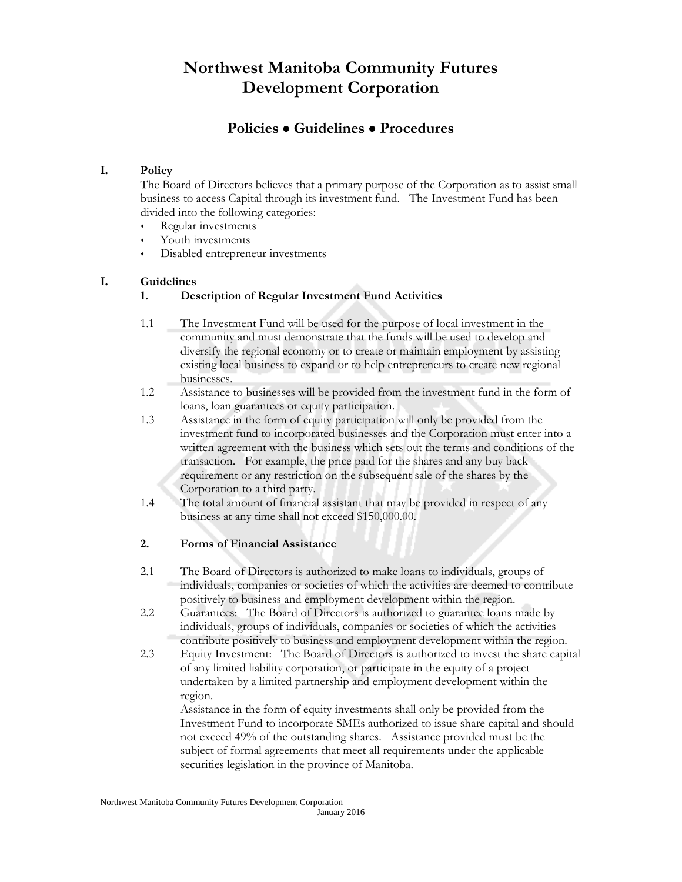# Northwest Manitoba Community Futures Development Corporation

## Policies ● Guidelines ● Procedures

### I. Policy

The Board of Directors believes that a primary purpose of the Corporation as to assist small business to access Capital through its investment fund. The Investment Fund has been divided into the following categories:

- Regular investments
- Youth investments
- Disabled entrepreneur investments

### I. Guidelines

#### 1. Description of Regular Investment Fund Activities

1.1 The Investment Fund will be used for the purpose of local investment in the community and must demonstrate that the funds will be used to develop and diversify the regional economy or to create or maintain employment by assisting existing local business to expand or to help entrepreneurs to create new regional businesses.

1.2 Assistance to businesses will be provided from the investment fund in the form of loans, loan guarantees or equity participation.

1.3 Assistance in the form of equity participation will only be provided from the investment fund to incorporated businesses and the Corporation must enter into a written agreement with the business which sets out the terms and conditions of the transaction. For example, the price paid for the shares and any buy back requirement or any restriction on the subsequent sale of the shares by the Corporation to a third party.

1.4 The total amount of financial assistant that may be provided in respect of any business at any time shall not exceed $150,000.00.

#### 2. Forms of Financial Assistance

2.1 The Board of Directors is authorized to make loans to individuals, groups of individuals, companies or societies of which the activities are deemed to contribute positively to business and employment development within the region.

2.2 Guarantees: The Board of Directors is authorized to guarantee loans made by individuals, groups of individuals, companies or societies of which the activities contribute positively to business and employment development within the region.

2.3 Equity Investment: The Board of Directors is authorized to invest the share capital of any limited liability corporation, or participate in the equity of a project undertaken by a limited partnership and employment development within the region.

Assistance in the form of equity investments shall only be provided from the Investment Fund to incorporate SMEs authorized to issue share capital and should not exceed 49% of the outstanding shares. Assistance provided must be the subject of formal agreements that meet all requirements under the applicable securities legislation in the province of Manitoba.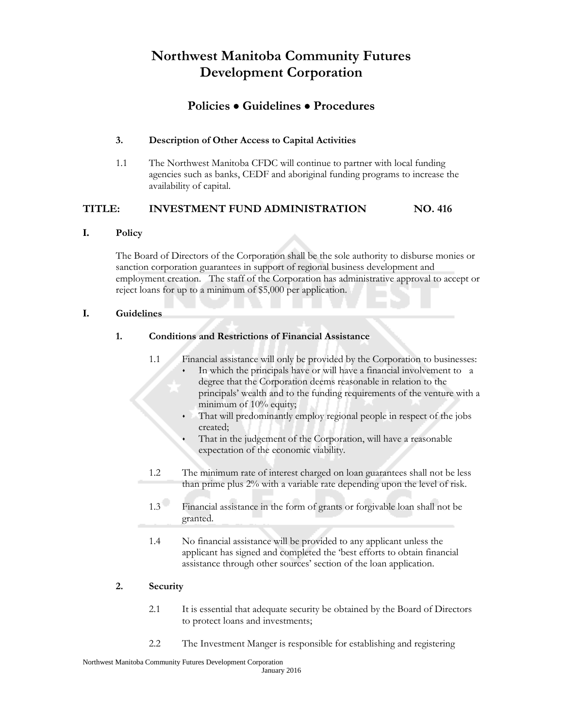# Northwest Manitoba Community Futures Development Corporation

## Policies • Guidelines • Procedures

**3. Description of Other Access to Capital Activities**

1.1 The Northwest Manitoba CFDC will continue to partner with local funding agencies such as banks, CEDF and aboriginal funding programs to increase the availability of capital.

## TITLE: INVESTMENT FUND ADMINISTRATION NO. 416

**I. Policy**

The Board of Directors of the Corporation shall be the sole authority to disburse monies or sanction corporation guarantees in support of regional business development and employment creation. The staff of the Corporation has administrative approval to accept or reject loans for up to a minimum of $5,000 per application.

**I. Guidelines**

**1. Conditions and Restrictions of Financial Assistance**

1.1 Financial assistance will only be provided by the Corporation to businesses:

- In which the principals have or will have a financial involvement to a degree that the Corporation deems reasonable in relation to the principals' wealth and to the funding requirements of the venture with a minimum of 10% equity;
- That will predominantly employ regional people in respect of the jobs created;
- That in the judgement of the Corporation, will have a reasonable expectation of the economic viability.

1.2 The minimum rate of interest charged on loan guarantees shall not be less than prime plus 2% with a variable rate depending upon the level of risk.

1.3 Financial assistance in the form of grants or forgivable loan shall not be granted.

1.4 No financial assistance will be provided to any applicant unless the applicant has signed and completed the 'best efforts to obtain financial assistance through other sources' section of the loan application.

**2. Security**

2.1 It is essential that adequate security be obtained by the Board of Directors to protect loans and investments;

2.2 The Investment Manger is responsible for establishing and registering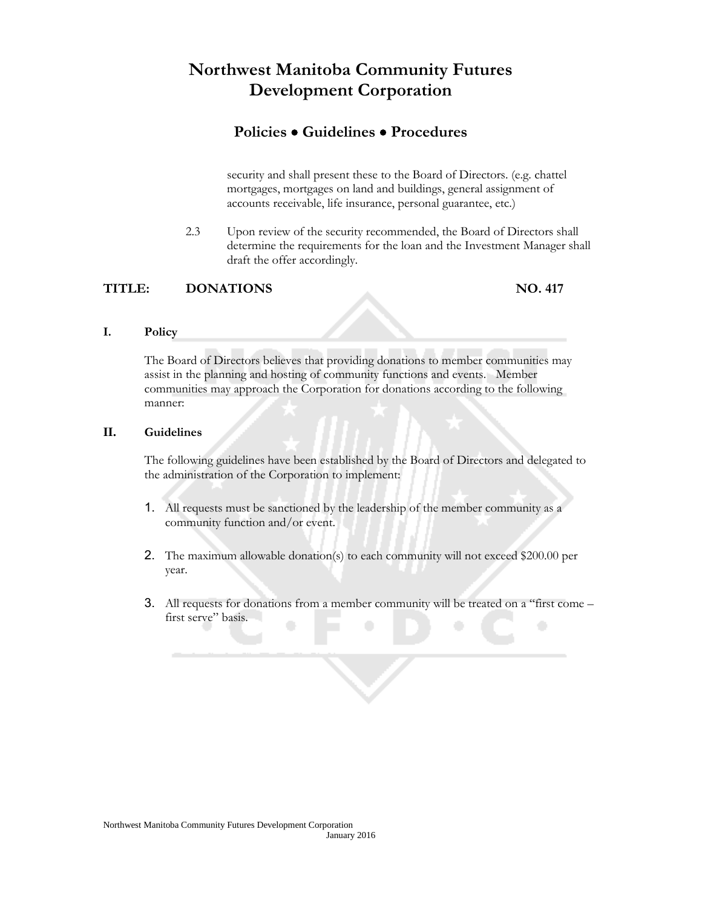security and shall present these to the Board of Directors. (e.g. chattel mortgages, mortgages on land and buildings, general assignment of accounts receivable, life insurance, personal guarantee, etc.)

2.3 Upon review of the security recommended, the Board of Directors shall determine the requirements for the loan and the Investment Manager shall draft the offer accordingly.

## TITLE: DONATIONS NO. 417

### I. Policy

The Board of Directors believes that providing donations to member communities may assist in the planning and hosting of community functions and events. Member communities may approach the Corporation for donations according to the following manner:

### II. Guidelines

The following guidelines have been established by the Board of Directors and delegated to the administration of the Corporation to implement:

1. All requests must be sanctioned by the leadership of the member community as a community function and/or event.

2. The maximum allowable donation(s) to each community will not exceed $200.00 per year.

3. All requests for donations from a member community will be treated on a "first come – first serve" basis.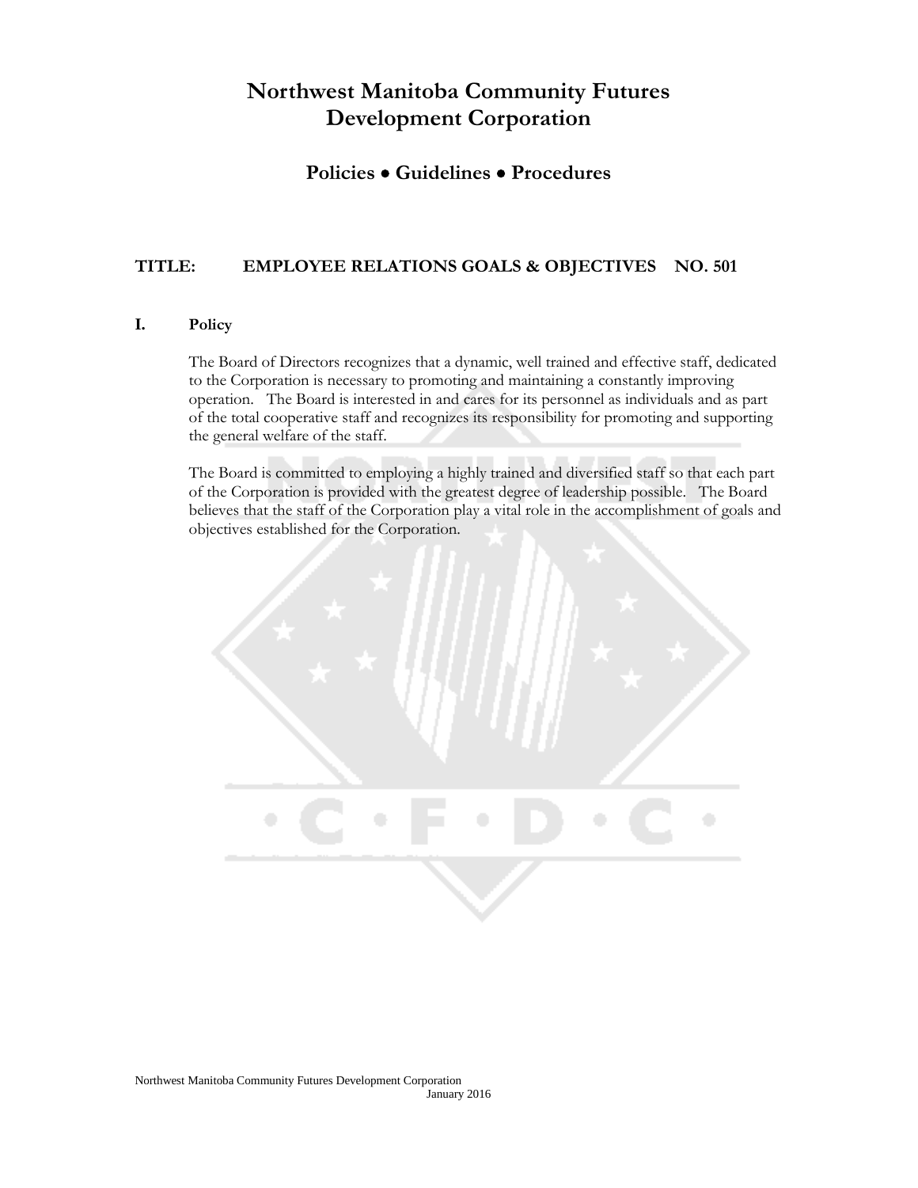# Northwest Manitoba Community Futures Development Corporation

## Policies • Guidelines • Procedures

### TITLE: EMPLOYEE RELATIONS GOALS & OBJECTIVES NO. 501

**I. Policy**

The Board of Directors recognizes that a dynamic, well trained and effective staff, dedicated to the Corporation is necessary to promoting and maintaining a constantly improving operation. The Board is interested in and cares for its personnel as individuals and as part of the total cooperative staff and recognizes its responsibility for promoting and supporting the general welfare of the staff.

The Board is committed to employing a highly trained and diversified staff so that each part of the Corporation is provided with the greatest degree of leadership possible. The Board believes that the staff of the Corporation play a vital role in the accomplishment of goals and objectives established for the Corporation.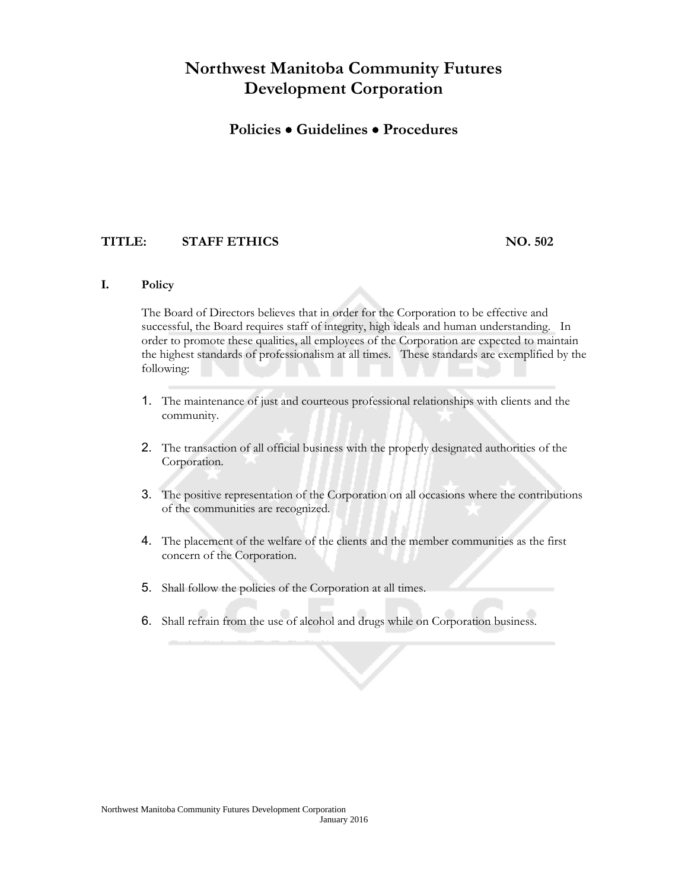# Northwest Manitoba Community Futures Development Corporation

## Policies • Guidelines • Procedures

**TITLE: STAFF ETHICS NO. 502**

**I. Policy**

The Board of Directors believes that in order for the Corporation to be effective and successful, the Board requires staff of integrity, high ideals and human understanding. In order to promote these qualities, all employees of the Corporation are expected to maintain the highest standards of professionalism at all times. These standards are exemplified by the following:

1. The maintenance of just and courteous professional relationships with clients and the community.

2. The transaction of all official business with the properly designated authorities of the Corporation.

3. The positive representation of the Corporation on all occasions where the contributions of the communities are recognized.

4. The placement of the welfare of the clients and the member communities as the first concern of the Corporation.

5. Shall follow the policies of the Corporation at all times.

6. Shall refrain from the use of alcohol and drugs while on Corporation business.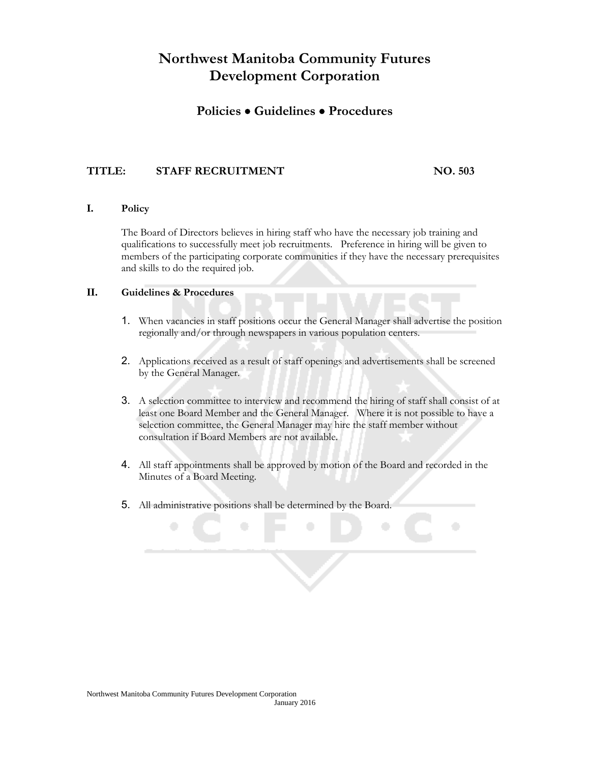# Northwest Manitoba Community Futures Development Corporation

## Policies • Guidelines • Procedures

**TITLE: STAFF RECRUITMENT NO. 503**

**I. Policy**

The Board of Directors believes in hiring staff who have the necessary job training and qualifications to successfully meet job recruitments. Preference in hiring will be given to members of the participating corporate communities if they have the necessary prerequisites and skills to do the required job.

**II. Guidelines & Procedures**

1. When vacancies in staff positions occur the General Manager shall advertise the position regionally and/or through newspapers in various population centers.

2. Applications received as a result of staff openings and advertisements shall be screened by the General Manager.

3. A selection committee to interview and recommend the hiring of staff shall consist of at least one Board Member and the General Manager. Where it is not possible to have a selection committee, the General Manager may hire the staff member without consultation if Board Members are not available.

4. All staff appointments shall be approved by motion of the Board and recorded in the Minutes of a Board Meeting.

5. All administrative positions shall be determined by the Board.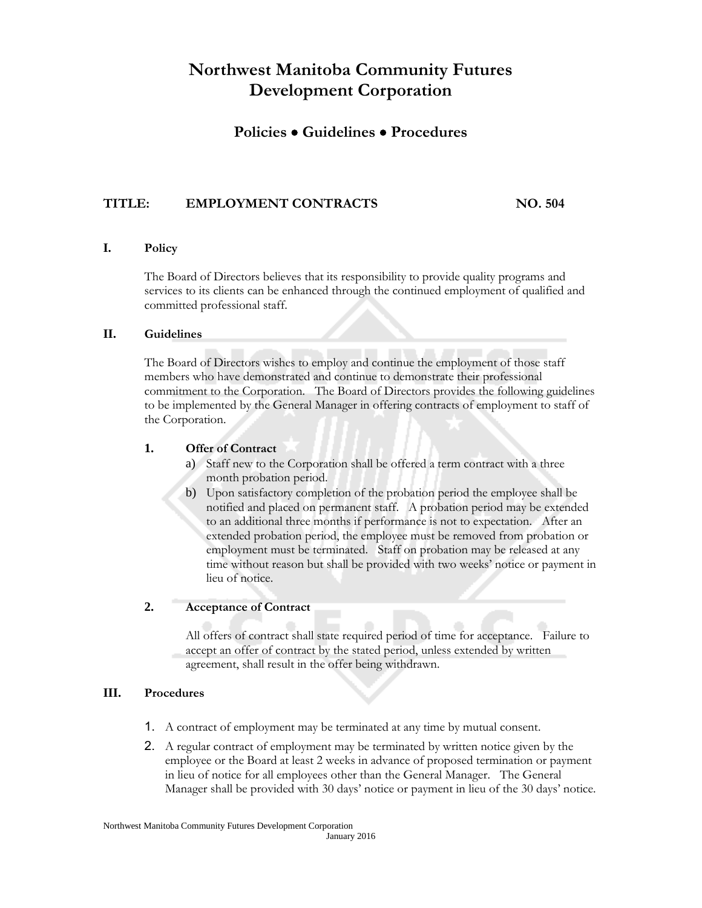# Northwest Manitoba Community Futures Development Corporation

## Policies • Guidelines • Procedures

**TITLE: EMPLOYMENT CONTRACTS NO. 504**

### I. Policy

The Board of Directors believes that its responsibility to provide quality programs and services to its clients can be enhanced through the continued employment of qualified and committed professional staff.

### II. Guidelines

The Board of Directors wishes to employ and continue the employment of those staff members who have demonstrated and continue to demonstrate their professional commitment to the Corporation. The Board of Directors provides the following guidelines to be implemented by the General Manager in offering contracts of employment to staff of the Corporation.

#### 1. Offer of Contract

a) Staff new to the Corporation shall be offered a term contract with a three month probation period.

b) Upon satisfactory completion of the probation period the employee shall be notified and placed on permanent staff. A probation period may be extended to an additional three months if performance is not to expectation. After an extended probation period, the employee must be removed from probation or employment must be terminated. Staff on probation may be released at any time without reason but shall be provided with two weeks' notice or payment in lieu of notice.

#### 2. Acceptance of Contract

All offers of contract shall state required period of time for acceptance. Failure to accept an offer of contract by the stated period, unless extended by written agreement, shall result in the offer being withdrawn.

### III. Procedures

1. A contract of employment may be terminated at any time by mutual consent.
2. A regular contract of employment may be terminated by written notice given by the employee or the Board at least 2 weeks in advance of proposed termination or payment in lieu of notice for all employees other than the General Manager. The General Manager shall be provided with 30 days' notice or payment in lieu of the 30 days' notice.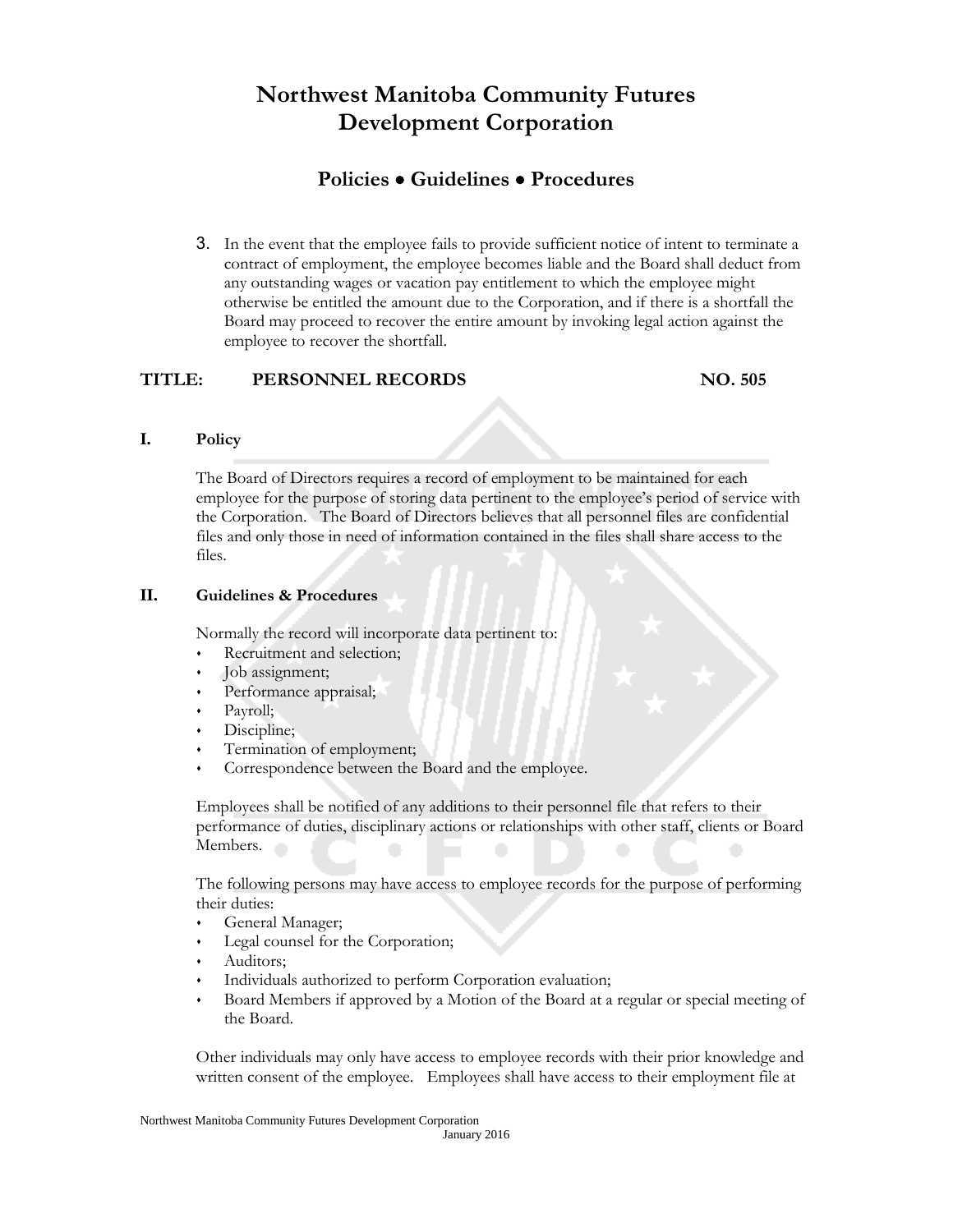3. In the event that the employee fails to provide sufficient notice of intent to terminate a contract of employment, the employee becomes liable and the Board shall deduct from any outstanding wages or vacation pay entitlement to which the employee might otherwise be entitled the amount due to the Corporation, and if there is a shortfall the Board may proceed to recover the entire amount by invoking legal action against the employee to recover the shortfall.

## TITLE: PERSONNEL RECORDS NO. 505

### I. Policy

The Board of Directors requires a record of employment to be maintained for each employee for the purpose of storing data pertinent to the employee's period of service with the Corporation. The Board of Directors believes that all personnel files are confidential files and only those in need of information contained in the files shall share access to the files.

### II. Guidelines & Procedures

Normally the record will incorporate data pertinent to:

- Recruitment and selection;
- Job assignment;
- Performance appraisal;
- Payroll;
- Discipline;
- Termination of employment;
- Correspondence between the Board and the employee.

Employees shall be notified of any additions to their personnel file that refers to their performance of duties, disciplinary actions or relationships with other staff, clients or Board Members.

The following persons may have access to employee records for the purpose of performing their duties:

- General Manager;
- Legal counsel for the Corporation;
- Auditors;
- Individuals authorized to perform Corporation evaluation;
- Board Members if approved by a Motion of the Board at a regular or special meeting of the Board.

Other individuals may only have access to employee records with their prior knowledge and written consent of the employee. Employees shall have access to their employment file at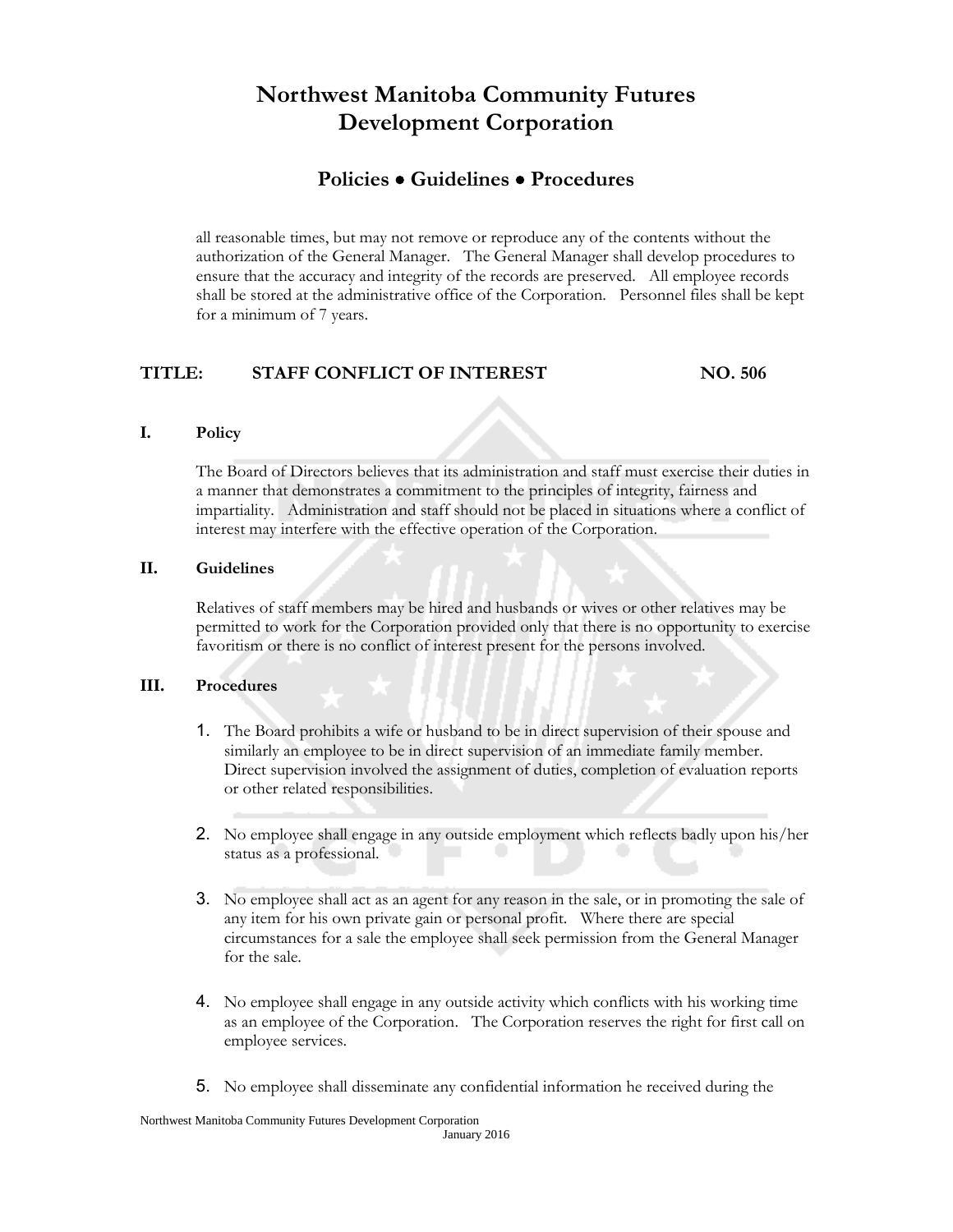all reasonable times, but may not remove or reproduce any of the contents without the authorization of the General Manager. The General Manager shall develop procedures to ensure that the accuracy and integrity of the records are preserved. All employee records shall be stored at the administrative office of the Corporation. Personnel files shall be kept for a minimum of 7 years.

## TITLE: STAFF CONFLICT OF INTEREST NO. 506

### I. Policy

The Board of Directors believes that its administration and staff must exercise their duties in a manner that demonstrates a commitment to the principles of integrity, fairness and impartiality. Administration and staff should not be placed in situations where a conflict of interest may interfere with the effective operation of the Corporation.

### II. Guidelines

Relatives of staff members may be hired and husbands or wives or other relatives may be permitted to work for the Corporation provided only that there is no opportunity to exercise favoritism or there is no conflict of interest present for the persons involved.

### III. Procedures

1. The Board prohibits a wife or husband to be in direct supervision of their spouse and similarly an employee to be in direct supervision of an immediate family member. Direct supervision involved the assignment of duties, completion of evaluation reports or other related responsibilities.

2. No employee shall engage in any outside employment which reflects badly upon his/her status as a professional.

3. No employee shall act as an agent for any reason in the sale, or in promoting the sale of any item for his own private gain or personal profit. Where there are special circumstances for a sale the employee shall seek permission from the General Manager for the sale.

4. No employee shall engage in any outside activity which conflicts with his working time as an employee of the Corporation. The Corporation reserves the right for first call on employee services.

5. No employee shall disseminate any confidential information he received during the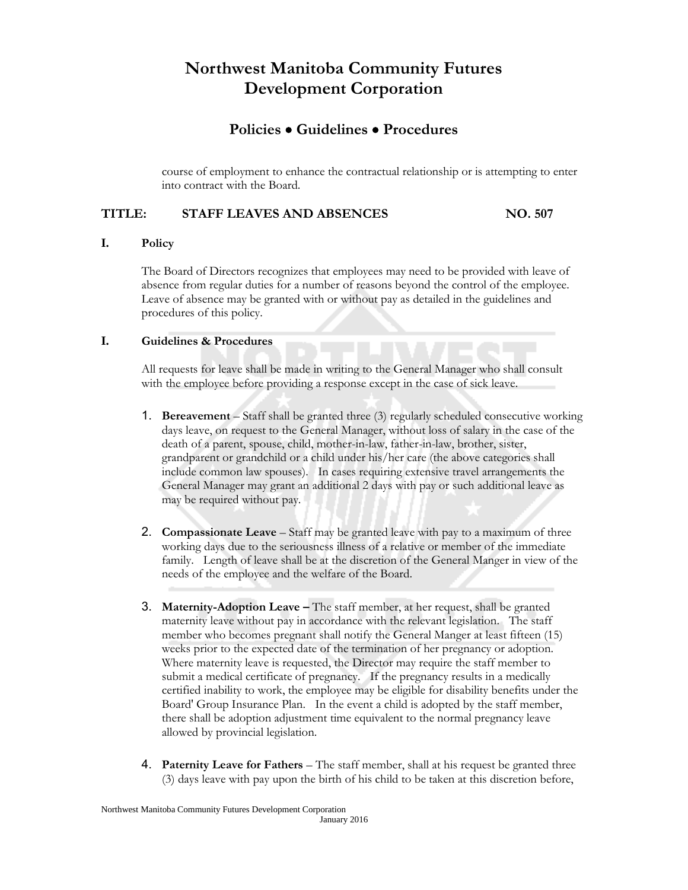course of employment to enhance the contractual relationship or is attempting to enter into contract with the Board.

## TITLE: STAFF LEAVES AND ABSENCES NO. 507

### I. Policy

The Board of Directors recognizes that employees may need to be provided with leave of absence from regular duties for a number of reasons beyond the control of the employee. Leave of absence may be granted with or without pay as detailed in the guidelines and procedures of this policy.

### I. Guidelines & Procedures

All requests for leave shall be made in writing to the General Manager who shall consult with the employee before providing a response except in the case of sick leave.

1. **Bereavement** – Staff shall be granted three (3) regularly scheduled consecutive working days leave, on request to the General Manager, without loss of salary in the case of the death of a parent, spouse, child, mother-in-law, father-in-law, brother, sister, grandparent or grandchild or a child under his/her care (the above categories shall include common law spouses). In cases requiring extensive travel arrangements the General Manager may grant an additional 2 days with pay or such additional leave as may be required without pay.

2. **Compassionate Leave** – Staff may be granted leave with pay to a maximum of three working days due to the seriousness illness of a relative or member of the immediate family. Length of leave shall be at the discretion of the General Manger in view of the needs of the employee and the welfare of the Board.

3. **Maternity-Adoption Leave –** The staff member, at her request, shall be granted maternity leave without pay in accordance with the relevant legislation. The staff member who becomes pregnant shall notify the General Manger at least fifteen (15) weeks prior to the expected date of the termination of her pregnancy or adoption. Where maternity leave is requested, the Director may require the staff member to submit a medical certificate of pregnancy. If the pregnancy results in a medically certified inability to work, the employee may be eligible for disability benefits under the Board' Group Insurance Plan. In the event a child is adopted by the staff member, there shall be adoption adjustment time equivalent to the normal pregnancy leave allowed by provincial legislation.

4. **Paternity Leave for Fathers** – The staff member, shall at his request be granted three (3) days leave with pay upon the birth of his child to be taken at this discretion before,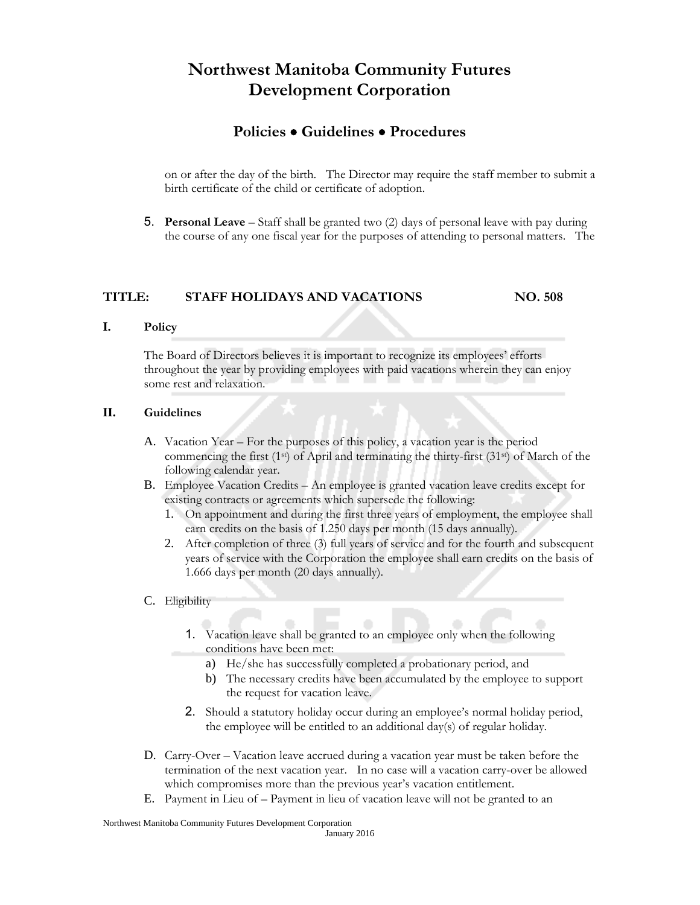on or after the day of the birth.   The Director may require the staff member to submit a birth certificate of the child or certificate of adoption.

5. **Personal Leave** – Staff shall be granted two (2) days of personal leave with pay during the course of any one fiscal year for the purposes of attending to personal matters.   The

## TITLE: STAFF HOLIDAYS AND VACATIONS NO. 508

### I. Policy

The Board of Directors believes it is important to recognize its employees' efforts throughout the year by providing employees with paid vacations wherein they can enjoy some rest and relaxation.

### II. Guidelines

A. Vacation Year – For the purposes of this policy, a vacation year is the period commencing the first (1st) of April and terminating the thirty-first (31st) of March of the following calendar year.

B. Employee Vacation Credits – An employee is granted vacation leave credits except for existing contracts or agreements which supersede the following:
   1. On appointment and during the first three years of employment, the employee shall earn credits on the basis of 1.250 days per month (15 days annually).
   2. After completion of three (3) full years of service and for the fourth and subsequent years of service with the Corporation the employee shall earn credits on the basis of 1.666 days per month (20 days annually).

C. Eligibility
   1. Vacation leave shall be granted to an employee only when the following conditions have been met:
      a) He/she has successfully completed a probationary period, and
      b) The necessary credits have been accumulated by the employee to support the request for vacation leave.
   2. Should a statutory holiday occur during an employee's normal holiday period, the employee will be entitled to an additional day(s) of regular holiday.

D. Carry-Over – Vacation leave accrued during a vacation year must be taken before the termination of the next vacation year.   In no case will a vacation carry-over be allowed which compromises more than the previous year's vacation entitlement.

E. Payment in Lieu of – Payment in lieu of vacation leave will not be granted to an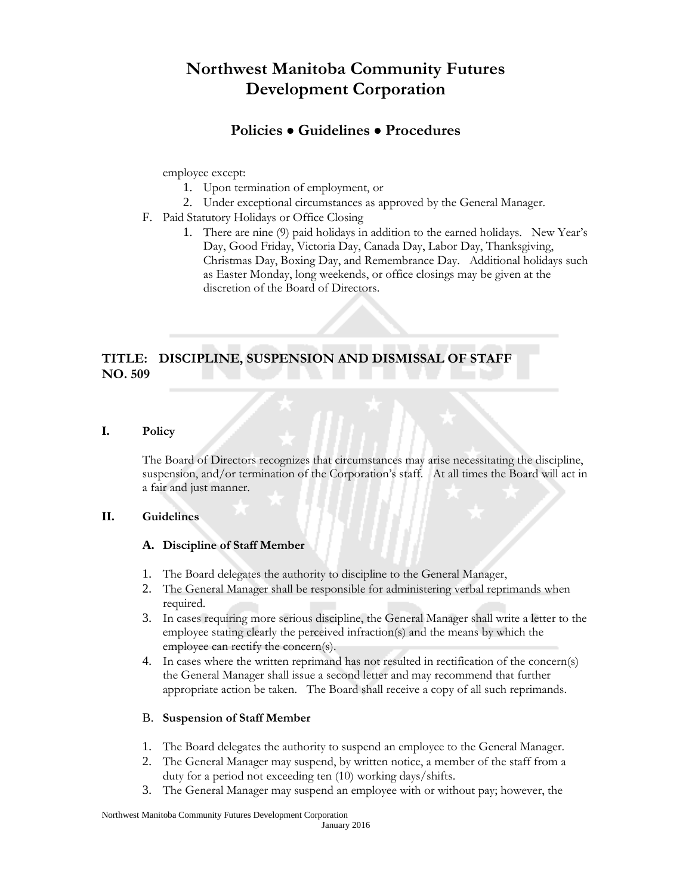employee except:

1. Upon termination of employment, or
2. Under exceptional circumstances as approved by the General Manager.

F. Paid Statutory Holidays or Office Closing

1. There are nine (9) paid holidays in addition to the earned holidays. New Year's Day, Good Friday, Victoria Day, Canada Day, Labor Day, Thanksgiving, Christmas Day, Boxing Day, and Remembrance Day. Additional holidays such as Easter Monday, long weekends, or office closings may be given at the discretion of the Board of Directors.

## TITLE: DISCIPLINE, SUSPENSION AND DISMISSAL OF STAFF NO. 509

### I. Policy

The Board of Directors recognizes that circumstances may arise necessitating the discipline, suspension, and/or termination of the Corporation's staff. At all times the Board will act in a fair and just manner.

### II. Guidelines

#### A. Discipline of Staff Member

1. The Board delegates the authority to discipline to the General Manager,
2. The General Manager shall be responsible for administering verbal reprimands when required.
3. In cases requiring more serious discipline, the General Manager shall write a letter to the employee stating clearly the perceived infraction(s) and the means by which the employee can rectify the concern(s).
4. In cases where the written reprimand has not resulted in rectification of the concern(s) the General Manager shall issue a second letter and may recommend that further appropriate action be taken. The Board shall receive a copy of all such reprimands.

#### B. Suspension of Staff Member

1. The Board delegates the authority to suspend an employee to the General Manager.
2. The General Manager may suspend, by written notice, a member of the staff from a duty for a period not exceeding ten (10) working days/shifts.
3. The General Manager may suspend an employee with or without pay; however, the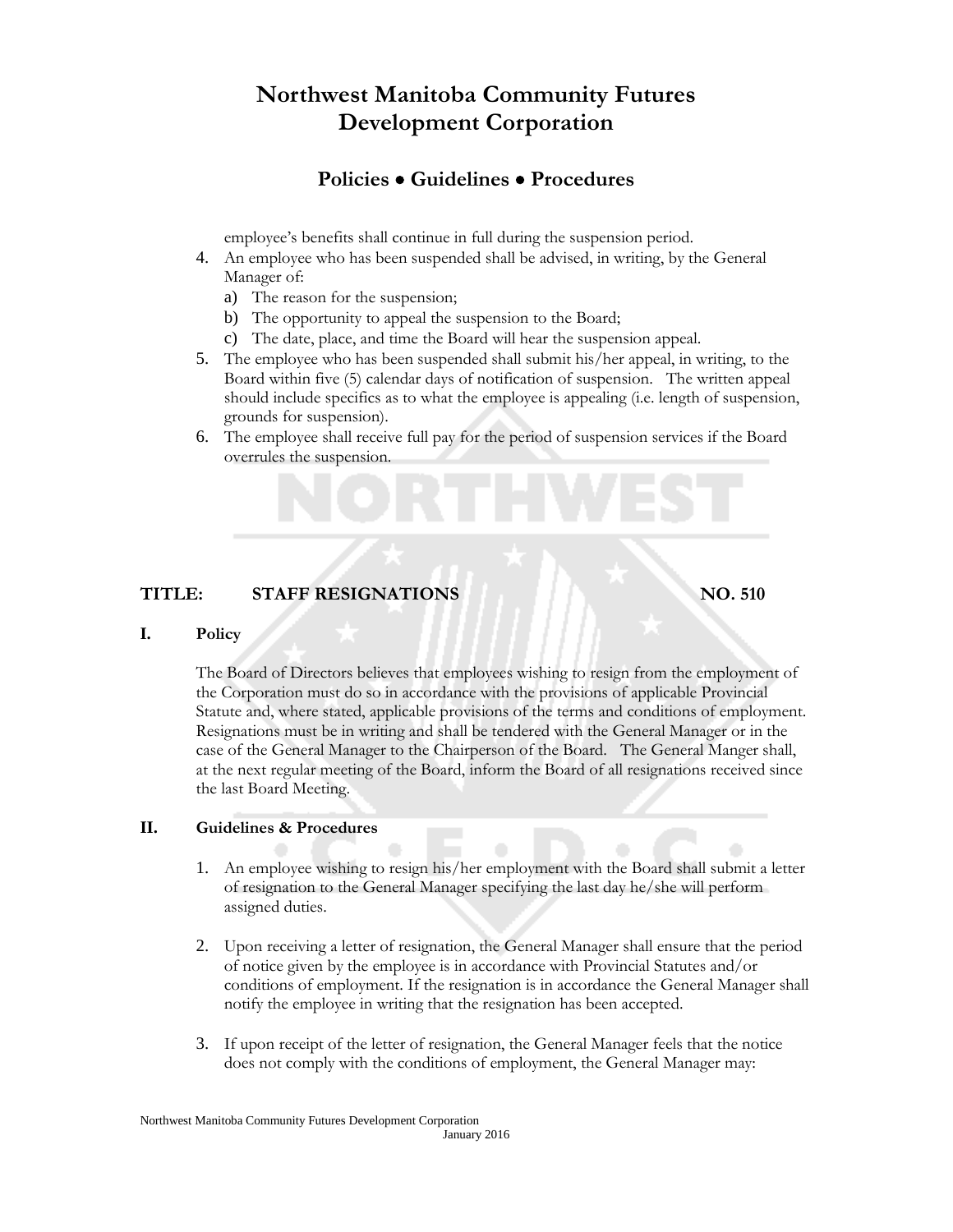employee's benefits shall continue in full during the suspension period.

4. An employee who has been suspended shall be advised, in writing, by the General Manager of:
   a) The reason for the suspension;
   b) The opportunity to appeal the suspension to the Board;
   c) The date, place, and time the Board will hear the suspension appeal.
5. The employee who has been suspended shall submit his/her appeal, in writing, to the Board within five (5) calendar days of notification of suspension. The written appeal should include specifics as to what the employee is appealing (i.e. length of suspension, grounds for suspension).
6. The employee shall receive full pay for the period of suspension services if the Board overrules the suspension.

## TITLE: STAFF RESIGNATIONS NO. 510

### I. Policy

The Board of Directors believes that employees wishing to resign from the employment of the Corporation must do so in accordance with the provisions of applicable Provincial Statute and, where stated, applicable provisions of the terms and conditions of employment. Resignations must be in writing and shall be tendered with the General Manager or in the case of the General Manager to the Chairperson of the Board. The General Manger shall, at the next regular meeting of the Board, inform the Board of all resignations received since the last Board Meeting.

### II. Guidelines & Procedures

1. An employee wishing to resign his/her employment with the Board shall submit a letter of resignation to the General Manager specifying the last day he/she will perform assigned duties.

2. Upon receiving a letter of resignation, the General Manager shall ensure that the period of notice given by the employee is in accordance with Provincial Statutes and/or conditions of employment. If the resignation is in accordance the General Manager shall notify the employee in writing that the resignation has been accepted.

3. If upon receipt of the letter of resignation, the General Manager feels that the notice does not comply with the conditions of employment, the General Manager may: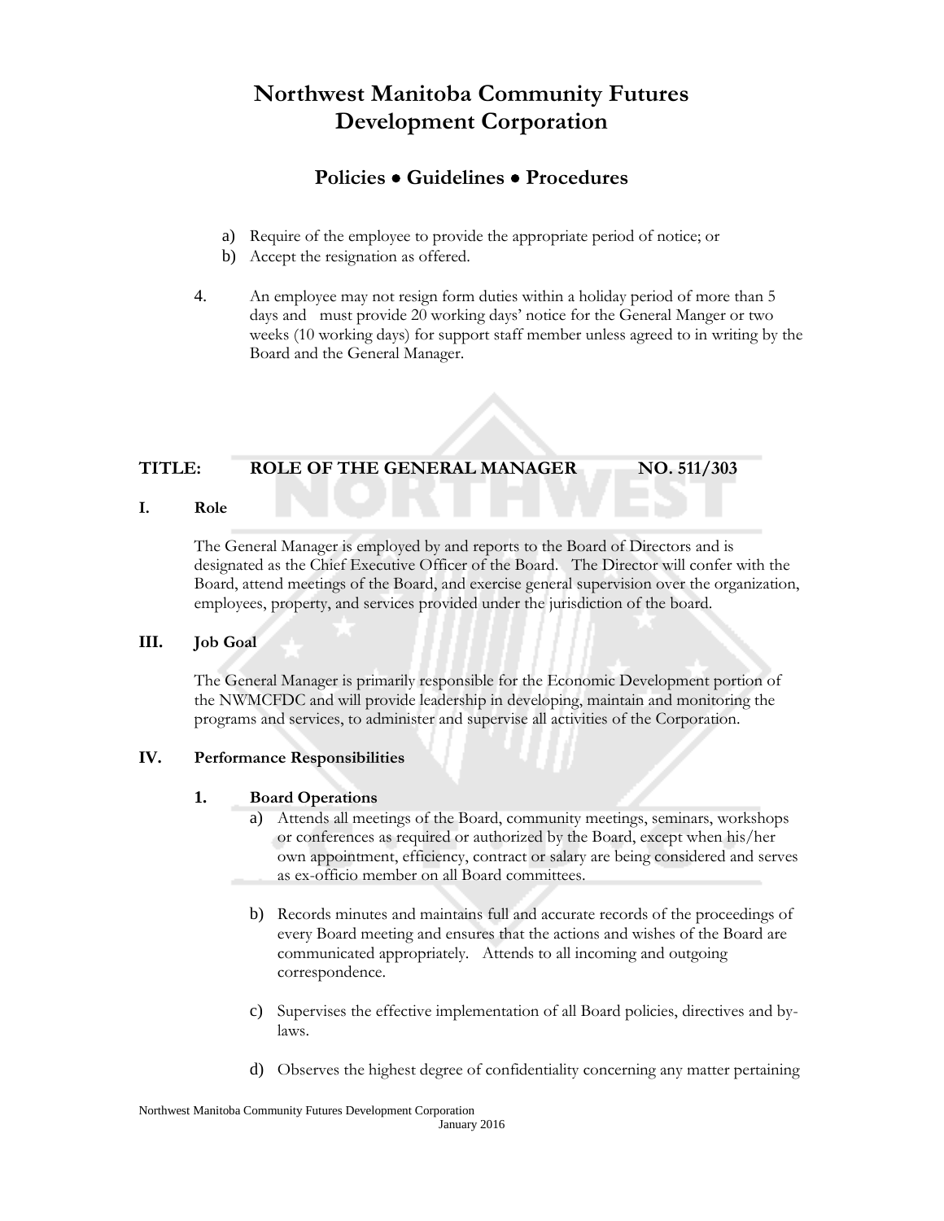a) Require of the employee to provide the appropriate period of notice; or
b) Accept the resignation as offered.

4. An employee may not resign form duties within a holiday period of more than 5 days and must provide 20 working days' notice for the General Manger or two weeks (10 working days) for support staff member unless agreed to in writing by the Board and the General Manager.

## TITLE: ROLE OF THE GENERAL MANAGER NO. 511/303

### I. Role

The General Manager is employed by and reports to the Board of Directors and is designated as the Chief Executive Officer of the Board. The Director will confer with the Board, attend meetings of the Board, and exercise general supervision over the organization, employees, property, and services provided under the jurisdiction of the board.

### III. Job Goal

The General Manager is primarily responsible for the Economic Development portion of the NWMCFDC and will provide leadership in developing, maintain and monitoring the programs and services, to administer and supervise all activities of the Corporation.

### IV. Performance Responsibilities

**1. Board Operations**

a) Attends all meetings of the Board, community meetings, seminars, workshops or conferences as required or authorized by the Board, except when his/her own appointment, efficiency, contract or salary are being considered and serves as ex-officio member on all Board committees.

b) Records minutes and maintains full and accurate records of the proceedings of every Board meeting and ensures that the actions and wishes of the Board are communicated appropriately. Attends to all incoming and outgoing correspondence.

c) Supervises the effective implementation of all Board policies, directives and by-laws.

d) Observes the highest degree of confidentiality concerning any matter pertaining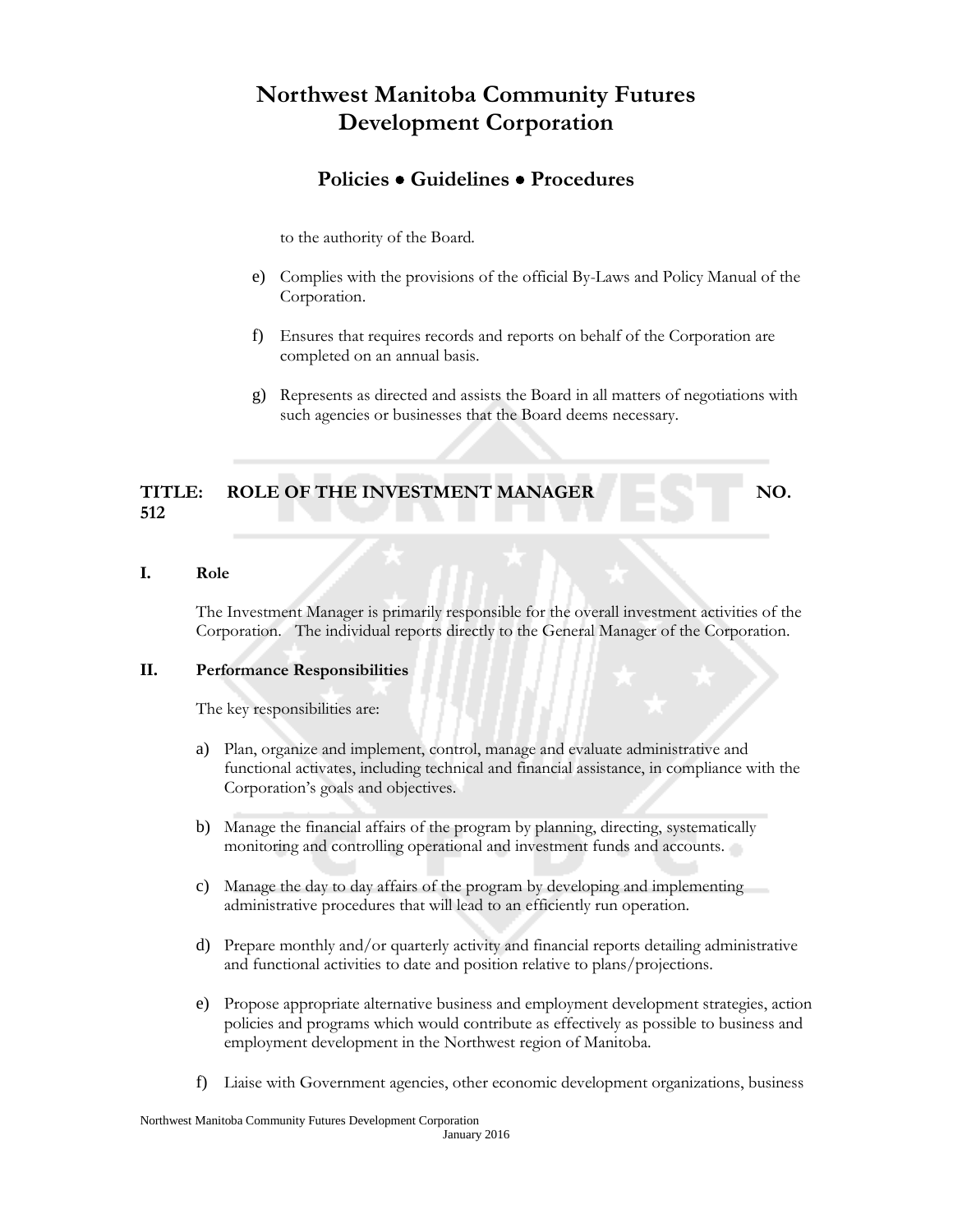to the authority of the Board.

e) Complies with the provisions of the official By-Laws and Policy Manual of the Corporation.

f) Ensures that requires records and reports on behalf of the Corporation are completed on an annual basis.

g) Represents as directed and assists the Board in all matters of negotiations with such agencies or businesses that the Board deems necessary.

## TITLE: ROLE OF THE INVESTMENT MANAGER NO. 512

### I. Role

The Investment Manager is primarily responsible for the overall investment activities of the Corporation. The individual reports directly to the General Manager of the Corporation.

### II. Performance Responsibilities

The key responsibilities are:

a) Plan, organize and implement, control, manage and evaluate administrative and functional activates, including technical and financial assistance, in compliance with the Corporation's goals and objectives.

b) Manage the financial affairs of the program by planning, directing, systematically monitoring and controlling operational and investment funds and accounts.

c) Manage the day to day affairs of the program by developing and implementing administrative procedures that will lead to an efficiently run operation.

d) Prepare monthly and/or quarterly activity and financial reports detailing administrative and functional activities to date and position relative to plans/projections.

e) Propose appropriate alternative business and employment development strategies, action policies and programs which would contribute as effectively as possible to business and employment development in the Northwest region of Manitoba.

f) Liaise with Government agencies, other economic development organizations, business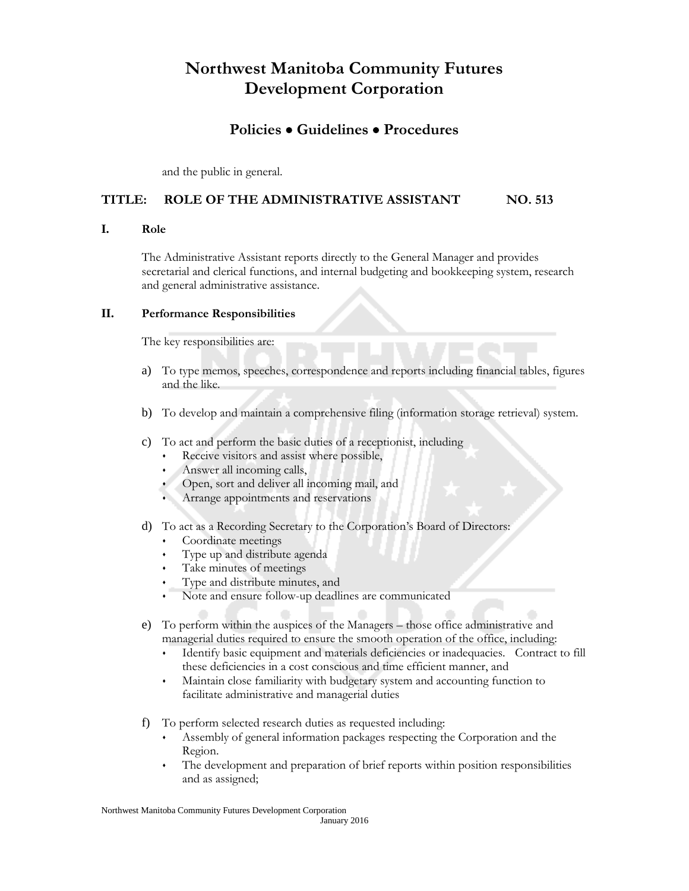and the public in general.

## TITLE: ROLE OF THE ADMINISTRATIVE ASSISTANT NO. 513

### I. Role

The Administrative Assistant reports directly to the General Manager and provides secretarial and clerical functions, and internal budgeting and bookkeeping system, research and general administrative assistance.

### II. Performance Responsibilities

The key responsibilities are:

a) To type memos, speeches, correspondence and reports including financial tables, figures and the like.

b) To develop and maintain a comprehensive filing (information storage retrieval) system.

c) To act and perform the basic duties of a receptionist, including
- Receive visitors and assist where possible,
- Answer all incoming calls,
- Open, sort and deliver all incoming mail, and
- Arrange appointments and reservations

d) To act as a Recording Secretary to the Corporation's Board of Directors:
- Coordinate meetings
- Type up and distribute agenda
- Take minutes of meetings
- Type and distribute minutes, and
- Note and ensure follow-up deadlines are communicated

e) To perform within the auspices of the Managers – those office administrative and managerial duties required to ensure the smooth operation of the office, including:
- Identify basic equipment and materials deficiencies or inadequacies. Contract to fill these deficiencies in a cost conscious and time efficient manner, and
- Maintain close familiarity with budgetary system and accounting function to facilitate administrative and managerial duties

f) To perform selected research duties as requested including:
- Assembly of general information packages respecting the Corporation and the Region.
- The development and preparation of brief reports within position responsibilities and as assigned;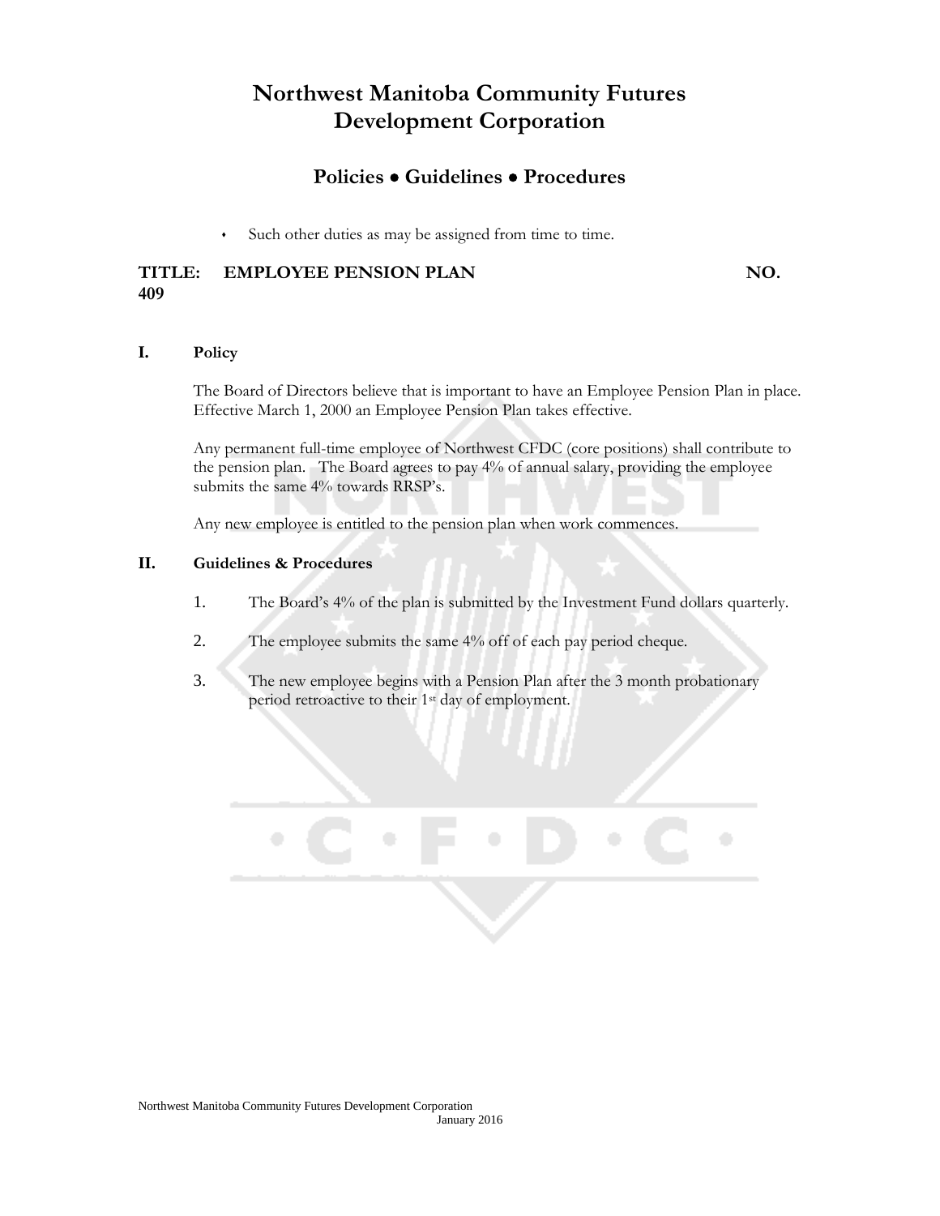- Such other duties as may be assigned from time to time.

## TITLE: EMPLOYEE PENSION PLAN NO. 409

### I. Policy

The Board of Directors believe that is important to have an Employee Pension Plan in place. Effective March 1, 2000 an Employee Pension Plan takes effective.

Any permanent full-time employee of Northwest CFDC (core positions) shall contribute to the pension plan. The Board agrees to pay 4% of annual salary, providing the employee submits the same 4% towards RRSP's.

Any new employee is entitled to the pension plan when work commences.

### II. Guidelines & Procedures

1. The Board's 4% of the plan is submitted by the Investment Fund dollars quarterly.
2. The employee submits the same 4% off of each pay period cheque.
3. The new employee begins with a Pension Plan after the 3 month probationary period retroactive to their 1st day of employment.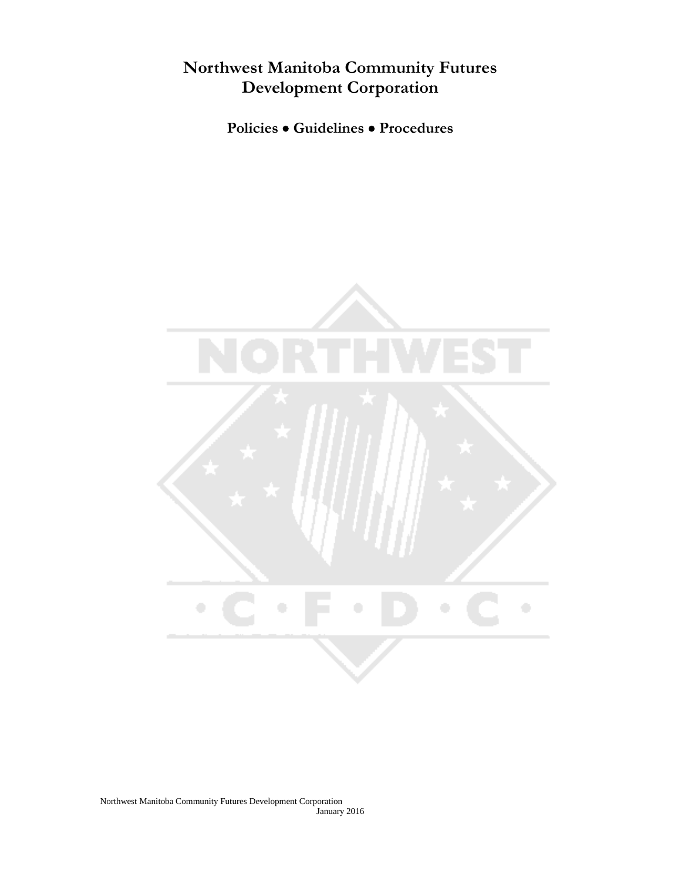# Northwest Manitoba Community Futures Development Corporation

## Policies • Guidelines • Procedures